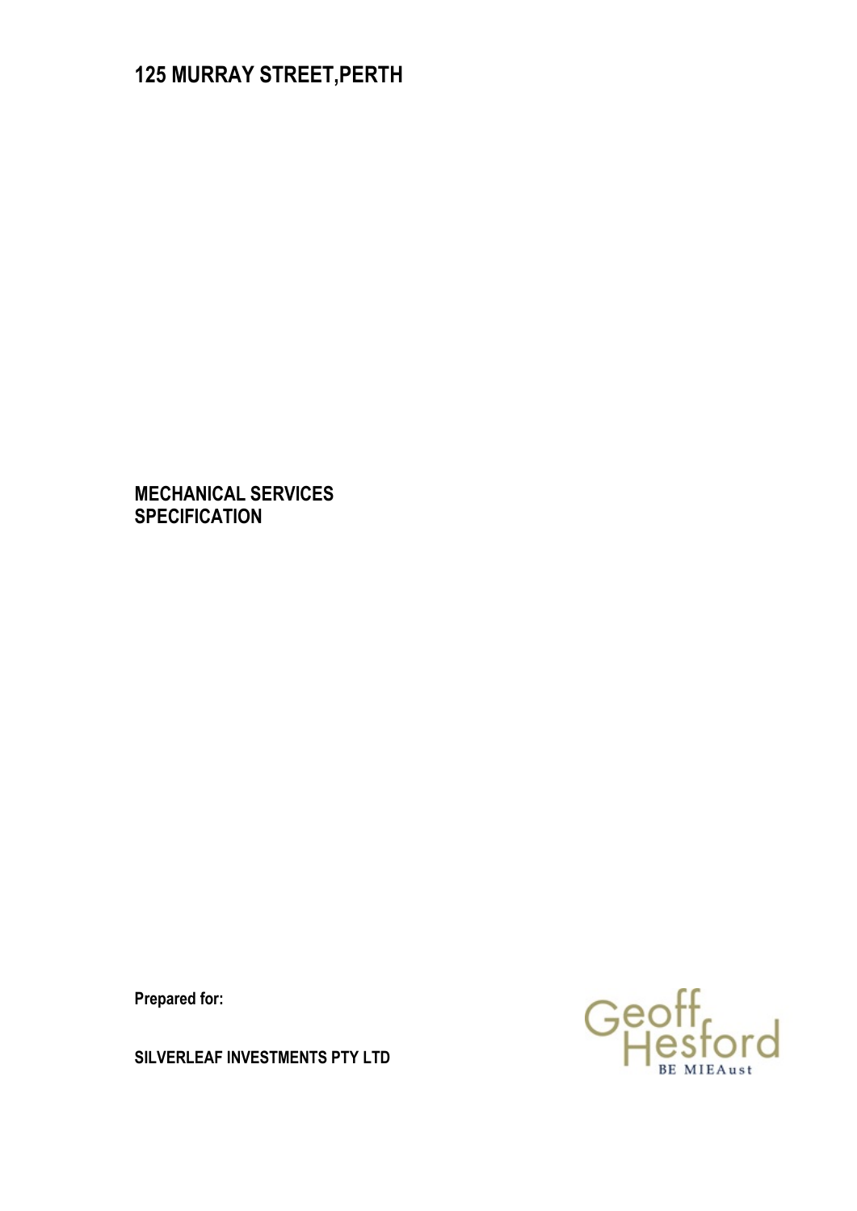# 125 MURRAY STREET,PERTH

## MECHANICAL SERVICES SPECIFICATION

**Prepared for:**

**SILVERLEAF INVESTMENTS PTY LTD**

Geoff Hesford
BE MIEAust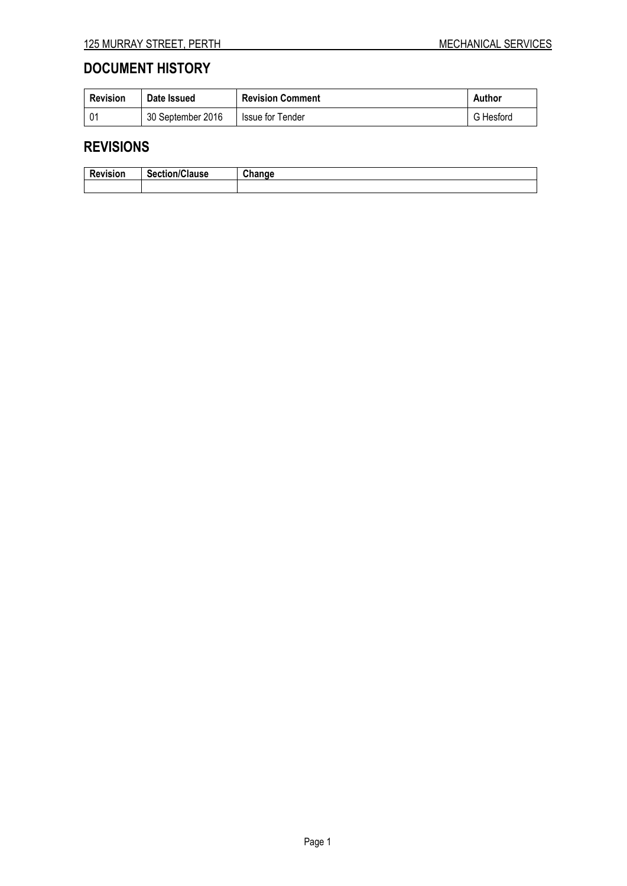## DOCUMENT HISTORY

| Revision | Date Issued | Revision Comment | Author |
|---|---|---|---|
| 01 | 30 September 2016 | Issue for Tender | G Hesford |

## REVISIONS

| Revision | Section/Clause | Change |
|---|---|---|
| | | |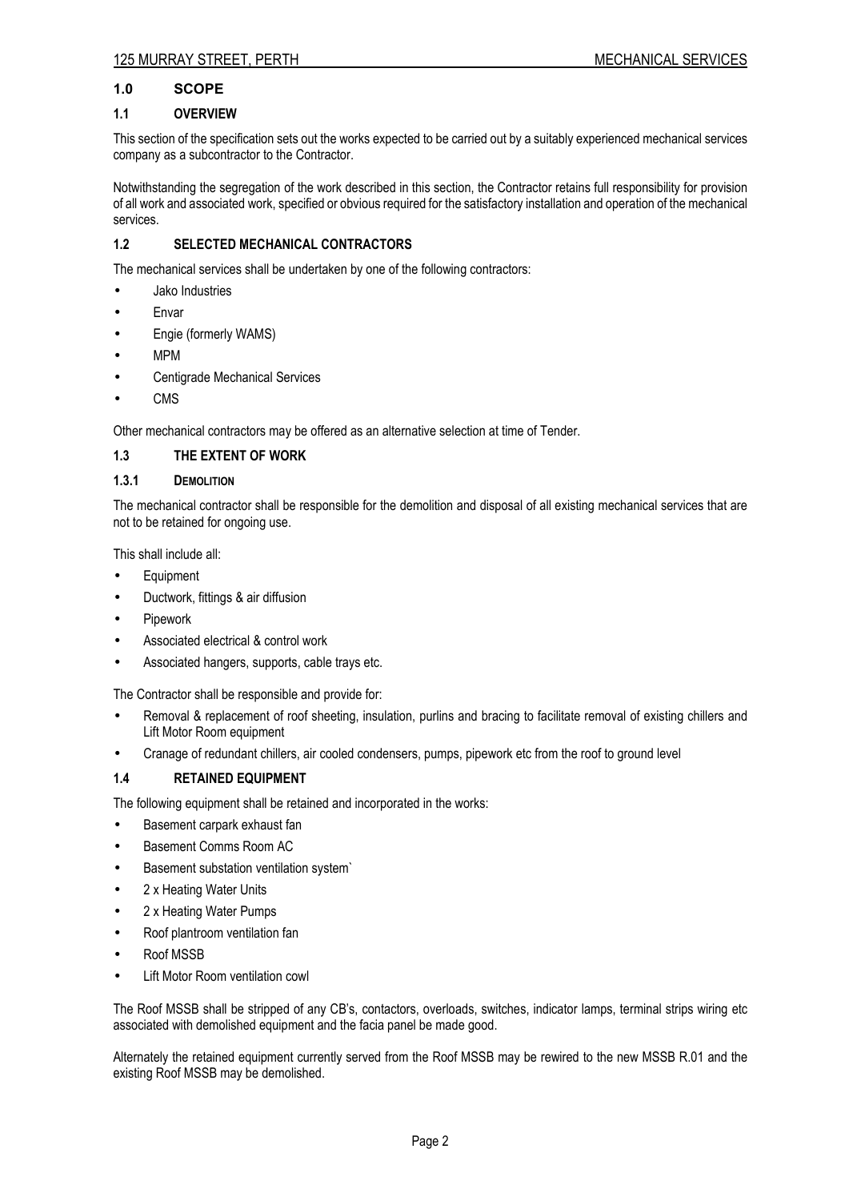## 1.0 SCOPE

### 1.1 OVERVIEW

This section of the specification sets out the works expected to be carried out by a suitably experienced mechanical services company as a subcontractor to the Contractor.

Notwithstanding the segregation of the work described in this section, the Contractor retains full responsibility for provision of all work and associated work, specified or obvious required for the satisfactory installation and operation of the mechanical services.

### 1.2 SELECTED MECHANICAL CONTRACTORS

The mechanical services shall be undertaken by one of the following contractors:

- Jako Industries
- Envar
- Engie (formerly WAMS)
- MPM
- Centigrade Mechanical Services
- CMS

Other mechanical contractors may be offered as an alternative selection at time of Tender.

### 1.3 THE EXTENT OF WORK

#### 1.3.1 DEMOLITION

The mechanical contractor shall be responsible for the demolition and disposal of all existing mechanical services that are not to be retained for ongoing use.

This shall include all:

- Equipment
- Ductwork, fittings & air diffusion
- Pipework
- Associated electrical & control work
- Associated hangers, supports, cable trays etc.

The Contractor shall be responsible and provide for:

- Removal & replacement of roof sheeting, insulation, purlins and bracing to facilitate removal of existing chillers and Lift Motor Room equipment
- Cranage of redundant chillers, air cooled condensers, pumps, pipework etc from the roof to ground level

### 1.4 RETAINED EQUIPMENT

The following equipment shall be retained and incorporated in the works:

- Basement carpark exhaust fan
- Basement Comms Room AC
- Basement substation ventilation system`
- 2 x Heating Water Units
- 2 x Heating Water Pumps
- Roof plantroom ventilation fan
- Roof MSSB
- Lift Motor Room ventilation cowl

The Roof MSSB shall be stripped of any CB's, contactors, overloads, switches, indicator lamps, terminal strips wiring etc associated with demolished equipment and the facia panel be made good.

Alternately the retained equipment currently served from the Roof MSSB may be rewired to the new MSSB R.01 and the existing Roof MSSB may be demolished.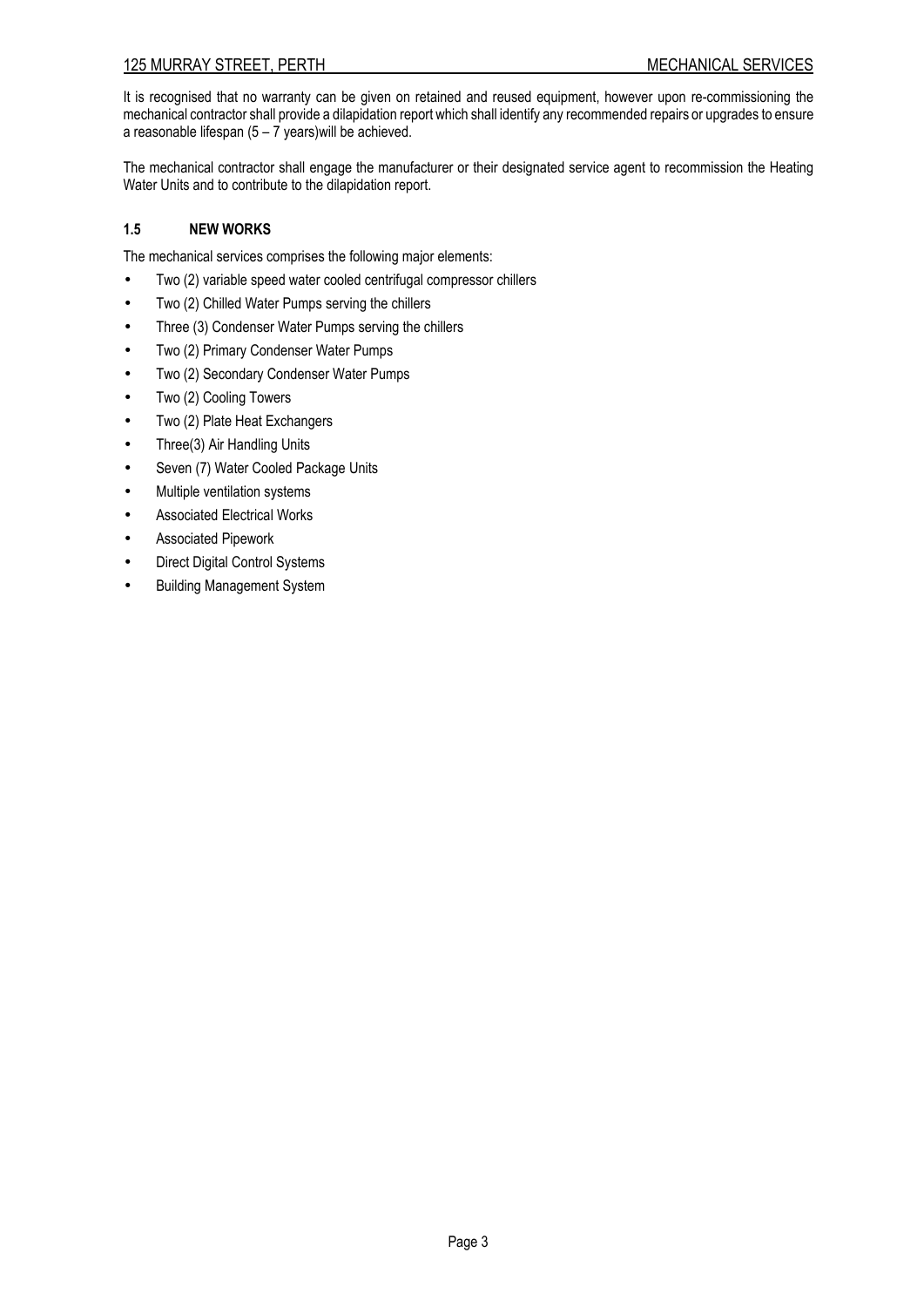It is recognised that no warranty can be given on retained and reused equipment, however upon re-commissioning the mechanical contractor shall provide a dilapidation report which shall identify any recommended repairs or upgrades to ensure a reasonable lifespan (5 – 7 years)will be achieved.

The mechanical contractor shall engage the manufacturer or their designated service agent to recommission the Heating Water Units and to contribute to the dilapidation report.

### 1.5 NEW WORKS

The mechanical services comprises the following major elements:

- Two (2) variable speed water cooled centrifugal compressor chillers
- Two (2) Chilled Water Pumps serving the chillers
- Three (3) Condenser Water Pumps serving the chillers
- Two (2) Primary Condenser Water Pumps
- Two (2) Secondary Condenser Water Pumps
- Two (2) Cooling Towers
- Two (2) Plate Heat Exchangers
- Three(3) Air Handling Units
- Seven (7) Water Cooled Package Units
- Multiple ventilation systems
- Associated Electrical Works
- Associated Pipework
- Direct Digital Control Systems
- Building Management System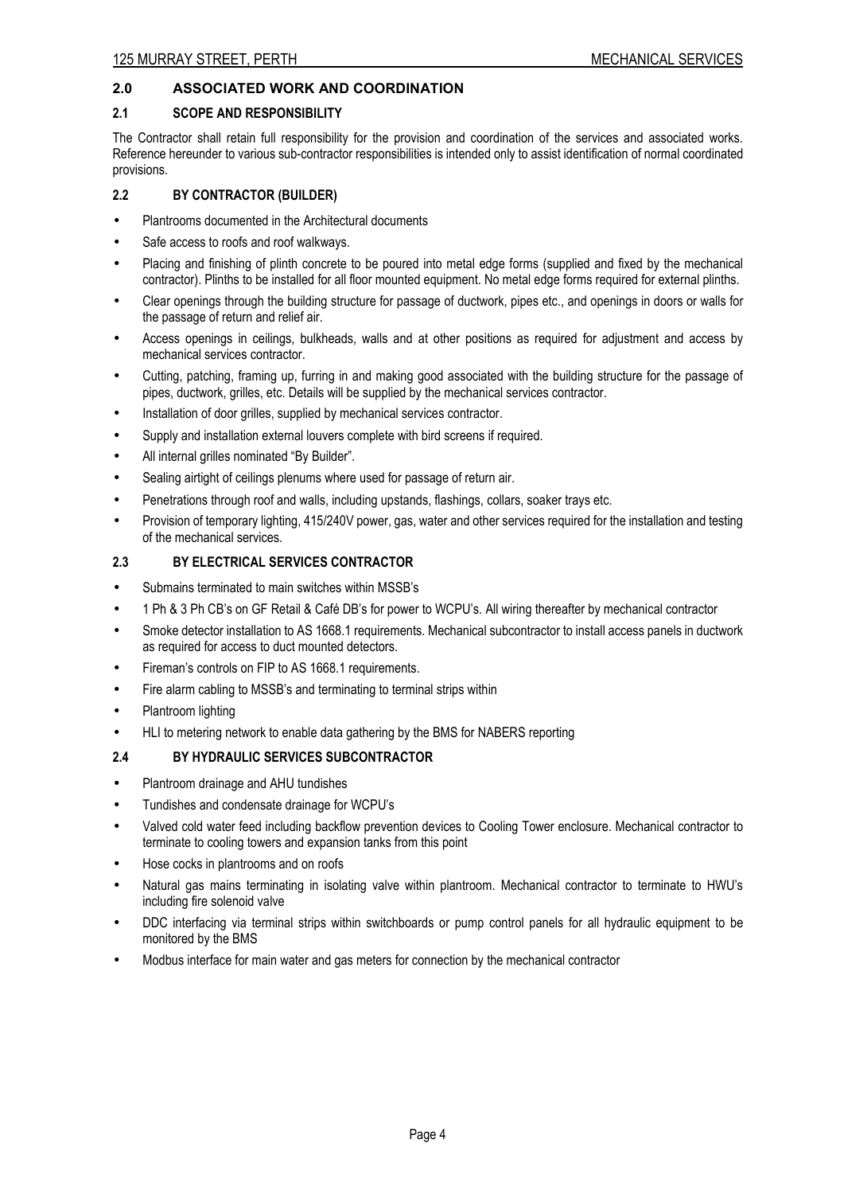## 2.0 ASSOCIATED WORK AND COORDINATION

### 2.1 SCOPE AND RESPONSIBILITY

The Contractor shall retain full responsibility for the provision and coordination of the services and associated works. Reference hereunder to various sub-contractor responsibilities is intended only to assist identification of normal coordinated provisions.

### 2.2 BY CONTRACTOR (BUILDER)

- Plantrooms documented in the Architectural documents
- Safe access to roofs and roof walkways.
- Placing and finishing of plinth concrete to be poured into metal edge forms (supplied and fixed by the mechanical contractor). Plinths to be installed for all floor mounted equipment. No metal edge forms required for external plinths.
- Clear openings through the building structure for passage of ductwork, pipes etc., and openings in doors or walls for the passage of return and relief air.
- Access openings in ceilings, bulkheads, walls and at other positions as required for adjustment and access by mechanical services contractor.
- Cutting, patching, framing up, furring in and making good associated with the building structure for the passage of pipes, ductwork, grilles, etc. Details will be supplied by the mechanical services contractor.
- Installation of door grilles, supplied by mechanical services contractor.
- Supply and installation external louvers complete with bird screens if required.
- All internal grilles nominated "By Builder".
- Sealing airtight of ceilings plenums where used for passage of return air.
- Penetrations through roof and walls, including upstands, flashings, collars, soaker trays etc.
- Provision of temporary lighting, 415/240V power, gas, water and other services required for the installation and testing of the mechanical services.

### 2.3 BY ELECTRICAL SERVICES CONTRACTOR

- Submains terminated to main switches within MSSB's
- 1 Ph & 3 Ph CB's on GF Retail & Café DB's for power to WCPU's. All wiring thereafter by mechanical contractor
- Smoke detector installation to AS 1668.1 requirements. Mechanical subcontractor to install access panels in ductwork as required for access to duct mounted detectors.
- Fireman's controls on FIP to AS 1668.1 requirements.
- Fire alarm cabling to MSSB's and terminating to terminal strips within
- Plantroom lighting
- HLI to metering network to enable data gathering by the BMS for NABERS reporting

### 2.4 BY HYDRAULIC SERVICES SUBCONTRACTOR

- Plantroom drainage and AHU tundishes
- Tundishes and condensate drainage for WCPU's
- Valved cold water feed including backflow prevention devices to Cooling Tower enclosure. Mechanical contractor to terminate to cooling towers and expansion tanks from this point
- Hose cocks in plantrooms and on roofs
- Natural gas mains terminating in isolating valve within plantroom. Mechanical contractor to terminate to HWU's including fire solenoid valve
- DDC interfacing via terminal strips within switchboards or pump control panels for all hydraulic equipment to be monitored by the BMS
- Modbus interface for main water and gas meters for connection by the mechanical contractor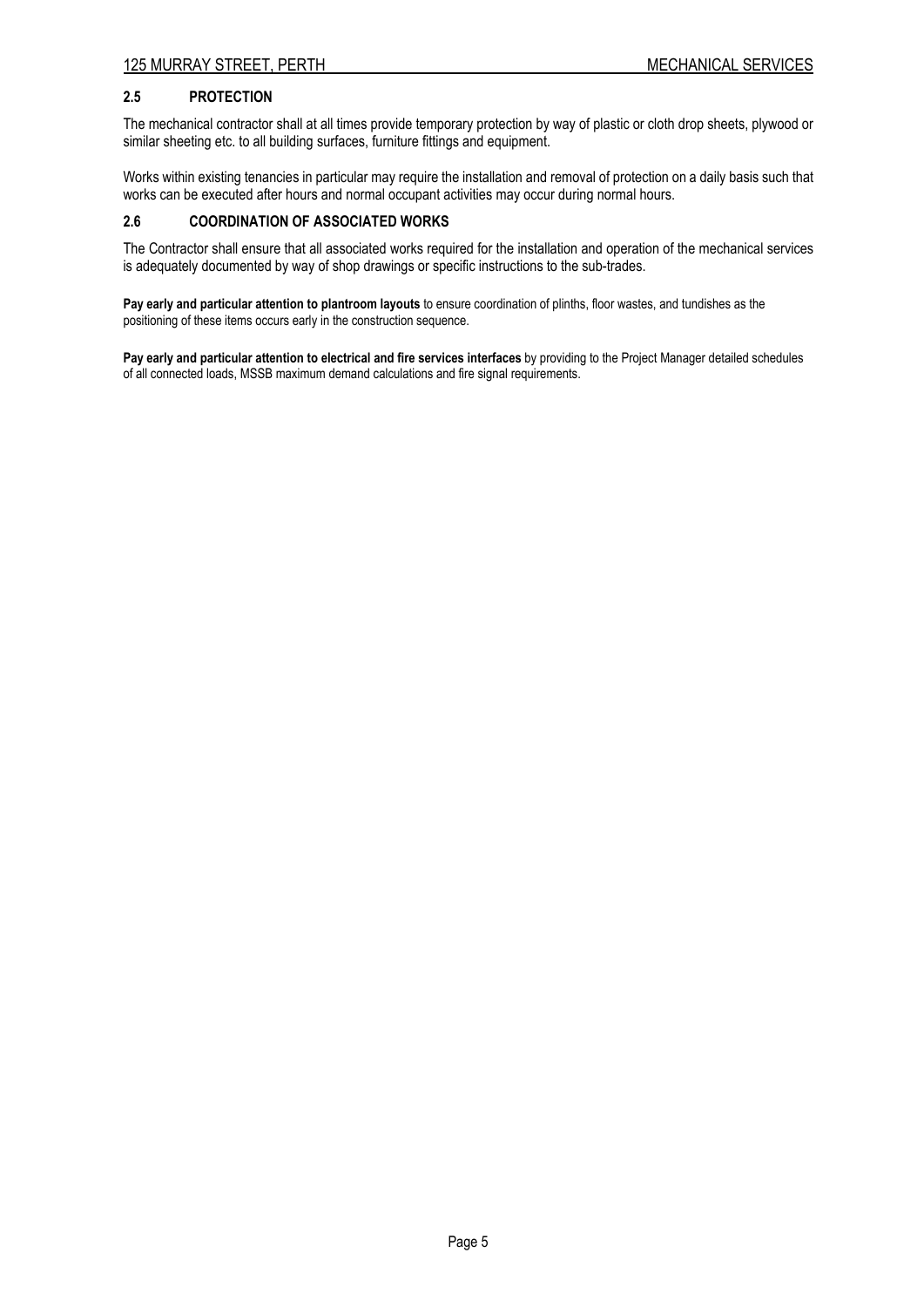## 2.5 PROTECTION

The mechanical contractor shall at all times provide temporary protection by way of plastic or cloth drop sheets, plywood or similar sheeting etc. to all building surfaces, furniture fittings and equipment.

Works within existing tenancies in particular may require the installation and removal of protection on a daily basis such that works can be executed after hours and normal occupant activities may occur during normal hours.

## 2.6 COORDINATION OF ASSOCIATED WORKS

The Contractor shall ensure that all associated works required for the installation and operation of the mechanical services is adequately documented by way of shop drawings or specific instructions to the sub-trades.

**Pay early and particular attention to plantroom layouts** to ensure coordination of plinths, floor wastes, and tundishes as the positioning of these items occurs early in the construction sequence.

**Pay early and particular attention to electrical and fire services interfaces** by providing to the Project Manager detailed schedules of all connected loads, MSSB maximum demand calculations and fire signal requirements.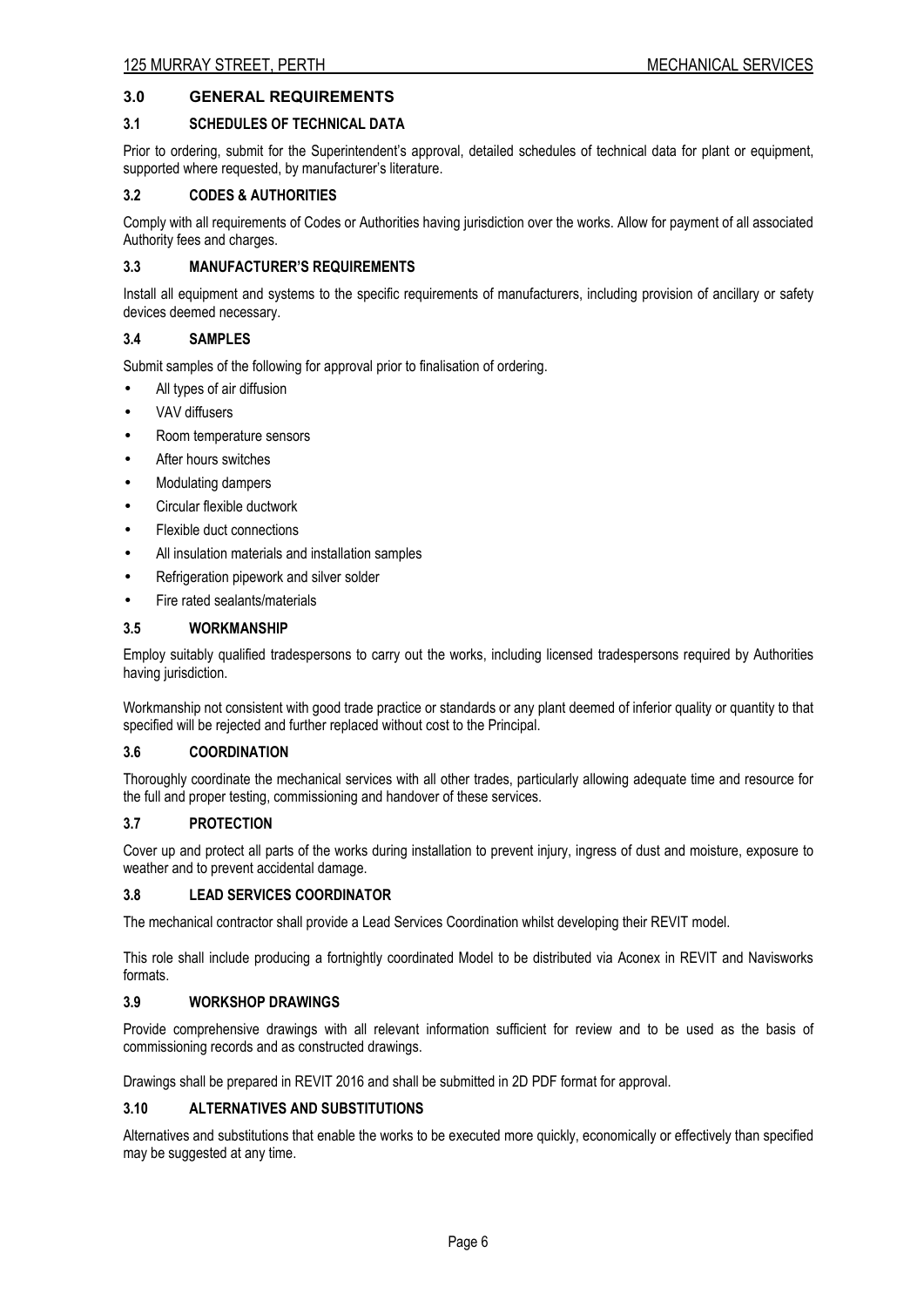## 3.0 GENERAL REQUIREMENTS

### 3.1 SCHEDULES OF TECHNICAL DATA

Prior to ordering, submit for the Superintendent's approval, detailed schedules of technical data for plant or equipment, supported where requested, by manufacturer's literature.

### 3.2 CODES & AUTHORITIES

Comply with all requirements of Codes or Authorities having jurisdiction over the works. Allow for payment of all associated Authority fees and charges.

### 3.3 MANUFACTURER'S REQUIREMENTS

Install all equipment and systems to the specific requirements of manufacturers, including provision of ancillary or safety devices deemed necessary.

### 3.4 SAMPLES

Submit samples of the following for approval prior to finalisation of ordering.

- All types of air diffusion
- VAV diffusers
- Room temperature sensors
- After hours switches
- Modulating dampers
- Circular flexible ductwork
- Flexible duct connections
- All insulation materials and installation samples
- Refrigeration pipework and silver solder
- Fire rated sealants/materials

### 3.5 WORKMANSHIP

Employ suitably qualified tradespersons to carry out the works, including licensed tradespersons required by Authorities having jurisdiction.

Workmanship not consistent with good trade practice or standards or any plant deemed of inferior quality or quantity to that specified will be rejected and further replaced without cost to the Principal.

### 3.6 COORDINATION

Thoroughly coordinate the mechanical services with all other trades, particularly allowing adequate time and resource for the full and proper testing, commissioning and handover of these services.

### 3.7 PROTECTION

Cover up and protect all parts of the works during installation to prevent injury, ingress of dust and moisture, exposure to weather and to prevent accidental damage.

### 3.8 LEAD SERVICES COORDINATOR

The mechanical contractor shall provide a Lead Services Coordination whilst developing their REVIT model.

This role shall include producing a fortnightly coordinated Model to be distributed via Aconex in REVIT and Navisworks formats.

### 3.9 WORKSHOP DRAWINGS

Provide comprehensive drawings with all relevant information sufficient for review and to be used as the basis of commissioning records and as constructed drawings.

Drawings shall be prepared in REVIT 2016 and shall be submitted in 2D PDF format for approval.

### 3.10 ALTERNATIVES AND SUBSTITUTIONS

Alternatives and substitutions that enable the works to be executed more quickly, economically or effectively than specified may be suggested at any time.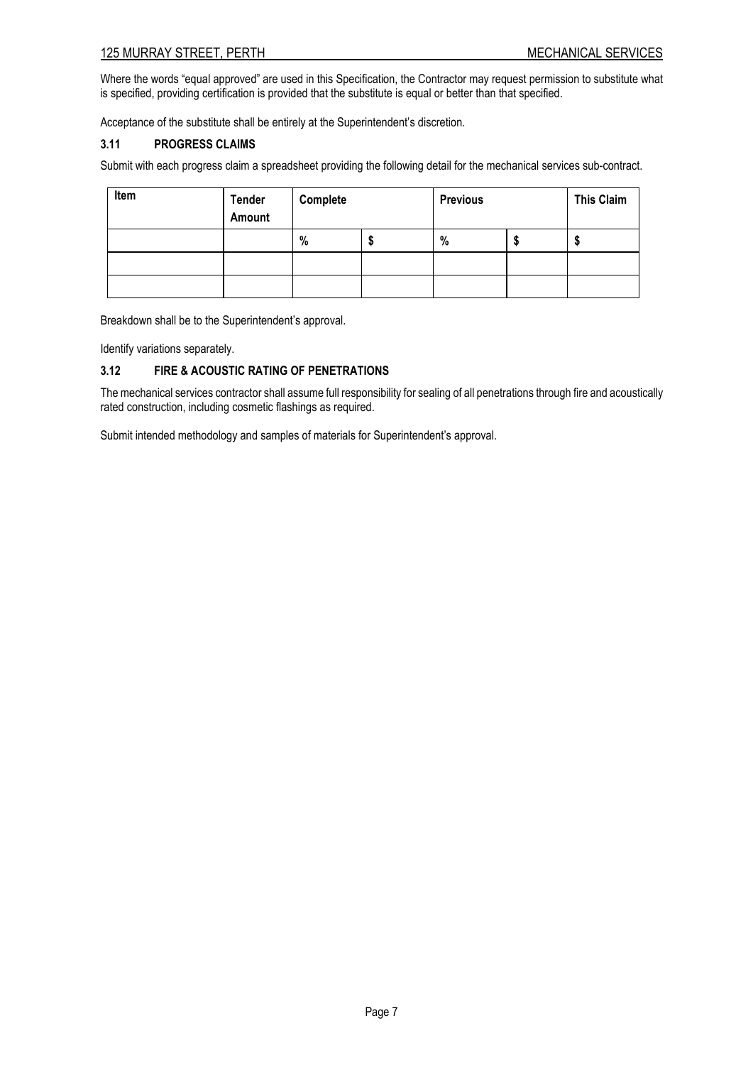Where the words "equal approved" are used in this Specification, the Contractor may request permission to substitute what is specified, providing certification is provided that the substitute is equal or better than that specified.

Acceptance of the substitute shall be entirely at the Superintendent's discretion.

### 3.11 PROGRESS CLAIMS

Submit with each progress claim a spreadsheet providing the following detail for the mechanical services sub-contract.

| Item | Tender Amount | Complete | | Previous | | This Claim |
|---|---|---|---|---|---|---|
| | | % | $ | % | $ | $ |
| | | | | | | |
| | | | | | | |

Breakdown shall be to the Superintendent's approval.

Identify variations separately.

### 3.12 FIRE & ACOUSTIC RATING OF PENETRATIONS

The mechanical services contractor shall assume full responsibility for sealing of all penetrations through fire and acoustically rated construction, including cosmetic flashings as required.

Submit intended methodology and samples of materials for Superintendent's approval.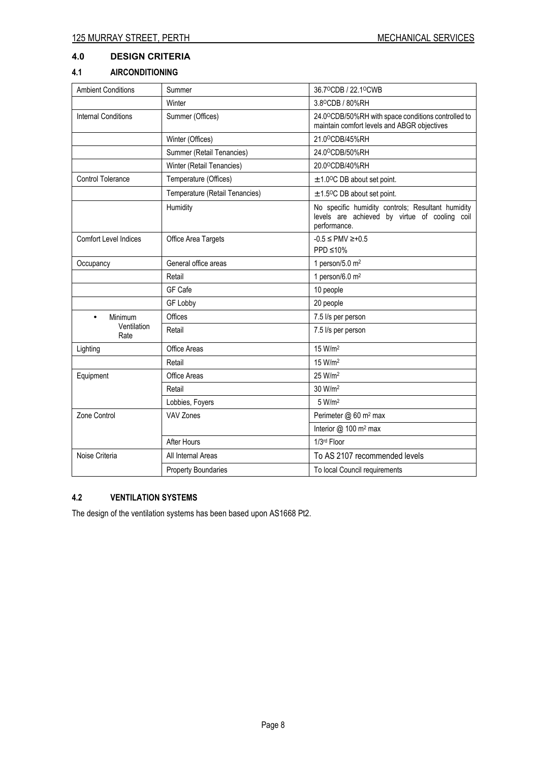## 4.0 DESIGN CRITERIA

### 4.1 AIRCONDITIONING

| | | |
|---|---|---|
| Ambient Conditions | Summer | 36.7ºCDB / 22.1ºCWB |
| | Winter | 3.8ºCDB / 80%RH |
| Internal Conditions | Summer (Offices) | 24.0ºCDB/50%RH with space conditions controlled to maintain comfort levels and ABGR objectives |
| | Winter (Offices) | 21.0ºCDB/45%RH |
| | Summer (Retail Tenancies) | 24.0ºCDB/50%RH |
| | Winter (Retail Tenancies) | 20.0ºCDB/40%RH |
| Control Tolerance | Temperature (Offices) | ±1.0ºC DB about set point. |
| | Temperature (Retail Tenancies) | ±1.5ºC DB about set point. |
| | Humidity | No specific humidity controls; Resultant humidity levels are achieved by virtue of cooling coil performance. |
| Comfort Level Indices | Office Area Targets | -0.5 ≤ PMV ≥+0.5<br>PPD ≤10% |
| Occupancy | General office areas | 1 person/5.0 m² |
| | Retail | 1 person/6.0 m² |
| | GF Cafe | 10 people |
| | GF Lobby | 20 people |
| • Minimum Ventilation Rate | Offices | 7.5 l/s per person |
| | Retail | 7.5 l/s per person |
| Lighting | Office Areas | 15 W/m² |
| | Retail | 15 W/m² |
| Equipment | Office Areas | 25 W/m² |
| | Retail | 30 W/m² |
| | Lobbies, Foyers | 5 W/m² |
| Zone Control | VAV Zones | Perimeter @ 60 m² max |
| | | Interior @ 100 m² max |
| | After Hours | 1/3rd Floor |
| Noise Criteria | All Internal Areas | To AS 2107 recommended levels |
| | Property Boundaries | To local Council requirements |

### 4.2 VENTILATION SYSTEMS

The design of the ventilation systems has been based upon AS1668 Pt2.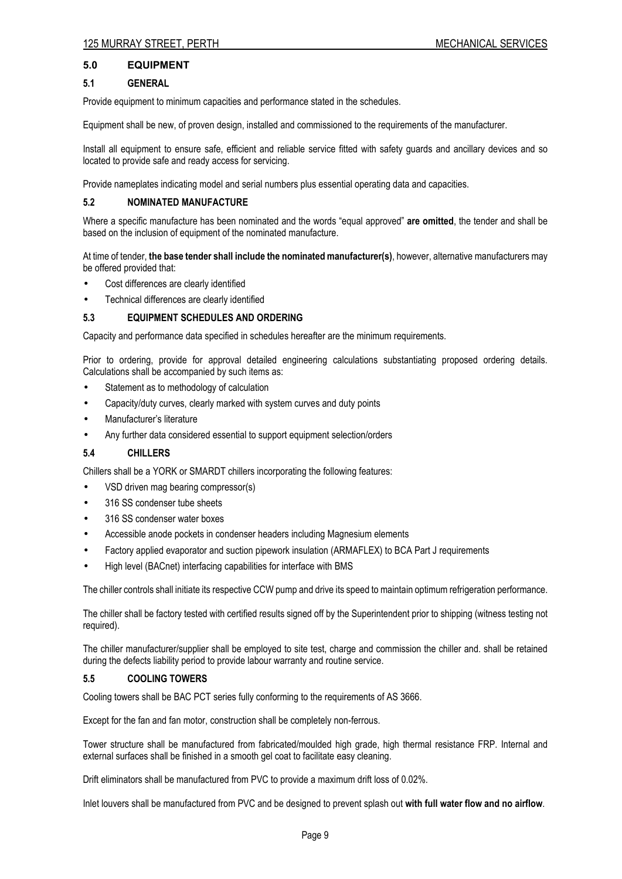## 5.0 EQUIPMENT

### 5.1 GENERAL

Provide equipment to minimum capacities and performance stated in the schedules.

Equipment shall be new, of proven design, installed and commissioned to the requirements of the manufacturer.

Install all equipment to ensure safe, efficient and reliable service fitted with safety guards and ancillary devices and so located to provide safe and ready access for servicing.

Provide nameplates indicating model and serial numbers plus essential operating data and capacities.

### 5.2 NOMINATED MANUFACTURE

Where a specific manufacture has been nominated and the words "equal approved" **are omitted**, the tender and shall be based on the inclusion of equipment of the nominated manufacture.

At time of tender, **the base tender shall include the nominated manufacturer(s)**, however, alternative manufacturers may be offered provided that:

- Cost differences are clearly identified
- Technical differences are clearly identified

### 5.3 EQUIPMENT SCHEDULES AND ORDERING

Capacity and performance data specified in schedules hereafter are the minimum requirements.

Prior to ordering, provide for approval detailed engineering calculations substantiating proposed ordering details. Calculations shall be accompanied by such items as:

- Statement as to methodology of calculation
- Capacity/duty curves, clearly marked with system curves and duty points
- Manufacturer's literature
- Any further data considered essential to support equipment selection/orders

### 5.4 CHILLERS

Chillers shall be a YORK or SMARDT chillers incorporating the following features:

- VSD driven mag bearing compressor(s)
- 316 SS condenser tube sheets
- 316 SS condenser water boxes
- Accessible anode pockets in condenser headers including Magnesium elements
- Factory applied evaporator and suction pipework insulation (ARMAFLEX) to BCA Part J requirements
- High level (BACnet) interfacing capabilities for interface with BMS

The chiller controls shall initiate its respective CCW pump and drive its speed to maintain optimum refrigeration performance.

The chiller shall be factory tested with certified results signed off by the Superintendent prior to shipping (witness testing not required).

The chiller manufacturer/supplier shall be employed to site test, charge and commission the chiller and. shall be retained during the defects liability period to provide labour warranty and routine service.

### 5.5 COOLING TOWERS

Cooling towers shall be BAC PCT series fully conforming to the requirements of AS 3666.

Except for the fan and fan motor, construction shall be completely non-ferrous.

Tower structure shall be manufactured from fabricated/moulded high grade, high thermal resistance FRP. Internal and external surfaces shall be finished in a smooth gel coat to facilitate easy cleaning.

Drift eliminators shall be manufactured from PVC to provide a maximum drift loss of 0.02%.

Inlet louvers shall be manufactured from PVC and be designed to prevent splash out **with full water flow and no airflow**.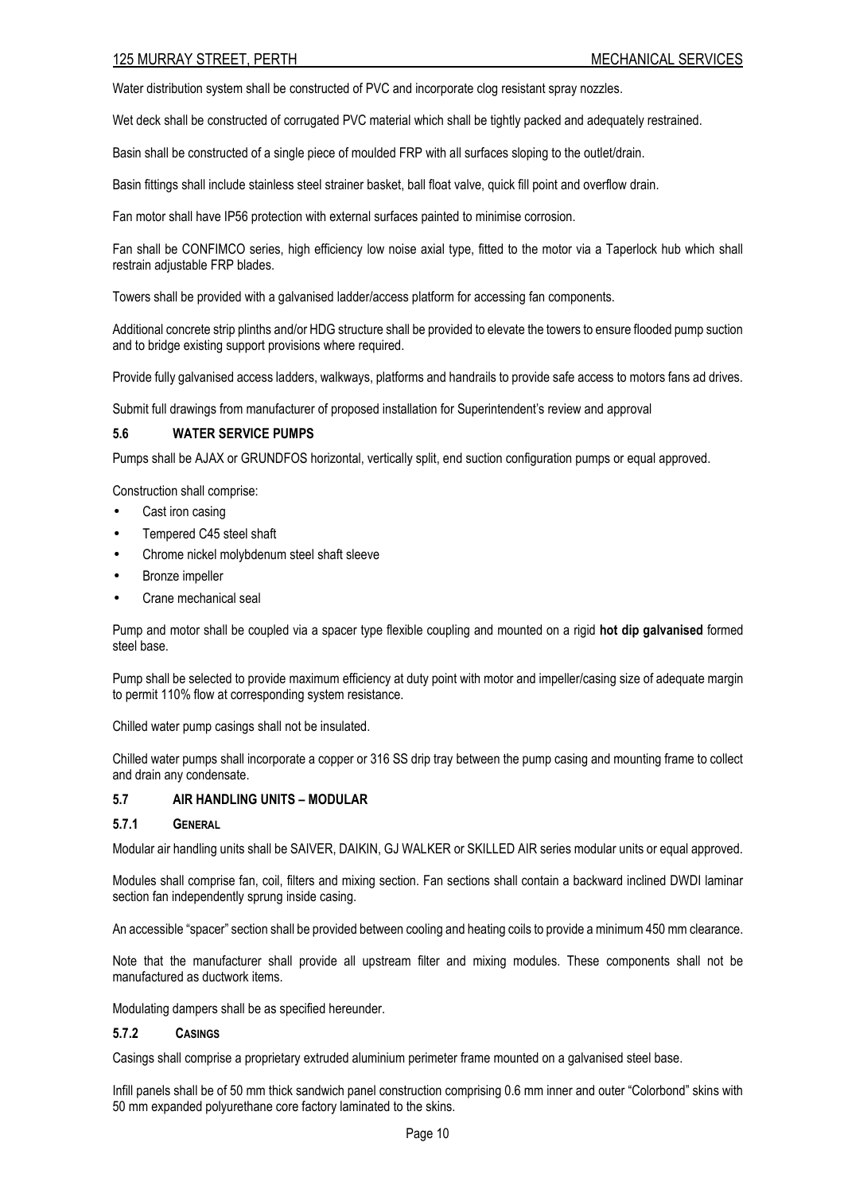Water distribution system shall be constructed of PVC and incorporate clog resistant spray nozzles.

Wet deck shall be constructed of corrugated PVC material which shall be tightly packed and adequately restrained.

Basin shall be constructed of a single piece of moulded FRP with all surfaces sloping to the outlet/drain.

Basin fittings shall include stainless steel strainer basket, ball float valve, quick fill point and overflow drain.

Fan motor shall have IP56 protection with external surfaces painted to minimise corrosion.

Fan shall be CONFIMCO series, high efficiency low noise axial type, fitted to the motor via a Taperlock hub which shall restrain adjustable FRP blades.

Towers shall be provided with a galvanised ladder/access platform for accessing fan components.

Additional concrete strip plinths and/or HDG structure shall be provided to elevate the towers to ensure flooded pump suction and to bridge existing support provisions where required.

Provide fully galvanised access ladders, walkways, platforms and handrails to provide safe access to motors fans ad drives.

Submit full drawings from manufacturer of proposed installation for Superintendent's review and approval

### 5.6 WATER SERVICE PUMPS

Pumps shall be AJAX or GRUNDFOS horizontal, vertically split, end suction configuration pumps or equal approved.

Construction shall comprise:

- Cast iron casing
- Tempered C45 steel shaft
- Chrome nickel molybdenum steel shaft sleeve
- Bronze impeller
- Crane mechanical seal

Pump and motor shall be coupled via a spacer type flexible coupling and mounted on a rigid **hot dip galvanised** formed steel base.

Pump shall be selected to provide maximum efficiency at duty point with motor and impeller/casing size of adequate margin to permit 110% flow at corresponding system resistance.

Chilled water pump casings shall not be insulated.

Chilled water pumps shall incorporate a copper or 316 SS drip tray between the pump casing and mounting frame to collect and drain any condensate.

### 5.7 AIR HANDLING UNITS – MODULAR

#### 5.7.1 GENERAL

Modular air handling units shall be SAIVER, DAIKIN, GJ WALKER or SKILLED AIR series modular units or equal approved.

Modules shall comprise fan, coil, filters and mixing section. Fan sections shall contain a backward inclined DWDI laminar section fan independently sprung inside casing.

An accessible "spacer" section shall be provided between cooling and heating coils to provide a minimum 450 mm clearance.

Note that the manufacturer shall provide all upstream filter and mixing modules. These components shall not be manufactured as ductwork items.

Modulating dampers shall be as specified hereunder.

#### 5.7.2 CASINGS

Casings shall comprise a proprietary extruded aluminium perimeter frame mounted on a galvanised steel base.

Infill panels shall be of 50 mm thick sandwich panel construction comprising 0.6 mm inner and outer "Colorbond" skins with 50 mm expanded polyurethane core factory laminated to the skins.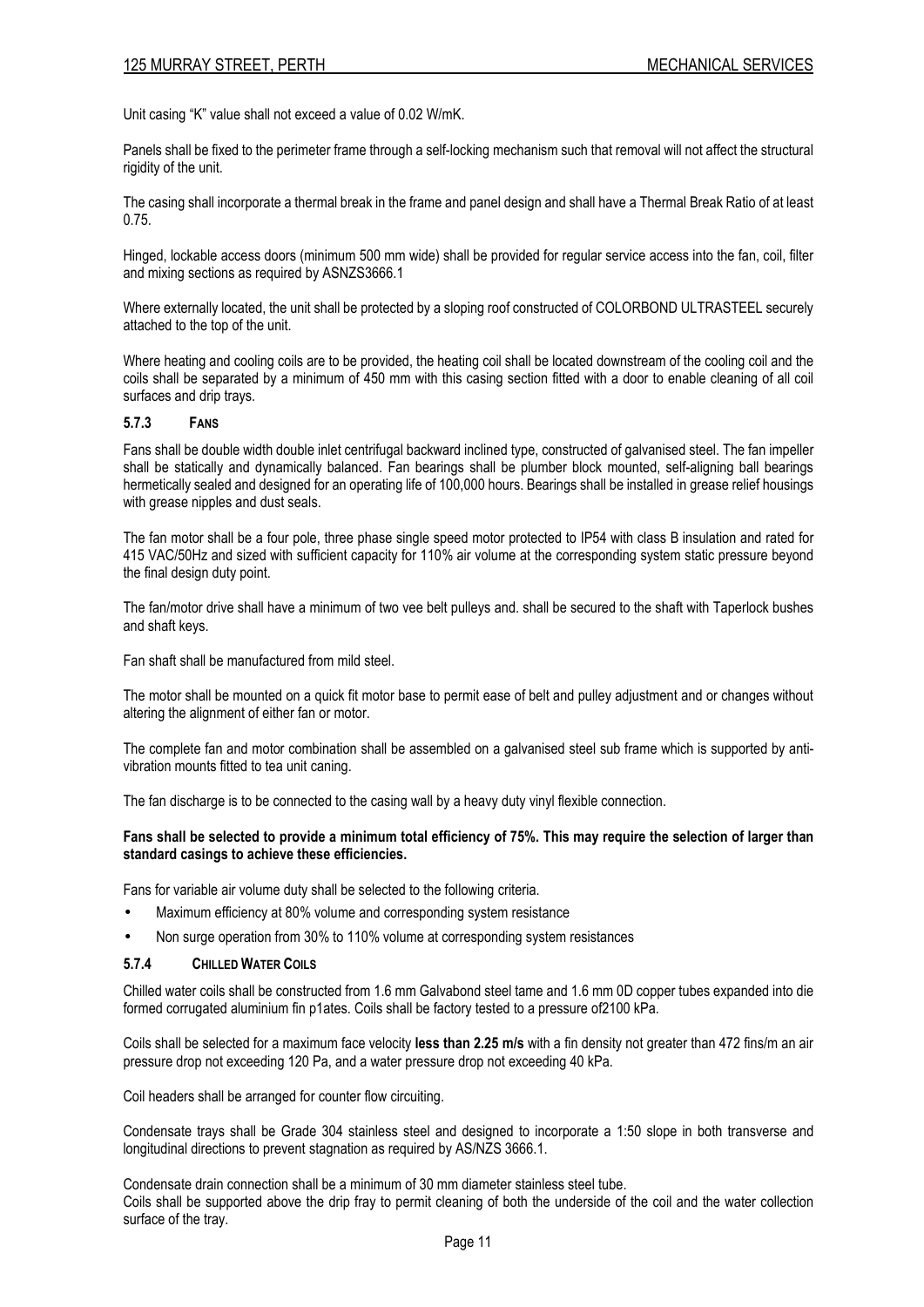Unit casing "K" value shall not exceed a value of 0.02 W/mK.

Panels shall be fixed to the perimeter frame through a self-locking mechanism such that removal will not affect the structural rigidity of the unit.

The casing shall incorporate a thermal break in the frame and panel design and shall have a Thermal Break Ratio of at least 0.75.

Hinged, lockable access doors (minimum 500 mm wide) shall be provided for regular service access into the fan, coil, filter and mixing sections as required by ASNZS3666.1

Where externally located, the unit shall be protected by a sloping roof constructed of COLORBOND ULTRASTEEL securely attached to the top of the unit.

Where heating and cooling coils are to be provided, the heating coil shall be located downstream of the cooling coil and the coils shall be separated by a minimum of 450 mm with this casing section fitted with a door to enable cleaning of all coil surfaces and drip trays.

### 5.7.3 FANS

Fans shall be double width double inlet centrifugal backward inclined type, constructed of galvanised steel. The fan impeller shall be statically and dynamically balanced. Fan bearings shall be plumber block mounted, self-aligning ball bearings hermetically sealed and designed for an operating life of 100,000 hours. Bearings shall be installed in grease relief housings with grease nipples and dust seals.

The fan motor shall be a four pole, three phase single speed motor protected to IP54 with class B insulation and rated for 415 VAC/50Hz and sized with sufficient capacity for 110% air volume at the corresponding system static pressure beyond the final design duty point.

The fan/motor drive shall have a minimum of two vee belt pulleys and. shall be secured to the shaft with Taperlock bushes and shaft keys.

Fan shaft shall be manufactured from mild steel.

The motor shall be mounted on a quick fit motor base to permit ease of belt and pulley adjustment and or changes without altering the alignment of either fan or motor.

The complete fan and motor combination shall be assembled on a galvanised steel sub frame which is supported by anti-vibration mounts fitted to tea unit caning.

The fan discharge is to be connected to the casing wall by a heavy duty vinyl flexible connection.

**Fans shall be selected to provide a minimum total efficiency of 75%. This may require the selection of larger than standard casings to achieve these efficiencies.**

Fans for variable air volume duty shall be selected to the following criteria.

- Maximum efficiency at 80% volume and corresponding system resistance
- Non surge operation from 30% to 110% volume at corresponding system resistances

### 5.7.4 CHILLED WATER COILS

Chilled water coils shall be constructed from 1.6 mm Galvabond steel tame and 1.6 mm 0D copper tubes expanded into die formed corrugated aluminium fin p1ates. Coils shall be factory tested to a pressure of2100 kPa.

Coils shall be selected for a maximum face velocity **less than 2.25 m/s** with a fin density not greater than 472 fins/m an air pressure drop not exceeding 120 Pa, and a water pressure drop not exceeding 40 kPa.

Coil headers shall be arranged for counter flow circuiting.

Condensate trays shall be Grade 304 stainless steel and designed to incorporate a 1:50 slope in both transverse and longitudinal directions to prevent stagnation as required by AS/NZS 3666.1.

Condensate drain connection shall be a minimum of 30 mm diameter stainless steel tube.
Coils shall be supported above the drip fray to permit cleaning of both the underside of the coil and the water collection surface of the tray.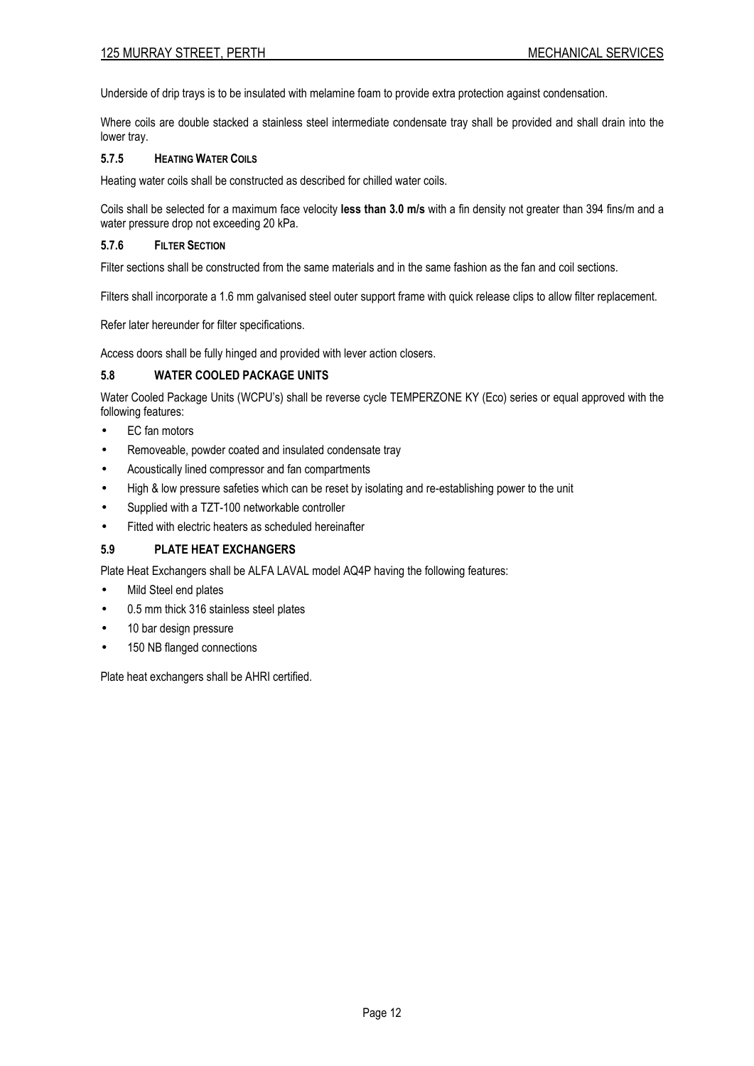Underside of drip trays is to be insulated with melamine foam to provide extra protection against condensation.

Where coils are double stacked a stainless steel intermediate condensate tray shall be provided and shall drain into the lower tray.

#### 5.7.5 HEATING WATER COILS

Heating water coils shall be constructed as described for chilled water coils.

Coils shall be selected for a maximum face velocity **less than 3.0 m/s** with a fin density not greater than 394 fins/m and a water pressure drop not exceeding 20 kPa.

#### 5.7.6 FILTER SECTION

Filter sections shall be constructed from the same materials and in the same fashion as the fan and coil sections.

Filters shall incorporate a 1.6 mm galvanised steel outer support frame with quick release clips to allow filter replacement.

Refer later hereunder for filter specifications.

Access doors shall be fully hinged and provided with lever action closers.

### 5.8 WATER COOLED PACKAGE UNITS

Water Cooled Package Units (WCPU's) shall be reverse cycle TEMPERZONE KY (Eco) series or equal approved with the following features:

- EC fan motors
- Removeable, powder coated and insulated condensate tray
- Acoustically lined compressor and fan compartments
- High & low pressure safeties which can be reset by isolating and re-establishing power to the unit
- Supplied with a TZT-100 networkable controller
- Fitted with electric heaters as scheduled hereinafter

### 5.9 PLATE HEAT EXCHANGERS

Plate Heat Exchangers shall be ALFA LAVAL model AQ4P having the following features:

- Mild Steel end plates
- 0.5 mm thick 316 stainless steel plates
- 10 bar design pressure
- 150 NB flanged connections

Plate heat exchangers shall be AHRI certified.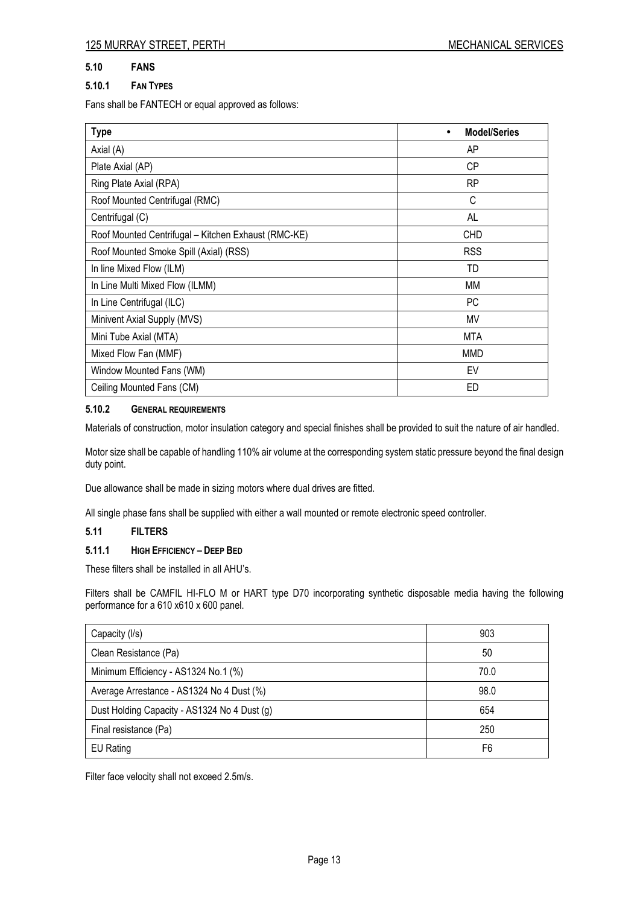### 5.10 FANS

#### 5.10.1 FAN TYPES

Fans shall be FANTECH or equal approved as follows:

| Type | • Model/Series |
|---|---|
| Axial (A) | AP |
| Plate Axial (AP) | CP |
| Ring Plate Axial (RPA) | RP |
| Roof Mounted Centrifugal (RMC) | C |
| Centrifugal (C) | AL |
| Roof Mounted Centrifugal – Kitchen Exhaust (RMC-KE) | CHD |
| Roof Mounted Smoke Spill (Axial) (RSS) | RSS |
| In line Mixed Flow (ILM) | TD |
| In Line Multi Mixed Flow (ILMM) | MM |
| In Line Centrifugal (ILC) | PC |
| Minivent Axial Supply (MVS) | MV |
| Mini Tube Axial (MTA) | MTA |
| Mixed Flow Fan (MMF) | MMD |
| Window Mounted Fans (WM) | EV |
| Ceiling Mounted Fans (CM) | ED |

#### 5.10.2 GENERAL REQUIREMENTS

Materials of construction, motor insulation category and special finishes shall be provided to suit the nature of air handled.

Motor size shall be capable of handling 110% air volume at the corresponding system static pressure beyond the final design duty point.

Due allowance shall be made in sizing motors where dual drives are fitted.

All single phase fans shall be supplied with either a wall mounted or remote electronic speed controller.

### 5.11 FILTERS

#### 5.11.1 HIGH EFFICIENCY – DEEP BED

These filters shall be installed in all AHU's.

Filters shall be CAMFIL HI-FLO M or HART type D70 incorporating synthetic disposable media having the following performance for a 610 x610 x 600 panel.

| | |
|---|---|
| Capacity (l/s) | 903 |
| Clean Resistance (Pa) | 50 |
| Minimum Efficiency - AS1324 No.1 (%) | 70.0 |
| Average Arrestance - AS1324 No 4 Dust (%) | 98.0 |
| Dust Holding Capacity - AS1324 No 4 Dust (g) | 654 |
| Final resistance (Pa) | 250 |
| EU Rating | F6 |

Filter face velocity shall not exceed 2.5m/s.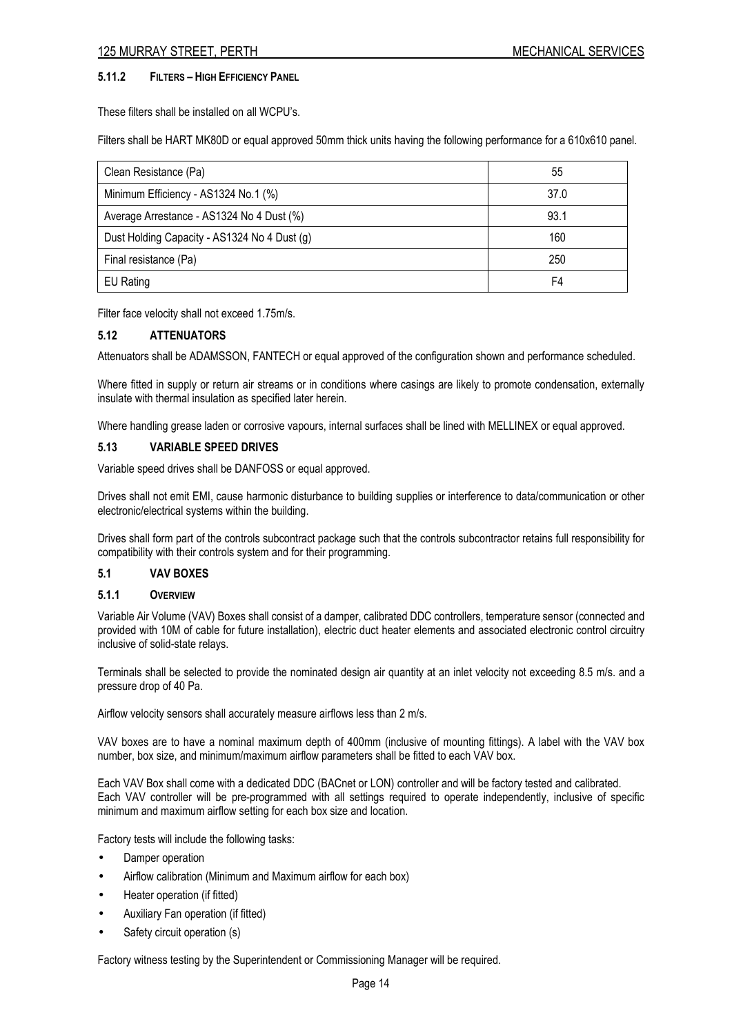#### 5.11.2 FILTERS – HIGH EFFICIENCY PANEL

These filters shall be installed on all WCPU's.

Filters shall be HART MK80D or equal approved 50mm thick units having the following performance for a 610x610 panel.

| | |
|---|---|
| Clean Resistance (Pa) | 55 |
| Minimum Efficiency - AS1324 No.1 (%) | 37.0 |
| Average Arrestance - AS1324 No 4 Dust (%) | 93.1 |
| Dust Holding Capacity - AS1324 No 4 Dust (g) | 160 |
| Final resistance (Pa) | 250 |
| EU Rating | F4 |

Filter face velocity shall not exceed 1.75m/s.

### 5.12 ATTENUATORS

Attenuators shall be ADAMSSON, FANTECH or equal approved of the configuration shown and performance scheduled.

Where fitted in supply or return air streams or in conditions where casings are likely to promote condensation, externally insulate with thermal insulation as specified later herein.

Where handling grease laden or corrosive vapours, internal surfaces shall be lined with MELLINEX or equal approved.

### 5.13 VARIABLE SPEED DRIVES

Variable speed drives shall be DANFOSS or equal approved.

Drives shall not emit EMI, cause harmonic disturbance to building supplies or interference to data/communication or other electronic/electrical systems within the building.

Drives shall form part of the controls subcontract package such that the controls subcontractor retains full responsibility for compatibility with their controls system and for their programming.

### 5.1 VAV BOXES

#### 5.1.1 OVERVIEW

Variable Air Volume (VAV) Boxes shall consist of a damper, calibrated DDC controllers, temperature sensor (connected and provided with 10M of cable for future installation), electric duct heater elements and associated electronic control circuitry inclusive of solid-state relays.

Terminals shall be selected to provide the nominated design air quantity at an inlet velocity not exceeding 8.5 m/s. and a pressure drop of 40 Pa.

Airflow velocity sensors shall accurately measure airflows less than 2 m/s.

VAV boxes are to have a nominal maximum depth of 400mm (inclusive of mounting fittings). A label with the VAV box number, box size, and minimum/maximum airflow parameters shall be fitted to each VAV box.

Each VAV Box shall come with a dedicated DDC (BACnet or LON) controller and will be factory tested and calibrated. Each VAV controller will be pre-programmed with all settings required to operate independently, inclusive of specific minimum and maximum airflow setting for each box size and location.

Factory tests will include the following tasks:

- Damper operation
- Airflow calibration (Minimum and Maximum airflow for each box)
- Heater operation (if fitted)
- Auxiliary Fan operation (if fitted)
- Safety circuit operation (s)

Factory witness testing by the Superintendent or Commissioning Manager will be required.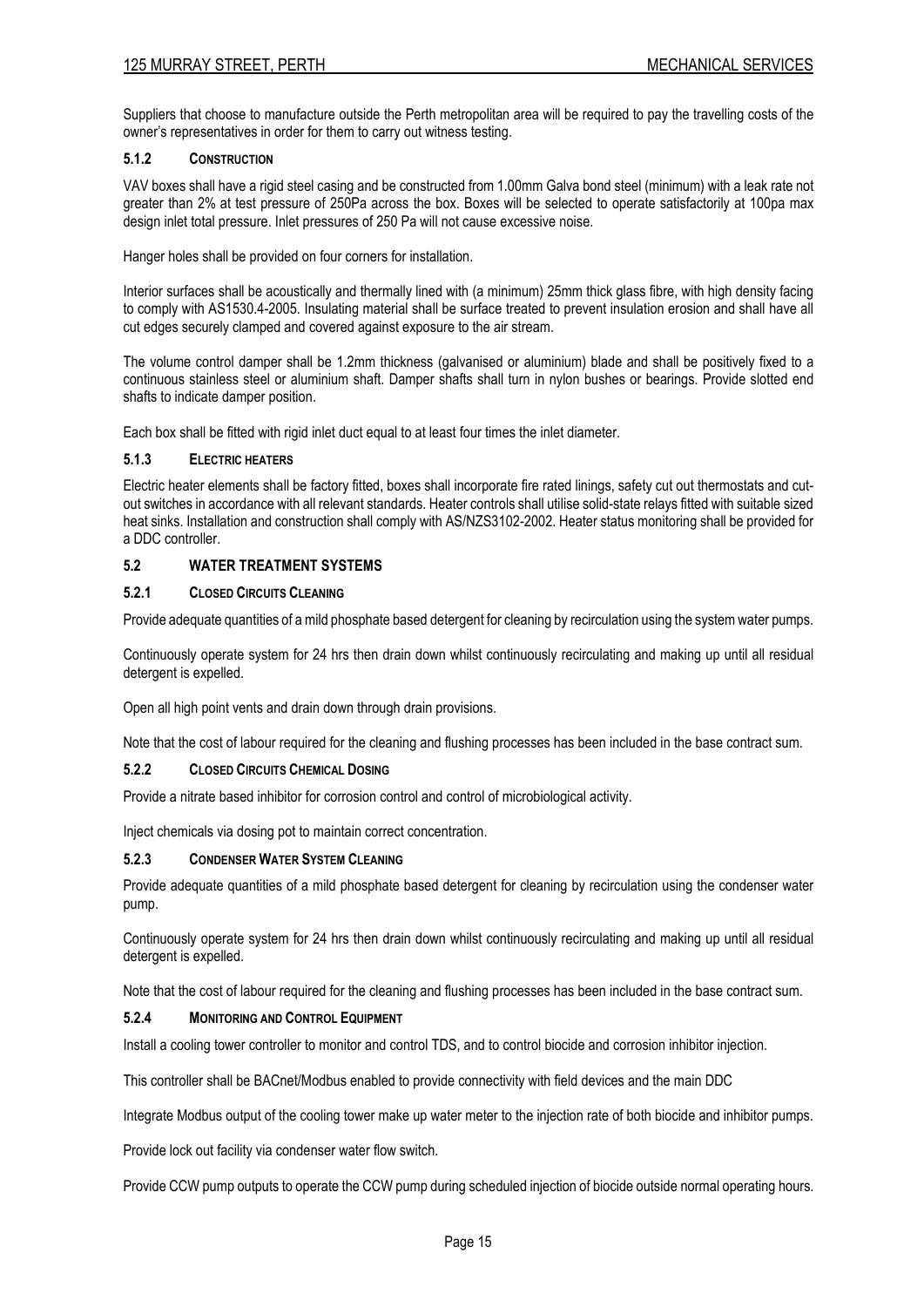Suppliers that choose to manufacture outside the Perth metropolitan area will be required to pay the travelling costs of the owner's representatives in order for them to carry out witness testing.

#### 5.1.2 CONSTRUCTION

VAV boxes shall have a rigid steel casing and be constructed from 1.00mm Galva bond steel (minimum) with a leak rate not greater than 2% at test pressure of 250Pa across the box. Boxes will be selected to operate satisfactorily at 100pa max design inlet total pressure. Inlet pressures of 250 Pa will not cause excessive noise.

Hanger holes shall be provided on four corners for installation.

Interior surfaces shall be acoustically and thermally lined with (a minimum) 25mm thick glass fibre, with high density facing to comply with AS1530.4-2005. Insulating material shall be surface treated to prevent insulation erosion and shall have all cut edges securely clamped and covered against exposure to the air stream.

The volume control damper shall be 1.2mm thickness (galvanised or aluminium) blade and shall be positively fixed to a continuous stainless steel or aluminium shaft. Damper shafts shall turn in nylon bushes or bearings. Provide slotted end shafts to indicate damper position.

Each box shall be fitted with rigid inlet duct equal to at least four times the inlet diameter.

#### 5.1.3 ELECTRIC HEATERS

Electric heater elements shall be factory fitted, boxes shall incorporate fire rated linings, safety cut out thermostats and cut-out switches in accordance with all relevant standards. Heater controls shall utilise solid-state relays fitted with suitable sized heat sinks. Installation and construction shall comply with AS/NZS3102-2002. Heater status monitoring shall be provided for a DDC controller.

### 5.2 WATER TREATMENT SYSTEMS

#### 5.2.1 CLOSED CIRCUITS CLEANING

Provide adequate quantities of a mild phosphate based detergent for cleaning by recirculation using the system water pumps.

Continuously operate system for 24 hrs then drain down whilst continuously recirculating and making up until all residual detergent is expelled.

Open all high point vents and drain down through drain provisions.

Note that the cost of labour required for the cleaning and flushing processes has been included in the base contract sum.

#### 5.2.2 CLOSED CIRCUITS CHEMICAL DOSING

Provide a nitrate based inhibitor for corrosion control and control of microbiological activity.

Inject chemicals via dosing pot to maintain correct concentration.

#### 5.2.3 CONDENSER WATER SYSTEM CLEANING

Provide adequate quantities of a mild phosphate based detergent for cleaning by recirculation using the condenser water pump.

Continuously operate system for 24 hrs then drain down whilst continuously recirculating and making up until all residual detergent is expelled.

Note that the cost of labour required for the cleaning and flushing processes has been included in the base contract sum.

#### 5.2.4 MONITORING AND CONTROL EQUIPMENT

Install a cooling tower controller to monitor and control TDS, and to control biocide and corrosion inhibitor injection.

This controller shall be BACnet/Modbus enabled to provide connectivity with field devices and the main DDC

Integrate Modbus output of the cooling tower make up water meter to the injection rate of both biocide and inhibitor pumps.

Provide lock out facility via condenser water flow switch.

Provide CCW pump outputs to operate the CCW pump during scheduled injection of biocide outside normal operating hours.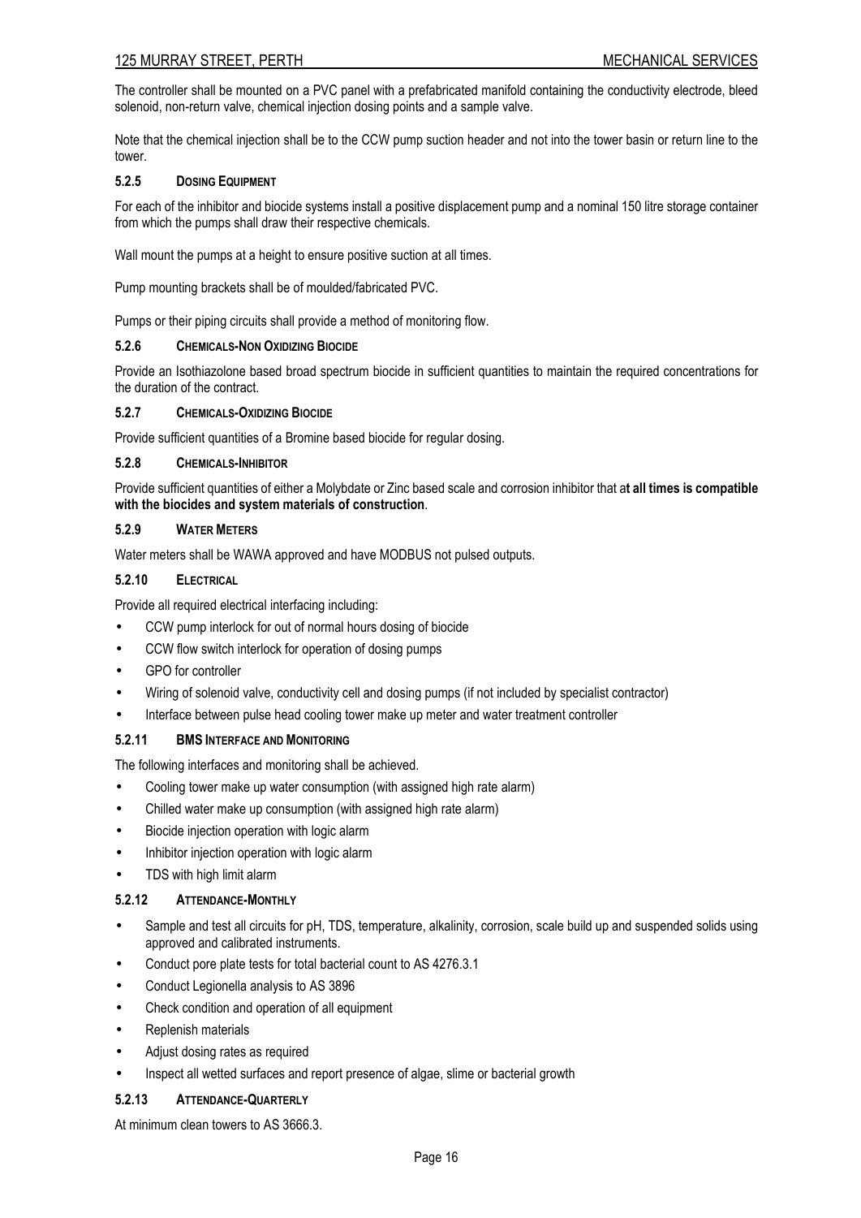The controller shall be mounted on a PVC panel with a prefabricated manifold containing the conductivity electrode, bleed solenoid, non-return valve, chemical injection dosing points and a sample valve.

Note that the chemical injection shall be to the CCW pump suction header and not into the tower basin or return line to the tower.

#### 5.2.5 DOSING EQUIPMENT

For each of the inhibitor and biocide systems install a positive displacement pump and a nominal 150 litre storage container from which the pumps shall draw their respective chemicals.

Wall mount the pumps at a height to ensure positive suction at all times.

Pump mounting brackets shall be of moulded/fabricated PVC.

Pumps or their piping circuits shall provide a method of monitoring flow.

#### 5.2.6 CHEMICALS-NON OXIDIZING BIOCIDE

Provide an Isothiazolone based broad spectrum biocide in sufficient quantities to maintain the required concentrations for the duration of the contract.

#### 5.2.7 CHEMICALS-OXIDIZING BIOCIDE

Provide sufficient quantities of a Bromine based biocide for regular dosing.

#### 5.2.8 CHEMICALS-INHIBITOR

Provide sufficient quantities of either a Molybdate or Zinc based scale and corrosion inhibitor that a**t all times is compatible with the biocides and system materials of construction**.

#### 5.2.9 WATER METERS

Water meters shall be WAWA approved and have MODBUS not pulsed outputs.

#### 5.2.10 ELECTRICAL

Provide all required electrical interfacing including:

- CCW pump interlock for out of normal hours dosing of biocide
- CCW flow switch interlock for operation of dosing pumps
- GPO for controller
- Wiring of solenoid valve, conductivity cell and dosing pumps (if not included by specialist contractor)
- Interface between pulse head cooling tower make up meter and water treatment controller

#### 5.2.11 BMS INTERFACE AND MONITORING

The following interfaces and monitoring shall be achieved.

- Cooling tower make up water consumption (with assigned high rate alarm)
- Chilled water make up consumption (with assigned high rate alarm)
- Biocide injection operation with logic alarm
- Inhibitor injection operation with logic alarm
- TDS with high limit alarm

#### 5.2.12 ATTENDANCE-MONTHLY

- Sample and test all circuits for pH, TDS, temperature, alkalinity, corrosion, scale build up and suspended solids using approved and calibrated instruments.
- Conduct pore plate tests for total bacterial count to AS 4276.3.1
- Conduct Legionella analysis to AS 3896
- Check condition and operation of all equipment
- Replenish materials
- Adjust dosing rates as required
- Inspect all wetted surfaces and report presence of algae, slime or bacterial growth

#### 5.2.13 ATTENDANCE-QUARTERLY

At minimum clean towers to AS 3666.3.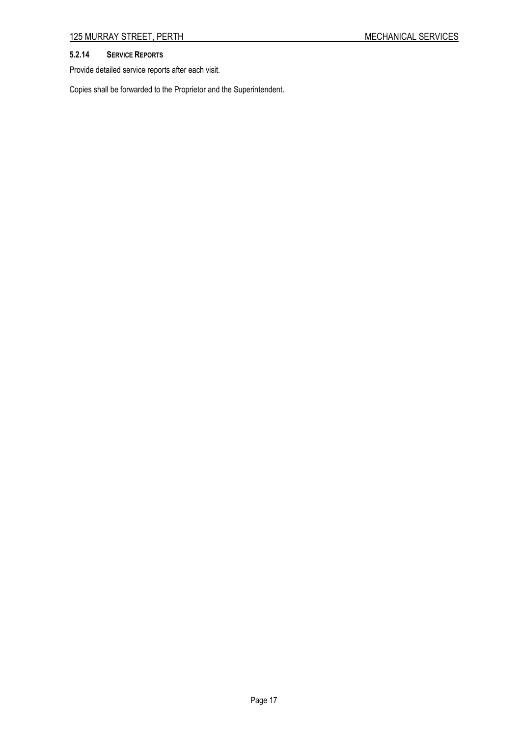#### 5.2.14 SERVICE REPORTS

Provide detailed service reports after each visit.

Copies shall be forwarded to the Proprietor and the Superintendent.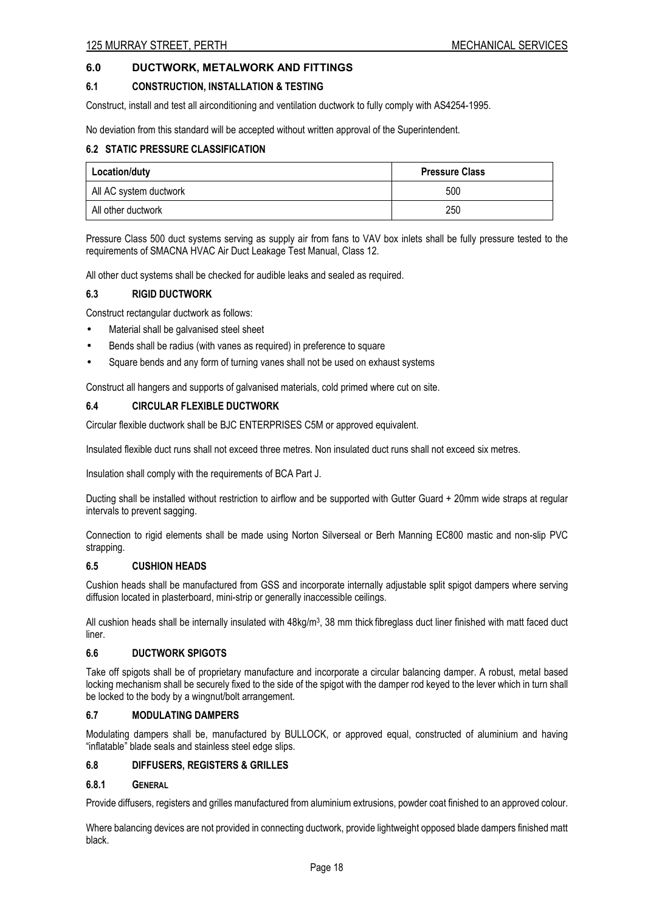## 6.0 DUCTWORK, METALWORK AND FITTINGS

### 6.1 CONSTRUCTION, INSTALLATION & TESTING

Construct, install and test all airconditioning and ventilation ductwork to fully comply with AS4254-1995.

No deviation from this standard will be accepted without written approval of the Superintendent.

### 6.2 STATIC PRESSURE CLASSIFICATION

| Location/duty | Pressure Class |
|---|---|
| All AC system ductwork | 500 |
| All other ductwork | 250 |

Pressure Class 500 duct systems serving as supply air from fans to VAV box inlets shall be fully pressure tested to the requirements of SMACNA HVAC Air Duct Leakage Test Manual, Class 12.

All other duct systems shall be checked for audible leaks and sealed as required.

### 6.3 RIGID DUCTWORK

Construct rectangular ductwork as follows:

- Material shall be galvanised steel sheet
- Bends shall be radius (with vanes as required) in preference to square
- Square bends and any form of turning vanes shall not be used on exhaust systems

Construct all hangers and supports of galvanised materials, cold primed where cut on site.

### 6.4 CIRCULAR FLEXIBLE DUCTWORK

Circular flexible ductwork shall be BJC ENTERPRISES C5M or approved equivalent.

Insulated flexible duct runs shall not exceed three metres. Non insulated duct runs shall not exceed six metres.

Insulation shall comply with the requirements of BCA Part J.

Ducting shall be installed without restriction to airflow and be supported with Gutter Guard + 20mm wide straps at regular intervals to prevent sagging.

Connection to rigid elements shall be made using Norton Silverseal or Berh Manning EC800 mastic and non-slip PVC strapping.

### 6.5 CUSHION HEADS

Cushion heads shall be manufactured from GSS and incorporate internally adjustable split spigot dampers where serving diffusion located in plasterboard, mini-strip or generally inaccessible ceilings.

All cushion heads shall be internally insulated with 48kg/m$^3$, 38 mm thick fibreglass duct liner finished with matt faced duct liner.

### 6.6 DUCTWORK SPIGOTS

Take off spigots shall be of proprietary manufacture and incorporate a circular balancing damper. A robust, metal based locking mechanism shall be securely fixed to the side of the spigot with the damper rod keyed to the lever which in turn shall be locked to the body by a wingnut/bolt arrangement.

### 6.7 MODULATING DAMPERS

Modulating dampers shall be, manufactured by BULLOCK, or approved equal, constructed of aluminium and having "inflatable" blade seals and stainless steel edge slips.

### 6.8 DIFFUSERS, REGISTERS & GRILLES

#### 6.8.1 GENERAL

Provide diffusers, registers and grilles manufactured from aluminium extrusions, powder coat finished to an approved colour.

Where balancing devices are not provided in connecting ductwork, provide lightweight opposed blade dampers finished matt black.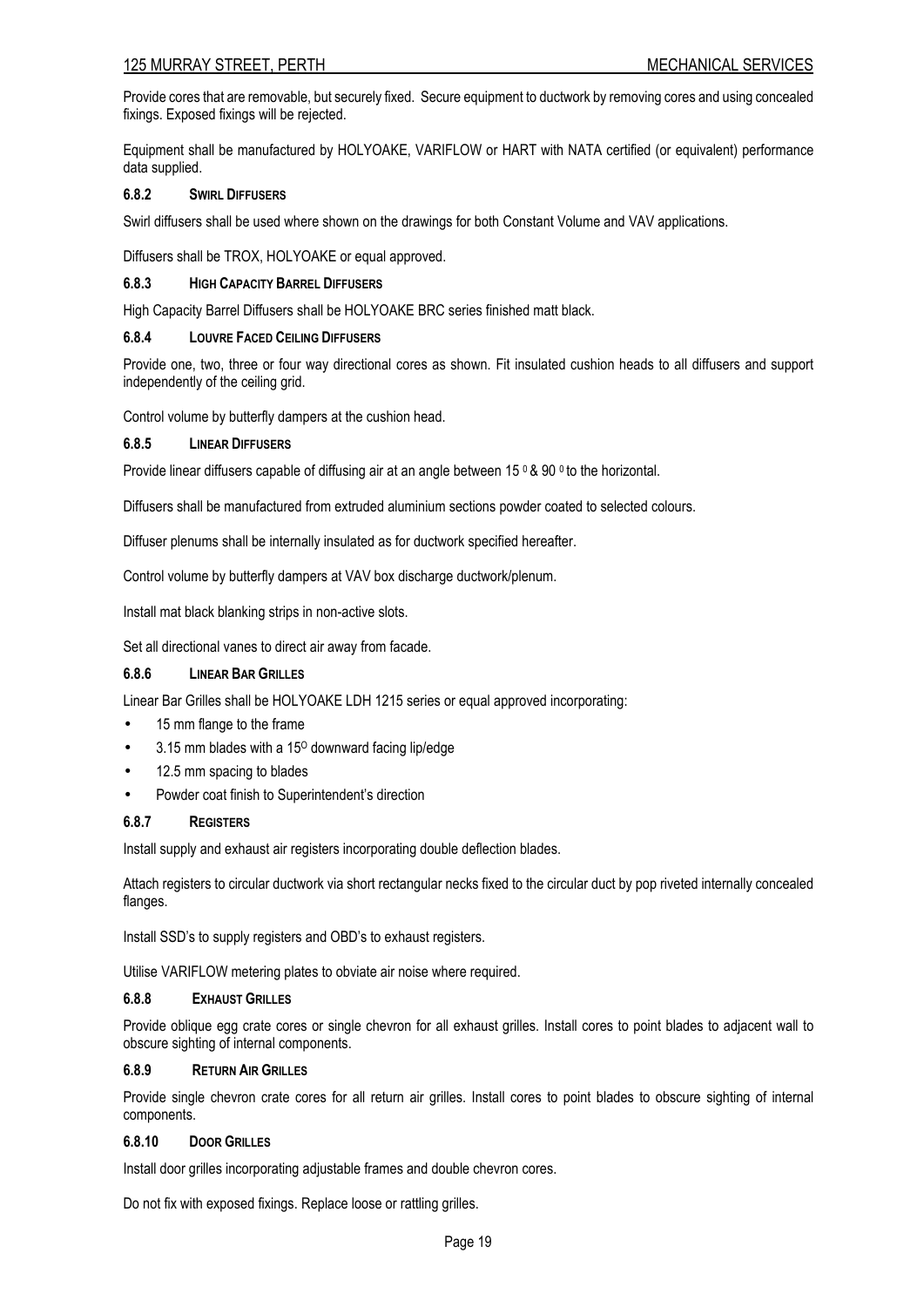Provide cores that are removable, but securely fixed. Secure equipment to ductwork by removing cores and using concealed fixings. Exposed fixings will be rejected.

Equipment shall be manufactured by HOLYOAKE, VARIFLOW or HART with NATA certified (or equivalent) performance data supplied.

#### 6.8.2 SWIRL DIFFUSERS

Swirl diffusers shall be used where shown on the drawings for both Constant Volume and VAV applications.

Diffusers shall be TROX, HOLYOAKE or equal approved.

#### 6.8.3 HIGH CAPACITY BARREL DIFFUSERS

High Capacity Barrel Diffusers shall be HOLYOAKE BRC series finished matt black.

#### 6.8.4 LOUVRE FACED CEILING DIFFUSERS

Provide one, two, three or four way directional cores as shown. Fit insulated cushion heads to all diffusers and support independently of the ceiling grid.

Control volume by butterfly dampers at the cushion head.

#### 6.8.5 LINEAR DIFFUSERS

Provide linear diffusers capable of diffusing air at an angle between 15 $^0$ & 90 $^0$ to the horizontal.

Diffusers shall be manufactured from extruded aluminium sections powder coated to selected colours.

Diffuser plenums shall be internally insulated as for ductwork specified hereafter.

Control volume by butterfly dampers at VAV box discharge ductwork/plenum.

Install mat black blanking strips in non-active slots.

Set all directional vanes to direct air away from facade.

#### 6.8.6 LINEAR BAR GRILLES

Linear Bar Grilles shall be HOLYOAKE LDH 1215 series or equal approved incorporating:

- 15 mm flange to the frame
- 3.15 mm blades with a 15$^O$ downward facing lip/edge
- 12.5 mm spacing to blades
- Powder coat finish to Superintendent's direction

#### 6.8.7 REGISTERS

Install supply and exhaust air registers incorporating double deflection blades.

Attach registers to circular ductwork via short rectangular necks fixed to the circular duct by pop riveted internally concealed flanges.

Install SSD's to supply registers and OBD's to exhaust registers.

Utilise VARIFLOW metering plates to obviate air noise where required.

#### 6.8.8 EXHAUST GRILLES

Provide oblique egg crate cores or single chevron for all exhaust grilles. Install cores to point blades to adjacent wall to obscure sighting of internal components.

#### 6.8.9 RETURN AIR GRILLES

Provide single chevron crate cores for all return air grilles. Install cores to point blades to obscure sighting of internal components.

#### 6.8.10 DOOR GRILLES

Install door grilles incorporating adjustable frames and double chevron cores.

Do not fix with exposed fixings. Replace loose or rattling grilles.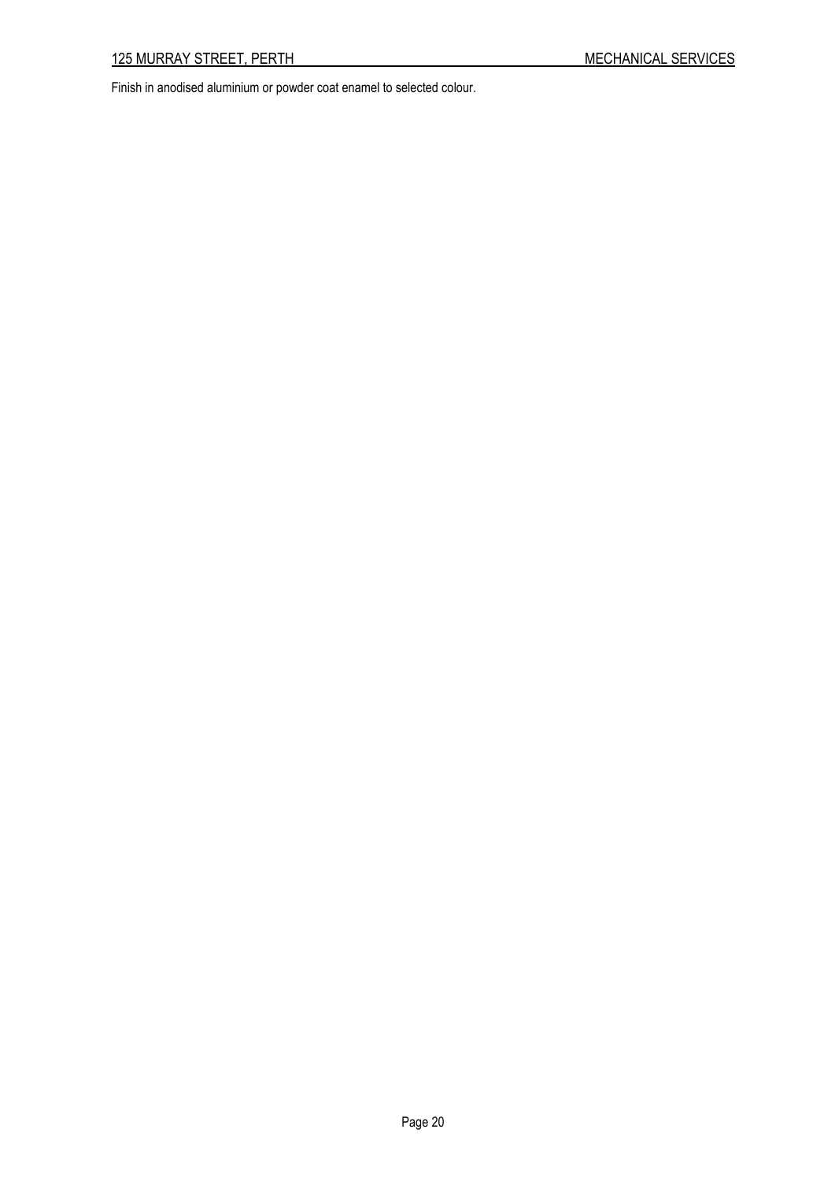Finish in anodised aluminium or powder coat enamel to selected colour.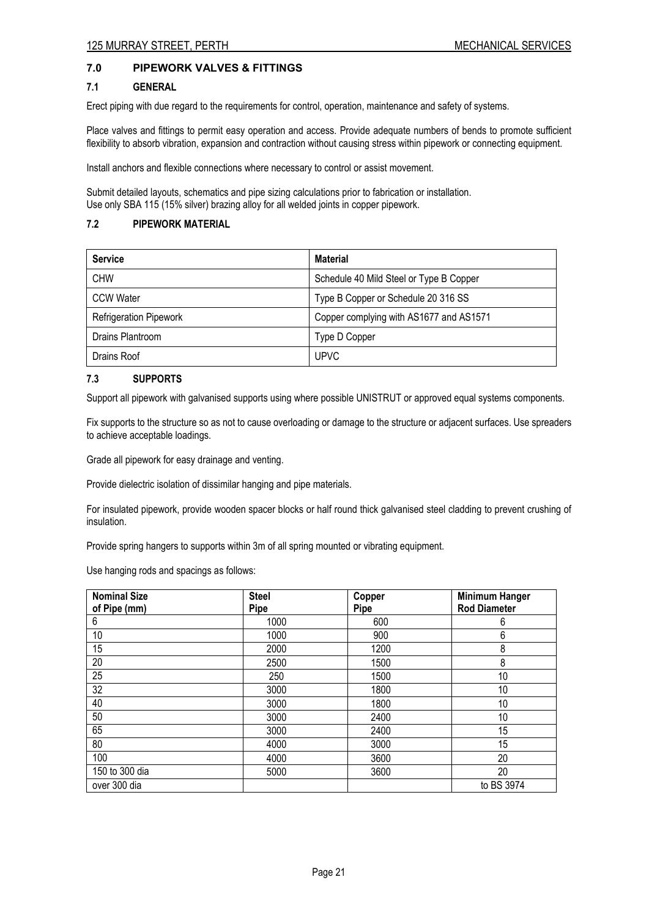## 7.0 PIPEWORK VALVES & FITTINGS

### 7.1 GENERAL

Erect piping with due regard to the requirements for control, operation, maintenance and safety of systems.

Place valves and fittings to permit easy operation and access. Provide adequate numbers of bends to promote sufficient flexibility to absorb vibration, expansion and contraction without causing stress within pipework or connecting equipment.

Install anchors and flexible connections where necessary to control or assist movement.

Submit detailed layouts, schematics and pipe sizing calculations prior to fabrication or installation.
Use only SBA 115 (15% silver) brazing alloy for all welded joints in copper pipework.

### 7.2 PIPEWORK MATERIAL

| Service | Material |
|---|---|
| CHW | Schedule 40 Mild Steel or Type B Copper |
| CCW Water | Type B Copper or Schedule 20 316 SS |
| Refrigeration Pipework | Copper complying with AS1677 and AS1571 |
| Drains Plantroom | Type D Copper |
| Drains Roof | UPVC |

### 7.3 SUPPORTS

Support all pipework with galvanised supports using where possible UNISTRUT or approved equal systems components.

Fix supports to the structure so as not to cause overloading or damage to the structure or adjacent surfaces. Use spreaders to achieve acceptable loadings.

Grade all pipework for easy drainage and venting.

Provide dielectric isolation of dissimilar hanging and pipe materials.

For insulated pipework, provide wooden spacer blocks or half round thick galvanised steel cladding to prevent crushing of insulation.

Provide spring hangers to supports within 3m of all spring mounted or vibrating equipment.

Use hanging rods and spacings as follows:

| Nominal Size of Pipe (mm) | Steel Pipe | Copper Pipe | Minimum Hanger Rod Diameter |
|---|---|---|---|
| 6 | 1000 | 600 | 6 |
| 10 | 1000 | 900 | 6 |
| 15 | 2000 | 1200 | 8 |
| 20 | 2500 | 1500 | 8 |
| 25 | 250 | 1500 | 10 |
| 32 | 3000 | 1800 | 10 |
| 40 | 3000 | 1800 | 10 |
| 50 | 3000 | 2400 | 10 |
| 65 | 3000 | 2400 | 15 |
| 80 | 4000 | 3000 | 15 |
| 100 | 4000 | 3600 | 20 |
| 150 to 300 dia | 5000 | 3600 | 20 |
| over 300 dia | | | to BS 3974 |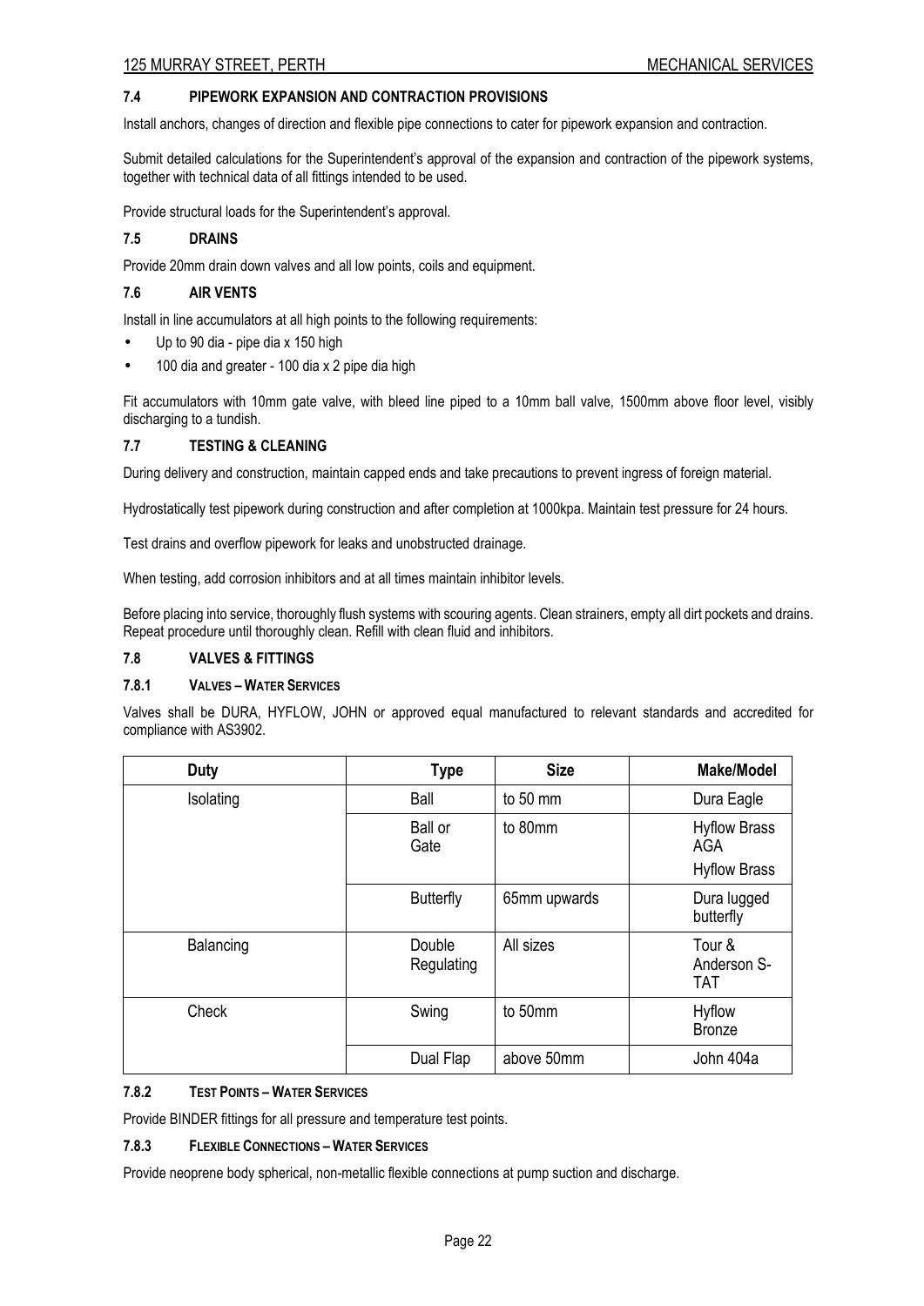### 7.4 PIPEWORK EXPANSION AND CONTRACTION PROVISIONS

Install anchors, changes of direction and flexible pipe connections to cater for pipework expansion and contraction.

Submit detailed calculations for the Superintendent's approval of the expansion and contraction of the pipework systems, together with technical data of all fittings intended to be used.

Provide structural loads for the Superintendent's approval.

### 7.5 DRAINS

Provide 20mm drain down valves and all low points, coils and equipment.

### 7.6 AIR VENTS

Install in line accumulators at all high points to the following requirements:

- Up to 90 dia - pipe dia x 150 high
- 100 dia and greater - 100 dia x 2 pipe dia high

Fit accumulators with 10mm gate valve, with bleed line piped to a 10mm ball valve, 1500mm above floor level, visibly discharging to a tundish.

### 7.7 TESTING & CLEANING

During delivery and construction, maintain capped ends and take precautions to prevent ingress of foreign material.

Hydrostatically test pipework during construction and after completion at 1000kpa. Maintain test pressure for 24 hours.

Test drains and overflow pipework for leaks and unobstructed drainage.

When testing, add corrosion inhibitors and at all times maintain inhibitor levels.

Before placing into service, thoroughly flush systems with scouring agents. Clean strainers, empty all dirt pockets and drains. Repeat procedure until thoroughly clean. Refill with clean fluid and inhibitors.

### 7.8 VALVES & FITTINGS

#### 7.8.1 VALVES – WATER SERVICES

Valves shall be DURA, HYFLOW, JOHN or approved equal manufactured to relevant standards and accredited for compliance with AS3902.

| Duty | Type | Size | Make/Model |
|---|---|---|---|
| Isolating | Ball | to 50 mm | Dura Eagle |
| | Ball or Gate | to 80mm | Hyflow Brass AGA<br>Hyflow Brass |
| | Butterfly | 65mm upwards | Dura lugged butterfly |
| Balancing | Double Regulating | All sizes | Tour & Anderson S-TAT |
| Check | Swing | to 50mm | Hyflow Bronze |
| | Dual Flap | above 50mm | John 404a |

#### 7.8.2 TEST POINTS – WATER SERVICES

Provide BINDER fittings for all pressure and temperature test points.

#### 7.8.3 FLEXIBLE CONNECTIONS – WATER SERVICES

Provide neoprene body spherical, non-metallic flexible connections at pump suction and discharge.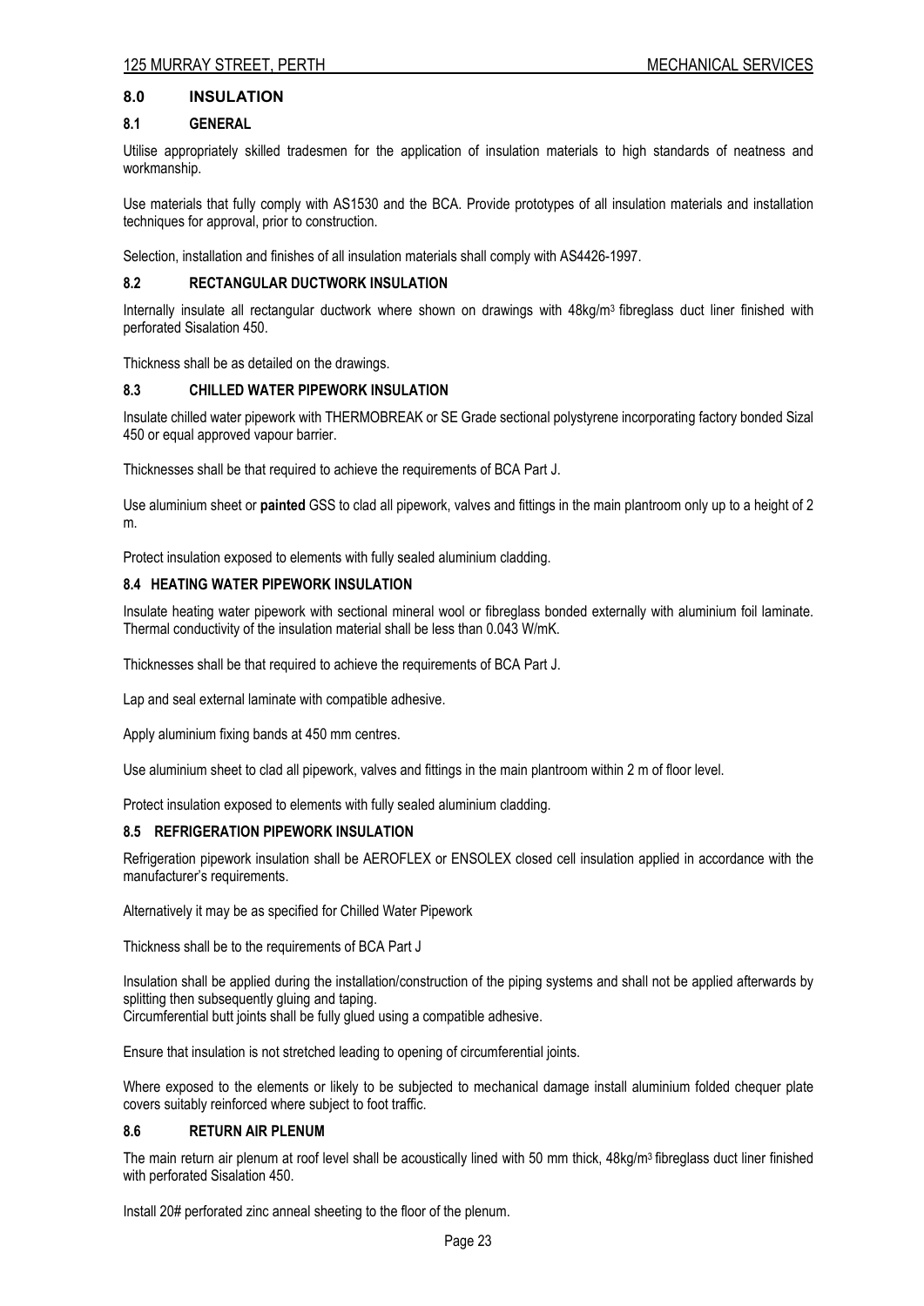## 8.0 INSULATION

### 8.1 GENERAL

Utilise appropriately skilled tradesmen for the application of insulation materials to high standards of neatness and workmanship.

Use materials that fully comply with AS1530 and the BCA. Provide prototypes of all insulation materials and installation techniques for approval, prior to construction.

Selection, installation and finishes of all insulation materials shall comply with AS4426-1997.

### 8.2 RECTANGULAR DUCTWORK INSULATION

Internally insulate all rectangular ductwork where shown on drawings with 48kg/m$^3$ fibreglass duct liner finished with perforated Sisalation 450.

Thickness shall be as detailed on the drawings.

### 8.3 CHILLED WATER PIPEWORK INSULATION

Insulate chilled water pipework with THERMOBREAK or SE Grade sectional polystyrene incorporating factory bonded Sizal 450 or equal approved vapour barrier.

Thicknesses shall be that required to achieve the requirements of BCA Part J.

Use aluminium sheet or **painted** GSS to clad all pipework, valves and fittings in the main plantroom only up to a height of 2 m.

Protect insulation exposed to elements with fully sealed aluminium cladding.

### 8.4 HEATING WATER PIPEWORK INSULATION

Insulate heating water pipework with sectional mineral wool or fibreglass bonded externally with aluminium foil laminate. Thermal conductivity of the insulation material shall be less than 0.043 W/mK.

Thicknesses shall be that required to achieve the requirements of BCA Part J.

Lap and seal external laminate with compatible adhesive.

Apply aluminium fixing bands at 450 mm centres.

Use aluminium sheet to clad all pipework, valves and fittings in the main plantroom within 2 m of floor level.

Protect insulation exposed to elements with fully sealed aluminium cladding.

### 8.5 REFRIGERATION PIPEWORK INSULATION

Refrigeration pipework insulation shall be AEROFLEX or ENSOLEX closed cell insulation applied in accordance with the manufacturer's requirements.

Alternatively it may be as specified for Chilled Water Pipework

Thickness shall be to the requirements of BCA Part J

Insulation shall be applied during the installation/construction of the piping systems and shall not be applied afterwards by splitting then subsequently gluing and taping.
Circumferential butt joints shall be fully glued using a compatible adhesive.

Ensure that insulation is not stretched leading to opening of circumferential joints.

Where exposed to the elements or likely to be subjected to mechanical damage install aluminium folded chequer plate covers suitably reinforced where subject to foot traffic.

### 8.6 RETURN AIR PLENUM

The main return air plenum at roof level shall be acoustically lined with 50 mm thick, 48kg/m$^3$ fibreglass duct liner finished with perforated Sisalation 450.

Install 20# perforated zinc anneal sheeting to the floor of the plenum.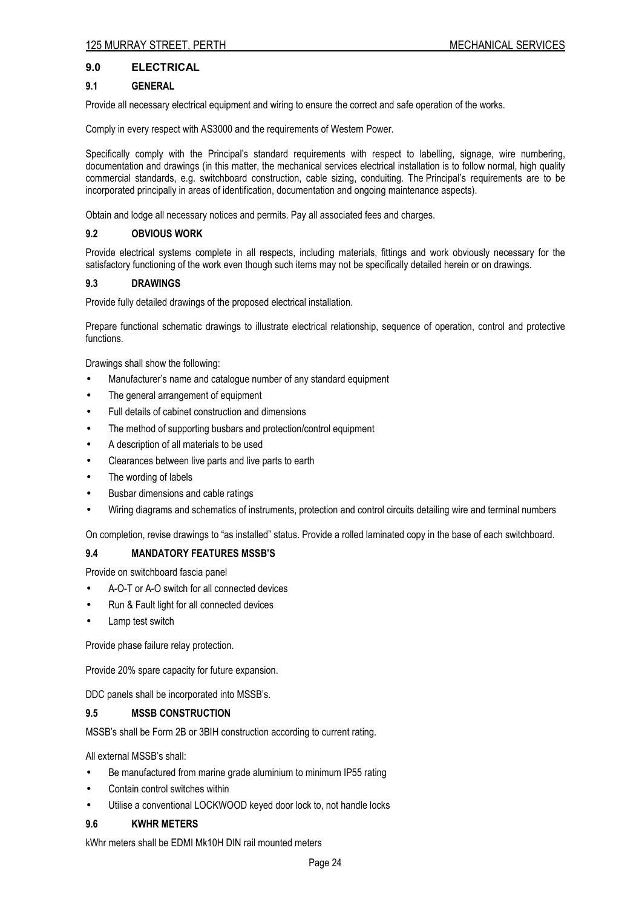## 9.0 ELECTRICAL

### 9.1 GENERAL

Provide all necessary electrical equipment and wiring to ensure the correct and safe operation of the works.

Comply in every respect with AS3000 and the requirements of Western Power.

Specifically comply with the Principal's standard requirements with respect to labelling, signage, wire numbering, documentation and drawings (in this matter, the mechanical services electrical installation is to follow normal, high quality commercial standards, e.g. switchboard construction, cable sizing, conduiting. The Principal's requirements are to be incorporated principally in areas of identification, documentation and ongoing maintenance aspects).

Obtain and lodge all necessary notices and permits. Pay all associated fees and charges.

### 9.2 OBVIOUS WORK

Provide electrical systems complete in all respects, including materials, fittings and work obviously necessary for the satisfactory functioning of the work even though such items may not be specifically detailed herein or on drawings.

### 9.3 DRAWINGS

Provide fully detailed drawings of the proposed electrical installation.

Prepare functional schematic drawings to illustrate electrical relationship, sequence of operation, control and protective functions.

Drawings shall show the following:

- Manufacturer's name and catalogue number of any standard equipment
- The general arrangement of equipment
- Full details of cabinet construction and dimensions
- The method of supporting busbars and protection/control equipment
- A description of all materials to be used
- Clearances between live parts and live parts to earth
- The wording of labels
- Busbar dimensions and cable ratings
- Wiring diagrams and schematics of instruments, protection and control circuits detailing wire and terminal numbers

On completion, revise drawings to "as installed" status. Provide a rolled laminated copy in the base of each switchboard.

### 9.4 MANDATORY FEATURES MSSB'S

Provide on switchboard fascia panel

- A-O-T or A-O switch for all connected devices
- Run & Fault light for all connected devices
- Lamp test switch

Provide phase failure relay protection.

Provide 20% spare capacity for future expansion.

DDC panels shall be incorporated into MSSB's.

### 9.5 MSSB CONSTRUCTION

MSSB's shall be Form 2B or 3BIH construction according to current rating.

All external MSSB's shall:

- Be manufactured from marine grade aluminium to minimum IP55 rating
- Contain control switches within
- Utilise a conventional LOCKWOOD keyed door lock to, not handle locks

### 9.6 KWHR METERS

kWhr meters shall be EDMI Mk10H DIN rail mounted meters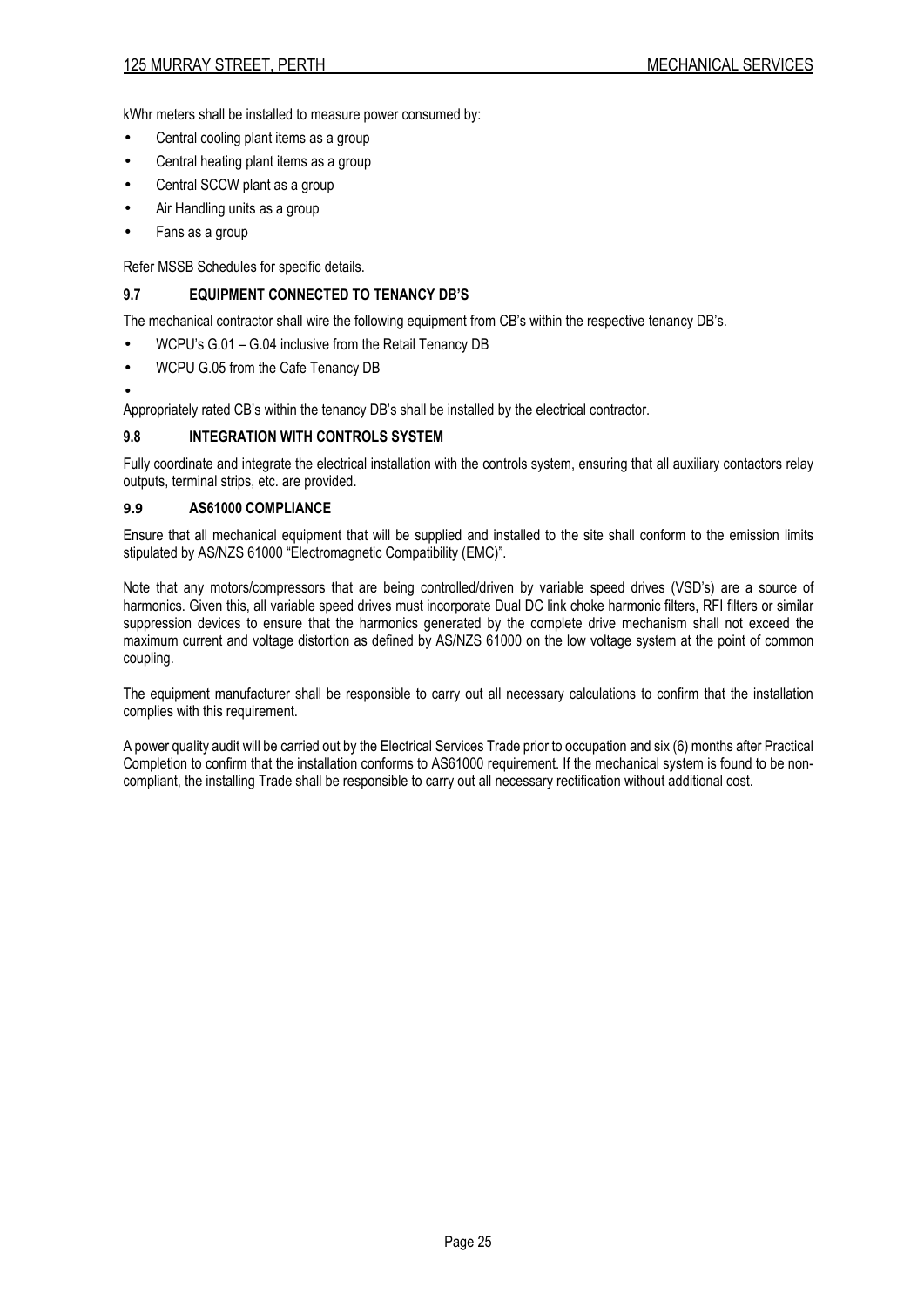kWhr meters shall be installed to measure power consumed by:

- Central cooling plant items as a group
- Central heating plant items as a group
- Central SCCW plant as a group
- Air Handling units as a group
- Fans as a group

Refer MSSB Schedules for specific details.

### 9.7 EQUIPMENT CONNECTED TO TENANCY DB'S

The mechanical contractor shall wire the following equipment from CB's within the respective tenancy DB's.

- WCPU's G.01 – G.04 inclusive from the Retail Tenancy DB
- WCPU G.05 from the Cafe Tenancy DB
-

Appropriately rated CB's within the tenancy DB's shall be installed by the electrical contractor.

### 9.8 INTEGRATION WITH CONTROLS SYSTEM

Fully coordinate and integrate the electrical installation with the controls system, ensuring that all auxiliary contactors relay outputs, terminal strips, etc. are provided.

### 9.9 AS61000 COMPLIANCE

Ensure that all mechanical equipment that will be supplied and installed to the site shall conform to the emission limits stipulated by AS/NZS 61000 "Electromagnetic Compatibility (EMC)".

Note that any motors/compressors that are being controlled/driven by variable speed drives (VSD's) are a source of harmonics. Given this, all variable speed drives must incorporate Dual DC link choke harmonic filters, RFI filters or similar suppression devices to ensure that the harmonics generated by the complete drive mechanism shall not exceed the maximum current and voltage distortion as defined by AS/NZS 61000 on the low voltage system at the point of common coupling.

The equipment manufacturer shall be responsible to carry out all necessary calculations to confirm that the installation complies with this requirement.

A power quality audit will be carried out by the Electrical Services Trade prior to occupation and six (6) months after Practical Completion to confirm that the installation conforms to AS61000 requirement. If the mechanical system is found to be non-compliant, the installing Trade shall be responsible to carry out all necessary rectification without additional cost.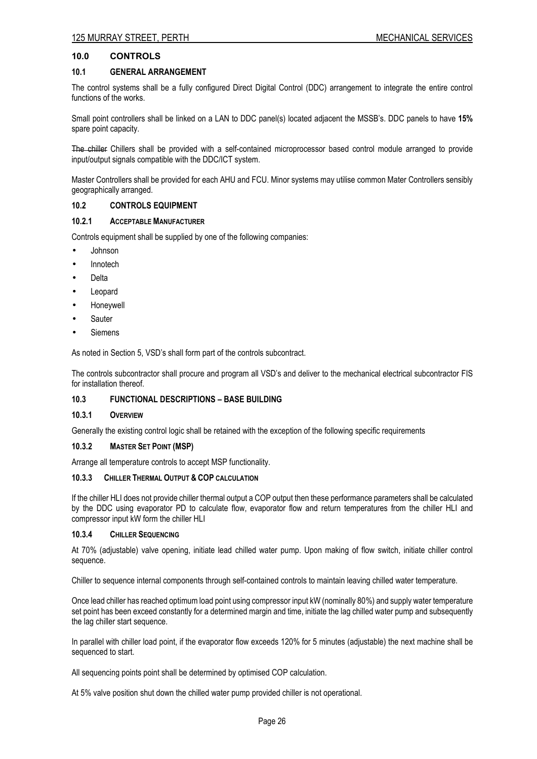## 10.0 CONTROLS

### 10.1 GENERAL ARRANGEMENT

The control systems shall be a fully configured Direct Digital Control (DDC) arrangement to integrate the entire control functions of the works.

Small point controllers shall be linked on a LAN to DDC panel(s) located adjacent the MSSB's. DDC panels to have **15%** spare point capacity.

~~The chiller~~ Chillers shall be provided with a self-contained microprocessor based control module arranged to provide input/output signals compatible with the DDC/ICT system.

Master Controllers shall be provided for each AHU and FCU. Minor systems may utilise common Mater Controllers sensibly geographically arranged.

### 10.2 CONTROLS EQUIPMENT

#### 10.2.1 ACCEPTABLE MANUFACTURER

Controls equipment shall be supplied by one of the following companies:

- Johnson
- Innotech
- Delta
- Leopard
- Honeywell
- Sauter
- Siemens

As noted in Section 5, VSD's shall form part of the controls subcontract.

The controls subcontractor shall procure and program all VSD's and deliver to the mechanical electrical subcontractor FIS for installation thereof.

### 10.3 FUNCTIONAL DESCRIPTIONS – BASE BUILDING

#### 10.3.1 OVERVIEW

Generally the existing control logic shall be retained with the exception of the following specific requirements

#### 10.3.2 MASTER SET POINT (MSP)

Arrange all temperature controls to accept MSP functionality.

#### 10.3.3 CHILLER THERMAL OUTPUT & COP CALCULATION

If the chiller HLI does not provide chiller thermal output a COP output then these performance parameters shall be calculated by the DDC using evaporator PD to calculate flow, evaporator flow and return temperatures from the chiller HLI and compressor input kW form the chiller HLI

#### 10.3.4 CHILLER SEQUENCING

At 70% (adjustable) valve opening, initiate lead chilled water pump. Upon making of flow switch, initiate chiller control sequence.

Chiller to sequence internal components through self-contained controls to maintain leaving chilled water temperature.

Once lead chiller has reached optimum load point using compressor input kW (nominally 80%) and supply water temperature set point has been exceed constantly for a determined margin and time, initiate the lag chilled water pump and subsequently the lag chiller start sequence.

In parallel with chiller load point, if the evaporator flow exceeds 120% for 5 minutes (adjustable) the next machine shall be sequenced to start.

All sequencing points point shall be determined by optimised COP calculation.

At 5% valve position shut down the chilled water pump provided chiller is not operational.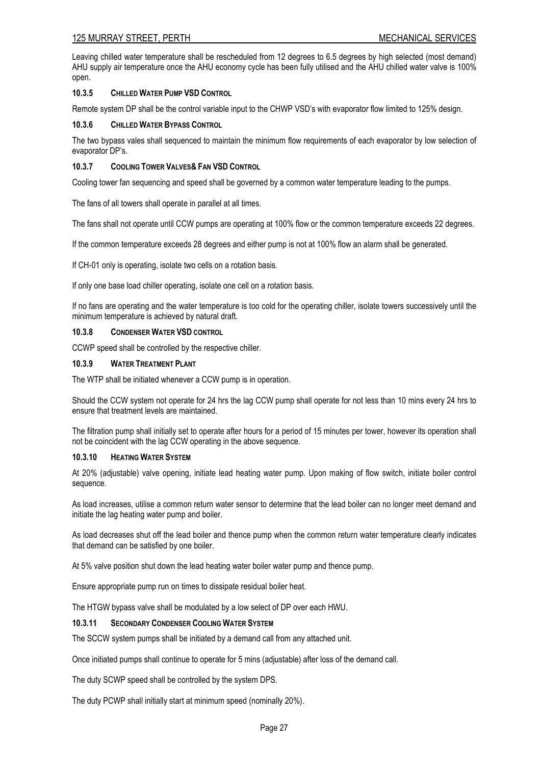Leaving chilled water temperature shall be rescheduled from 12 degrees to 6.5 degrees by high selected (most demand) AHU supply air temperature once the AHU economy cycle has been fully utilised and the AHU chilled water valve is 100% open.

### 10.3.5 CHILLED WATER PUMP VSD CONTROL

Remote system DP shall be the control variable input to the CHWP VSD's with evaporator flow limited to 125% design.

### 10.3.6 CHILLED WATER BYPASS CONTROL

The two bypass vales shall sequenced to maintain the minimum flow requirements of each evaporator by low selection of evaporator DP's.

### 10.3.7 COOLING TOWER VALVES& FAN VSD CONTROL

Cooling tower fan sequencing and speed shall be governed by a common water temperature leading to the pumps.

The fans of all towers shall operate in parallel at all times.

The fans shall not operate until CCW pumps are operating at 100% flow or the common temperature exceeds 22 degrees.

If the common temperature exceeds 28 degrees and either pump is not at 100% flow an alarm shall be generated.

If CH-01 only is operating, isolate two cells on a rotation basis.

If only one base load chiller operating, isolate one cell on a rotation basis.

If no fans are operating and the water temperature is too cold for the operating chiller, isolate towers successively until the minimum temperature is achieved by natural draft.

### 10.3.8 CONDENSER WATER VSD CONTROL

CCWP speed shall be controlled by the respective chiller.

### 10.3.9 WATER TREATMENT PLANT

The WTP shall be initiated whenever a CCW pump is in operation.

Should the CCW system not operate for 24 hrs the lag CCW pump shall operate for not less than 10 mins every 24 hrs to ensure that treatment levels are maintained.

The filtration pump shall initially set to operate after hours for a period of 15 minutes per tower, however its operation shall not be coincident with the lag CCW operating in the above sequence.

### 10.3.10 HEATING WATER SYSTEM

At 20% (adjustable) valve opening, initiate lead heating water pump. Upon making of flow switch, initiate boiler control sequence.

As load increases, utilise a common return water sensor to determine that the lead boiler can no longer meet demand and initiate the lag heating water pump and boiler.

As load decreases shut off the lead boiler and thence pump when the common return water temperature clearly indicates that demand can be satisfied by one boiler.

At 5% valve position shut down the lead heating water boiler water pump and thence pump.

Ensure appropriate pump run on times to dissipate residual boiler heat.

The HTGW bypass valve shall be modulated by a low select of DP over each HWU.

### 10.3.11 SECONDARY CONDENSER COOLING WATER SYSTEM

The SCCW system pumps shall be initiated by a demand call from any attached unit.

Once initiated pumps shall continue to operate for 5 mins (adjustable) after loss of the demand call.

The duty SCWP speed shall be controlled by the system DPS.

The duty PCWP shall initially start at minimum speed (nominally 20%).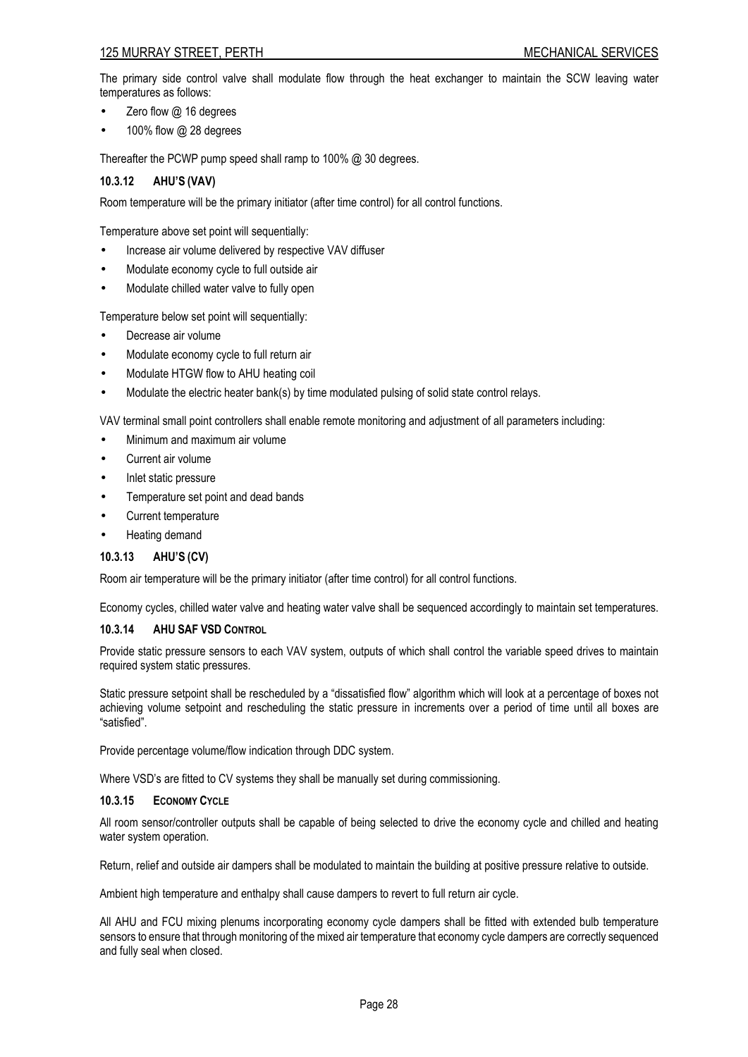The primary side control valve shall modulate flow through the heat exchanger to maintain the SCW leaving water temperatures as follows:

- Zero flow @ 16 degrees
- 100% flow @ 28 degrees

Thereafter the PCWP pump speed shall ramp to 100% @ 30 degrees.

### 10.3.12 AHU'S (VAV)

Room temperature will be the primary initiator (after time control) for all control functions.

Temperature above set point will sequentially:

- Increase air volume delivered by respective VAV diffuser
- Modulate economy cycle to full outside air
- Modulate chilled water valve to fully open

Temperature below set point will sequentially:

- Decrease air volume
- Modulate economy cycle to full return air
- Modulate HTGW flow to AHU heating coil
- Modulate the electric heater bank(s) by time modulated pulsing of solid state control relays.

VAV terminal small point controllers shall enable remote monitoring and adjustment of all parameters including:

- Minimum and maximum air volume
- Current air volume
- Inlet static pressure
- Temperature set point and dead bands
- Current temperature
- Heating demand

### 10.3.13 AHU'S (CV)

Room air temperature will be the primary initiator (after time control) for all control functions.

Economy cycles, chilled water valve and heating water valve shall be sequenced accordingly to maintain set temperatures.

### 10.3.14 AHU SAF VSD CONTROL

Provide static pressure sensors to each VAV system, outputs of which shall control the variable speed drives to maintain required system static pressures.

Static pressure setpoint shall be rescheduled by a "dissatisfied flow" algorithm which will look at a percentage of boxes not achieving volume setpoint and rescheduling the static pressure in increments over a period of time until all boxes are "satisfied".

Provide percentage volume/flow indication through DDC system.

Where VSD's are fitted to CV systems they shall be manually set during commissioning.

### 10.3.15 ECONOMY CYCLE

All room sensor/controller outputs shall be capable of being selected to drive the economy cycle and chilled and heating water system operation.

Return, relief and outside air dampers shall be modulated to maintain the building at positive pressure relative to outside.

Ambient high temperature and enthalpy shall cause dampers to revert to full return air cycle.

All AHU and FCU mixing plenums incorporating economy cycle dampers shall be fitted with extended bulb temperature sensors to ensure that through monitoring of the mixed air temperature that economy cycle dampers are correctly sequenced and fully seal when closed.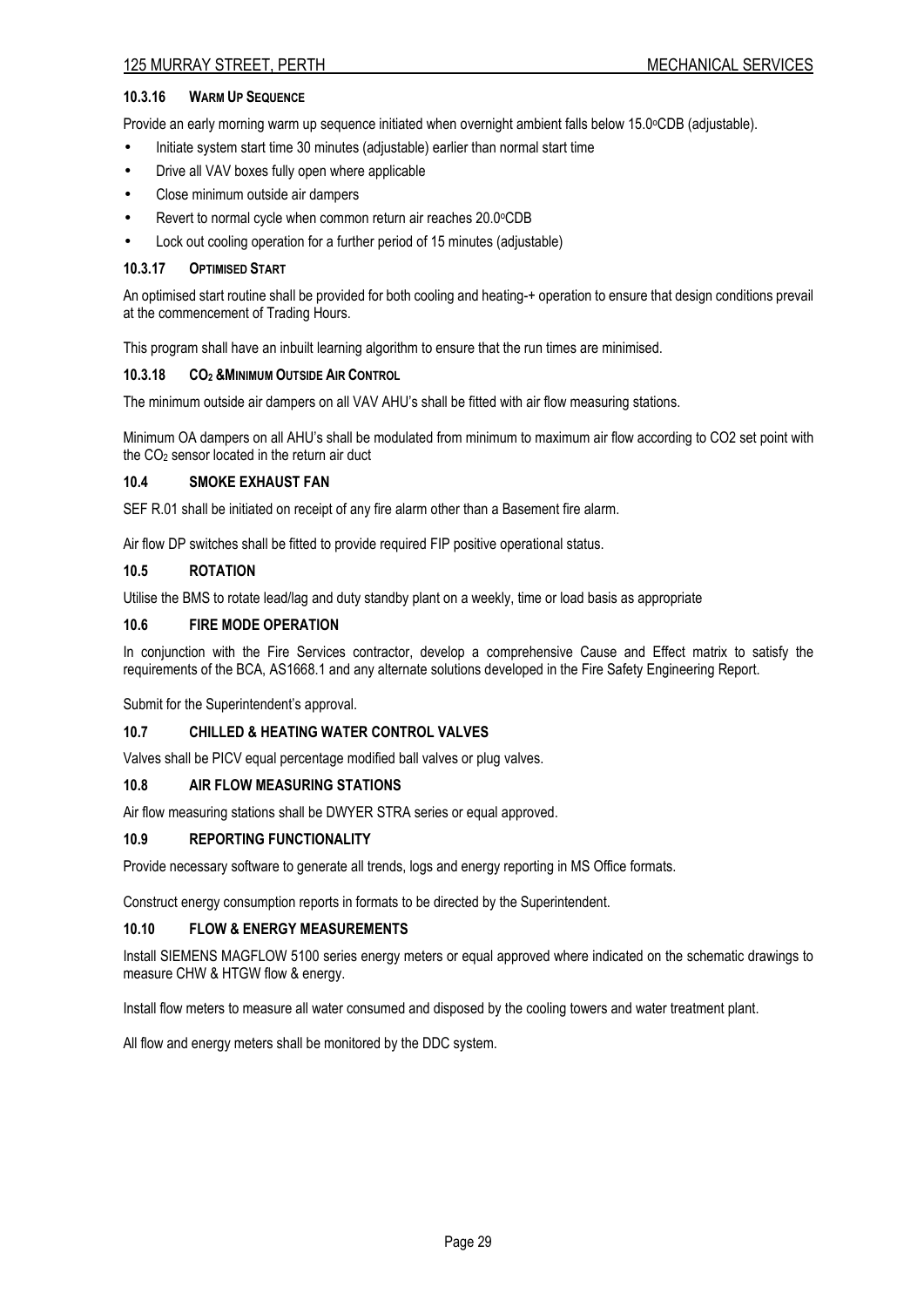#### 10.3.16 WARM UP SEQUENCE

Provide an early morning warm up sequence initiated when overnight ambient falls below 15.0ºCDB (adjustable).

- Initiate system start time 30 minutes (adjustable) earlier than normal start time
- Drive all VAV boxes fully open where applicable
- Close minimum outside air dampers
- Revert to normal cycle when common return air reaches 20.0ºCDB
- Lock out cooling operation for a further period of 15 minutes (adjustable)

#### 10.3.17 OPTIMISED START

An optimised start routine shall be provided for both cooling and heating-+ operation to ensure that design conditions prevail at the commencement of Trading Hours.

This program shall have an inbuilt learning algorithm to ensure that the run times are minimised.

#### 10.3.18 $CO_2$ &MINIMUM OUTSIDE AIR CONTROL

The minimum outside air dampers on all VAV AHU's shall be fitted with air flow measuring stations.

Minimum OA dampers on all AHU's shall be modulated from minimum to maximum air flow according to CO2 set point with the $CO_2$ sensor located in the return air duct

### 10.4 SMOKE EXHAUST FAN

SEF R.01 shall be initiated on receipt of any fire alarm other than a Basement fire alarm.

Air flow DP switches shall be fitted to provide required FIP positive operational status.

### 10.5 ROTATION

Utilise the BMS to rotate lead/lag and duty standby plant on a weekly, time or load basis as appropriate

### 10.6 FIRE MODE OPERATION

In conjunction with the Fire Services contractor, develop a comprehensive Cause and Effect matrix to satisfy the requirements of the BCA, AS1668.1 and any alternate solutions developed in the Fire Safety Engineering Report.

Submit for the Superintendent's approval.

### 10.7 CHILLED & HEATING WATER CONTROL VALVES

Valves shall be PICV equal percentage modified ball valves or plug valves.

### 10.8 AIR FLOW MEASURING STATIONS

Air flow measuring stations shall be DWYER STRA series or equal approved.

### 10.9 REPORTING FUNCTIONALITY

Provide necessary software to generate all trends, logs and energy reporting in MS Office formats.

Construct energy consumption reports in formats to be directed by the Superintendent.

### 10.10 FLOW & ENERGY MEASUREMENTS

Install SIEMENS MAGFLOW 5100 series energy meters or equal approved where indicated on the schematic drawings to measure CHW & HTGW flow & energy.

Install flow meters to measure all water consumed and disposed by the cooling towers and water treatment plant.

All flow and energy meters shall be monitored by the DDC system.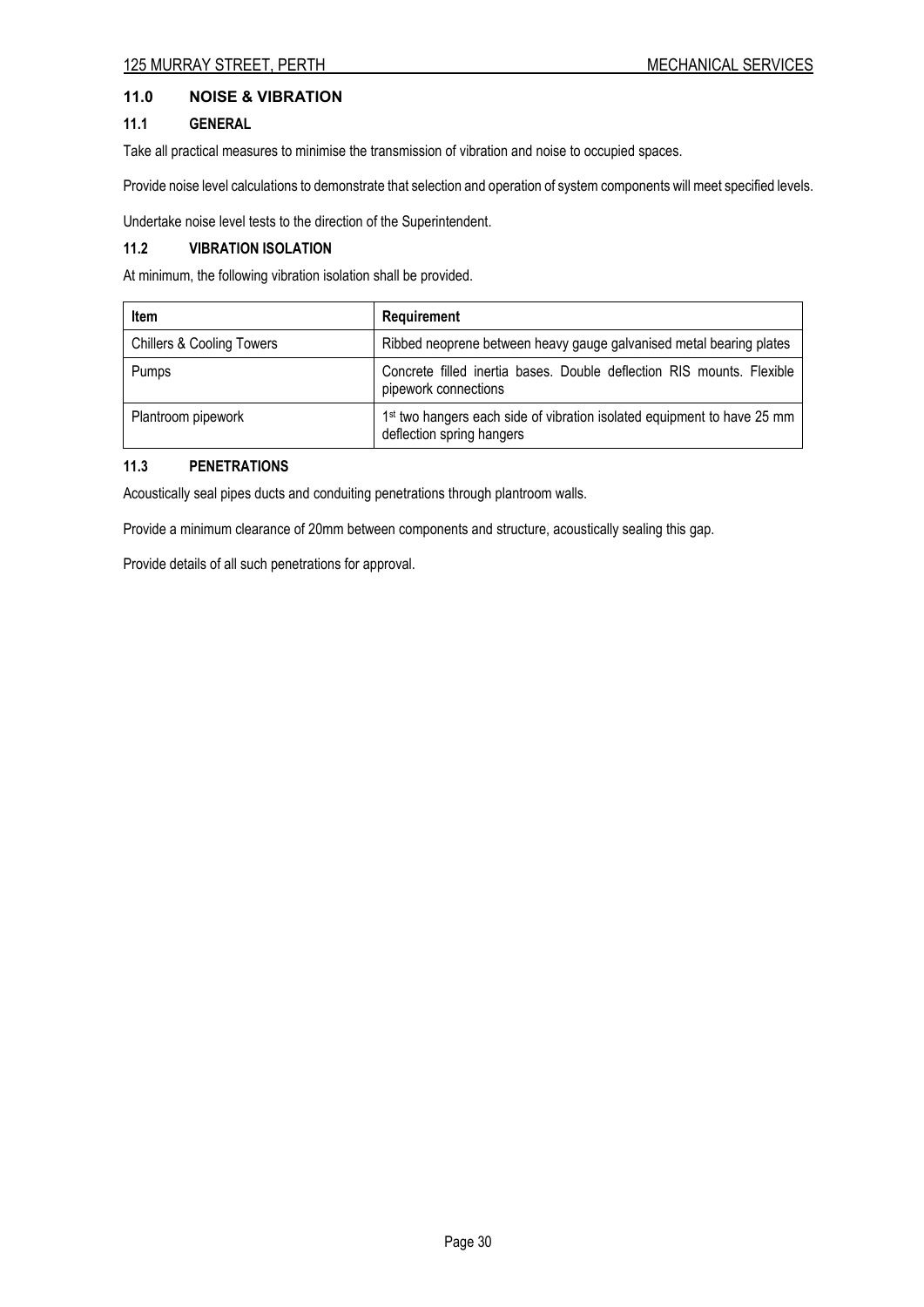## 11.0 NOISE & VIBRATION

### 11.1 GENERAL

Take all practical measures to minimise the transmission of vibration and noise to occupied spaces.

Provide noise level calculations to demonstrate that selection and operation of system components will meet specified levels.

Undertake noise level tests to the direction of the Superintendent.

### 11.2 VIBRATION ISOLATION

At minimum, the following vibration isolation shall be provided.

| Item | Requirement |
|---|---|
| Chillers & Cooling Towers | Ribbed neoprene between heavy gauge galvanised metal bearing plates |
| Pumps | Concrete filled inertia bases. Double deflection RIS mounts. Flexible pipework connections |
| Plantroom pipework | 1st two hangers each side of vibration isolated equipment to have 25 mm deflection spring hangers |

### 11.3 PENETRATIONS

Acoustically seal pipes ducts and conduiting penetrations through plantroom walls.

Provide a minimum clearance of 20mm between components and structure, acoustically sealing this gap.

Provide details of all such penetrations for approval.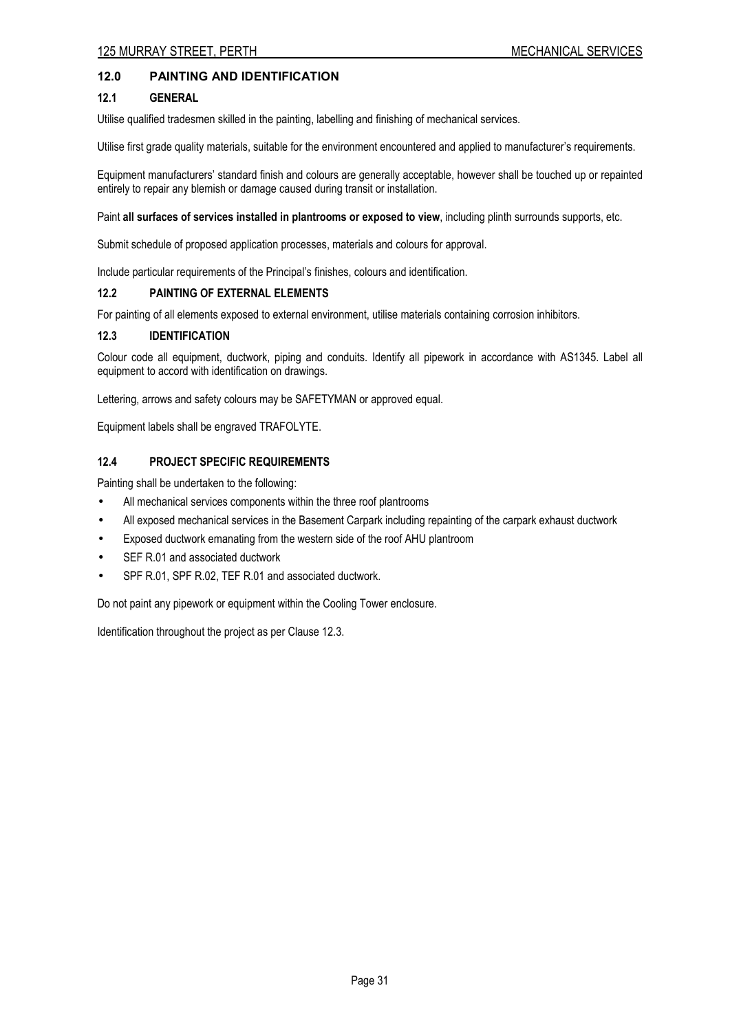## 12.0 PAINTING AND IDENTIFICATION

### 12.1 GENERAL

Utilise qualified tradesmen skilled in the painting, labelling and finishing of mechanical services.

Utilise first grade quality materials, suitable for the environment encountered and applied to manufacturer's requirements.

Equipment manufacturers' standard finish and colours are generally acceptable, however shall be touched up or repainted entirely to repair any blemish or damage caused during transit or installation.

Paint **all surfaces of services installed in plantrooms or exposed to view**, including plinth surrounds supports, etc.

Submit schedule of proposed application processes, materials and colours for approval.

Include particular requirements of the Principal's finishes, colours and identification.

### 12.2 PAINTING OF EXTERNAL ELEMENTS

For painting of all elements exposed to external environment, utilise materials containing corrosion inhibitors.

### 12.3 IDENTIFICATION

Colour code all equipment, ductwork, piping and conduits. Identify all pipework in accordance with AS1345. Label all equipment to accord with identification on drawings.

Lettering, arrows and safety colours may be SAFETYMAN or approved equal.

Equipment labels shall be engraved TRAFOLYTE.

### 12.4 PROJECT SPECIFIC REQUIREMENTS

Painting shall be undertaken to the following:

- All mechanical services components within the three roof plantrooms
- All exposed mechanical services in the Basement Carpark including repainting of the carpark exhaust ductwork
- Exposed ductwork emanating from the western side of the roof AHU plantroom
- SEF R.01 and associated ductwork
- SPF R.01, SPF R.02, TEF R.01 and associated ductwork.

Do not paint any pipework or equipment within the Cooling Tower enclosure.

Identification throughout the project as per Clause 12.3.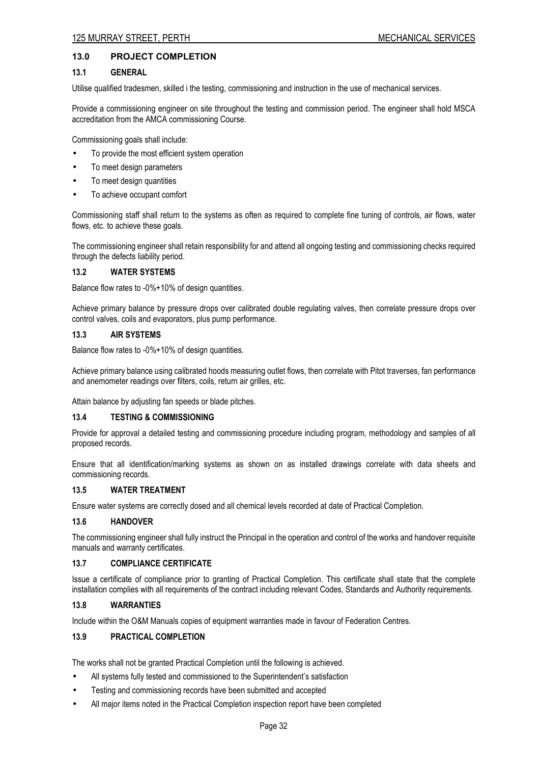## 13.0 PROJECT COMPLETION

### 13.1 GENERAL

Utilise qualified tradesmen, skilled i the testing, commissioning and instruction in the use of mechanical services.

Provide a commissioning engineer on site throughout the testing and commission period. The engineer shall hold MSCA accreditation from the AMCA commissioning Course.

Commissioning goals shall include:

- To provide the most efficient system operation
- To meet design parameters
- To meet design quantities
- To achieve occupant comfort

Commissioning staff shall return to the systems as often as required to complete fine tuning of controls, air flows, water flows, etc. to achieve these goals.

The commissioning engineer shall retain responsibility for and attend all ongoing testing and commissioning checks required through the defects liability period.

### 13.2 WATER SYSTEMS

Balance flow rates to -0%+10% of design quantities.

Achieve primary balance by pressure drops over calibrated double regulating valves, then correlate pressure drops over control valves, coils and evaporators, plus pump performance.

### 13.3 AIR SYSTEMS

Balance flow rates to -0%+10% of design quantities.

Achieve primary balance using calibrated hoods measuring outlet flows, then correlate with Pitot traverses, fan performance and anemometer readings over filters, coils, return air grilles, etc.

Attain balance by adjusting fan speeds or blade pitches.

### 13.4 TESTING & COMMISSIONING

Provide for approval a detailed testing and commissioning procedure including program, methodology and samples of all proposed records.

Ensure that all identification/marking systems as shown on as installed drawings correlate with data sheets and commissioning records.

### 13.5 WATER TREATMENT

Ensure water systems are correctly dosed and all chemical levels recorded at date of Practical Completion.

### 13.6 HANDOVER

The commissioning engineer shall fully instruct the Principal in the operation and control of the works and handover requisite manuals and warranty certificates.

### 13.7 COMPLIANCE CERTIFICATE

Issue a certificate of compliance prior to granting of Practical Completion. This certificate shall state that the complete installation complies with all requirements of the contract including relevant Codes, Standards and Authority requirements.

### 13.8 WARRANTIES

Include within the O&M Manuals copies of equipment warranties made in favour of Federation Centres.

### 13.9 PRACTICAL COMPLETION

The works shall not be granted Practical Completion until the following is achieved.

- All systems fully tested and commissioned to the Superintendent's satisfaction
- Testing and commissioning records have been submitted and accepted
- All major items noted in the Practical Completion inspection report have been completed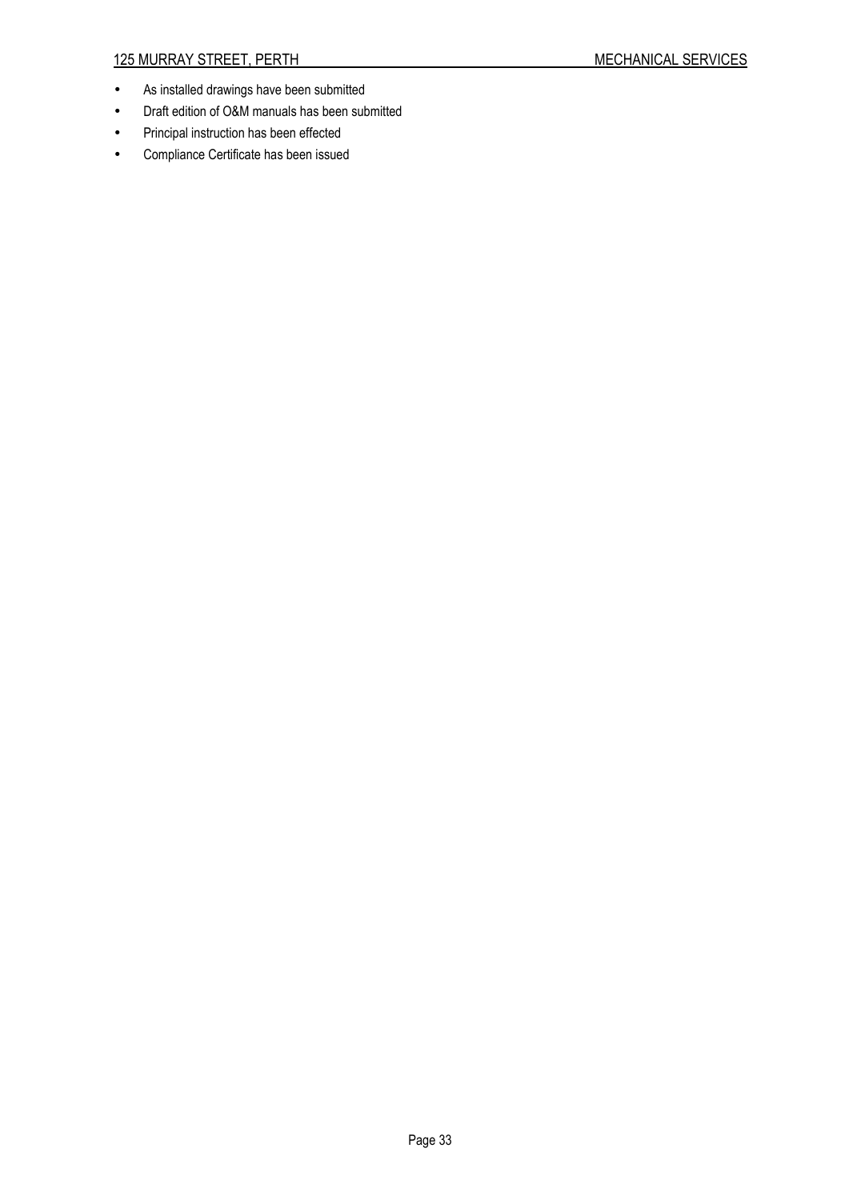- As installed drawings have been submitted
- Draft edition of O&M manuals has been submitted
- Principal instruction has been effected
- Compliance Certificate has been issued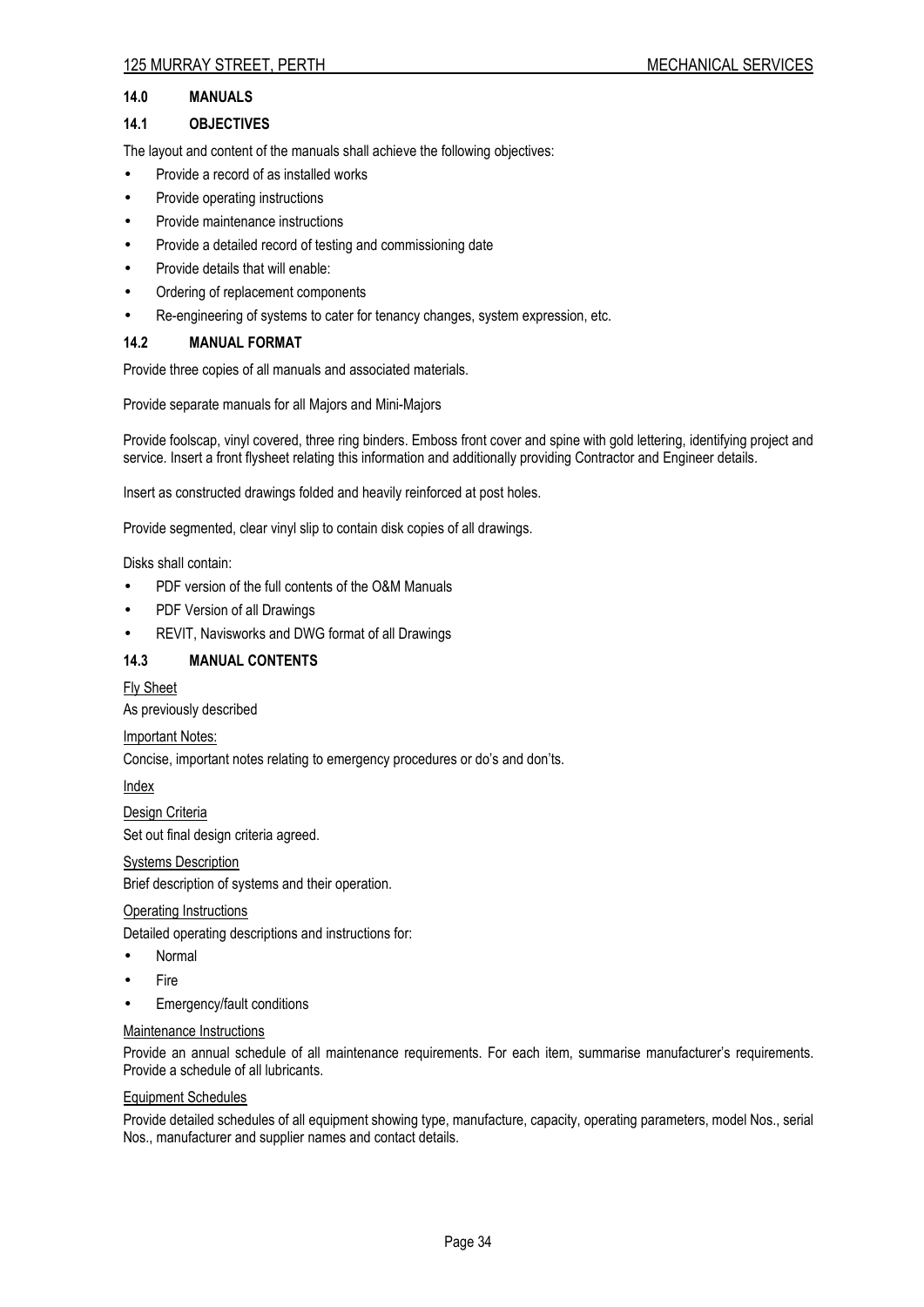## 14.0 MANUALS

### 14.1 OBJECTIVES

The layout and content of the manuals shall achieve the following objectives:

- Provide a record of as installed works
- Provide operating instructions
- Provide maintenance instructions
- Provide a detailed record of testing and commissioning date
- Provide details that will enable:
- Ordering of replacement components
- Re-engineering of systems to cater for tenancy changes, system expression, etc.

### 14.2 MANUAL FORMAT

Provide three copies of all manuals and associated materials.

Provide separate manuals for all Majors and Mini-Majors

Provide foolscap, vinyl covered, three ring binders. Emboss front cover and spine with gold lettering, identifying project and service. Insert a front flysheet relating this information and additionally providing Contractor and Engineer details.

Insert as constructed drawings folded and heavily reinforced at post holes.

Provide segmented, clear vinyl slip to contain disk copies of all drawings.

Disks shall contain:

- PDF version of the full contents of the O&M Manuals
- PDF Version of all Drawings
- REVIT, Navisworks and DWG format of all Drawings

### 14.3 MANUAL CONTENTS

<u>Fly Sheet</u>

As previously described

<u>Important Notes:</u>

Concise, important notes relating to emergency procedures or do's and don'ts.

<u>Index</u>

<u>Design Criteria</u>

Set out final design criteria agreed.

<u>Systems Description</u>

Brief description of systems and their operation.

<u>Operating Instructions</u>

Detailed operating descriptions and instructions for:

- Normal
- Fire
- Emergency/fault conditions

<u>Maintenance Instructions</u>

Provide an annual schedule of all maintenance requirements. For each item, summarise manufacturer's requirements. Provide a schedule of all lubricants.

<u>Equipment Schedules</u>

Provide detailed schedules of all equipment showing type, manufacture, capacity, operating parameters, model Nos., serial Nos., manufacturer and supplier names and contact details.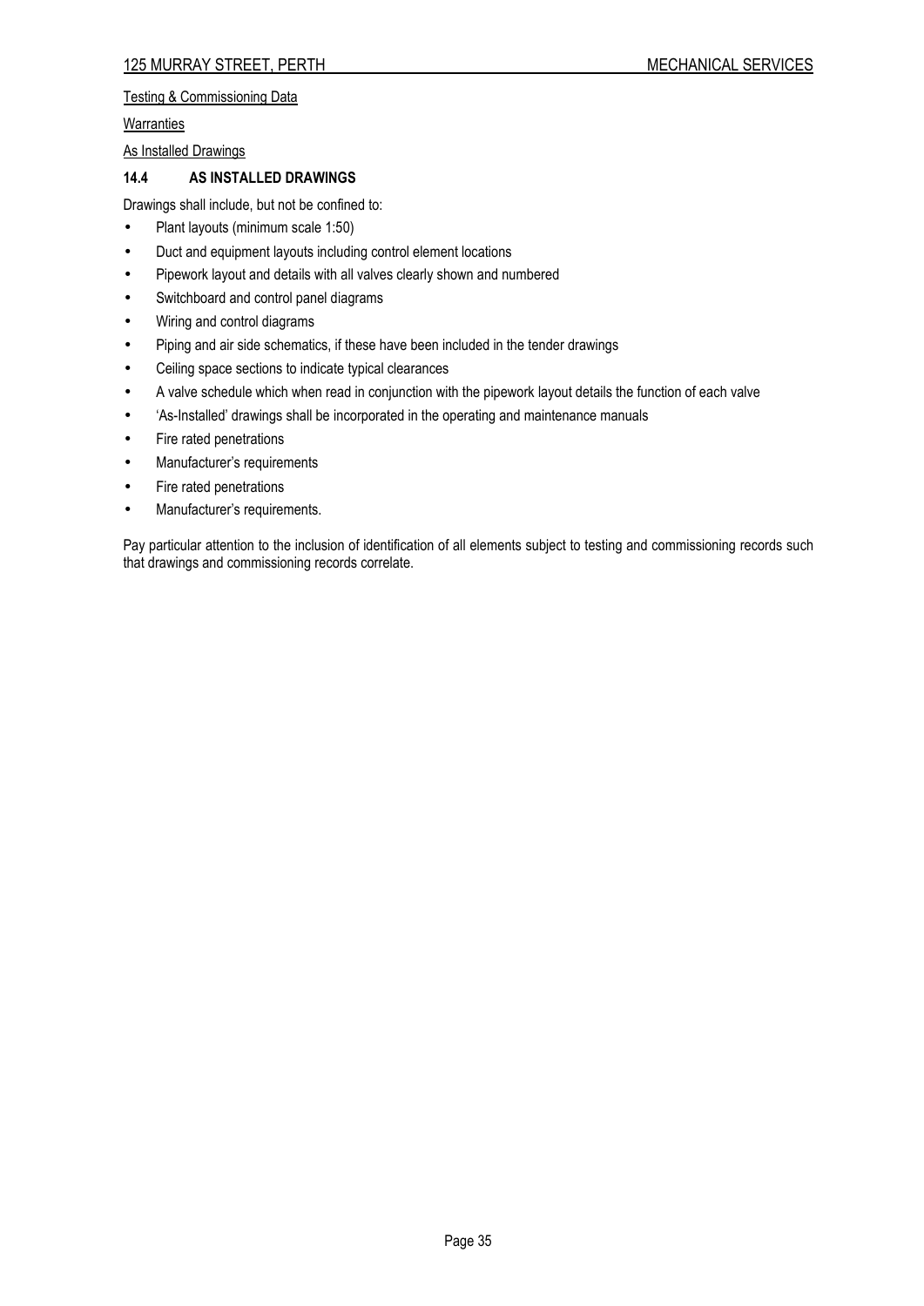Testing & Commissioning Data

Warranties

As Installed Drawings

### 14.4 AS INSTALLED DRAWINGS

Drawings shall include, but not be confined to:

- Plant layouts (minimum scale 1:50)
- Duct and equipment layouts including control element locations
- Pipework layout and details with all valves clearly shown and numbered
- Switchboard and control panel diagrams
- Wiring and control diagrams
- Piping and air side schematics, if these have been included in the tender drawings
- Ceiling space sections to indicate typical clearances
- A valve schedule which when read in conjunction with the pipework layout details the function of each valve
- 'As-Installed' drawings shall be incorporated in the operating and maintenance manuals
- Fire rated penetrations
- Manufacturer's requirements
- Fire rated penetrations
- Manufacturer's requirements.

Pay particular attention to the inclusion of identification of all elements subject to testing and commissioning records such that drawings and commissioning records correlate.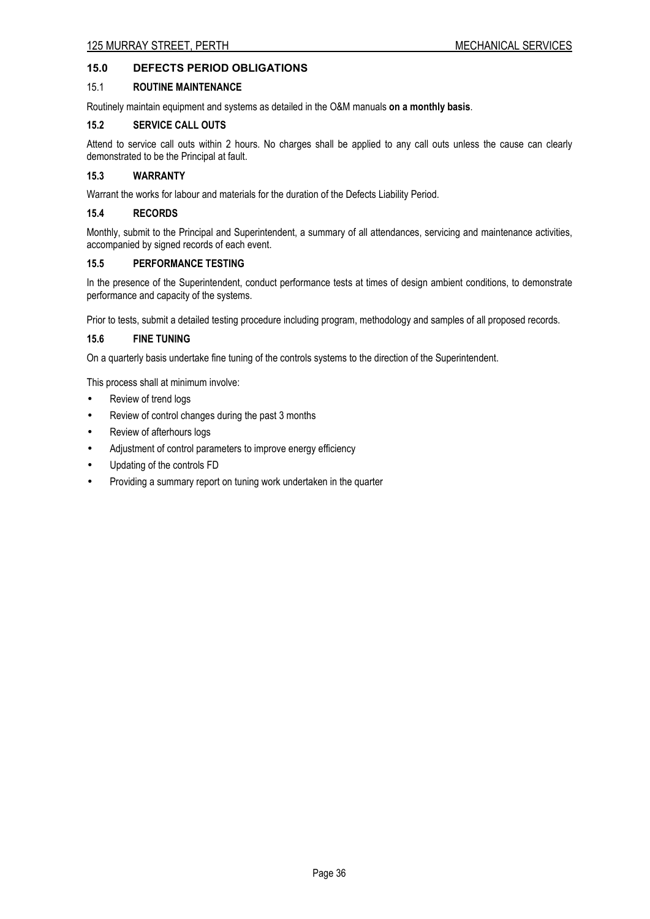## 15.0 DEFECTS PERIOD OBLIGATIONS

### 15.1 ROUTINE MAINTENANCE

Routinely maintain equipment and systems as detailed in the O&M manuals **on a monthly basis**.

### 15.2 SERVICE CALL OUTS

Attend to service call outs within 2 hours. No charges shall be applied to any call outs unless the cause can clearly demonstrated to be the Principal at fault.

### 15.3 WARRANTY

Warrant the works for labour and materials for the duration of the Defects Liability Period.

### 15.4 RECORDS

Monthly, submit to the Principal and Superintendent, a summary of all attendances, servicing and maintenance activities, accompanied by signed records of each event.

### 15.5 PERFORMANCE TESTING

In the presence of the Superintendent, conduct performance tests at times of design ambient conditions, to demonstrate performance and capacity of the systems.

Prior to tests, submit a detailed testing procedure including program, methodology and samples of all proposed records.

### 15.6 FINE TUNING

On a quarterly basis undertake fine tuning of the controls systems to the direction of the Superintendent.

This process shall at minimum involve:

- Review of trend logs
- Review of control changes during the past 3 months
- Review of afterhours logs
- Adjustment of control parameters to improve energy efficiency
- Updating of the controls FD
- Providing a summary report on tuning work undertaken in the quarter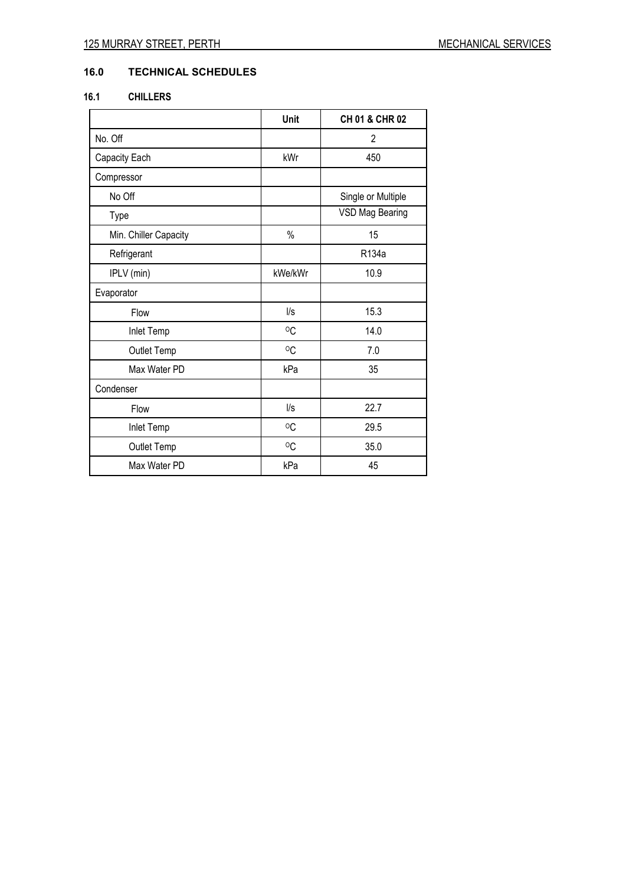## 16.0 TECHNICAL SCHEDULES

### 16.1 CHILLERS

|  | Unit | CH 01 & CHR 02 |
|---|---|---|
| No. Off |  | 2 |
| Capacity Each | kWr | 450 |
| Compressor |  |  |
| No Off |  | Single or Multiple |
| Type |  | VSD Mag Bearing |
| Min. Chiller Capacity | % | 15 |
| Refrigerant |  | R134a |
| IPLV (min) | kWe/kWr | 10.9 |
| Evaporator |  |  |
| Flow | l/s | 15.3 |
| Inlet Temp | $^{o}C$ | 14.0 |
| Outlet Temp | $^{o}C$ | 7.0 |
| Max Water PD | kPa | 35 |
| Condenser |  |  |
| Flow | l/s | 22.7 |
| Inlet Temp | $^{o}C$ | 29.5 |
| Outlet Temp | $^{o}C$ | 35.0 |
| Max Water PD | kPa | 45 |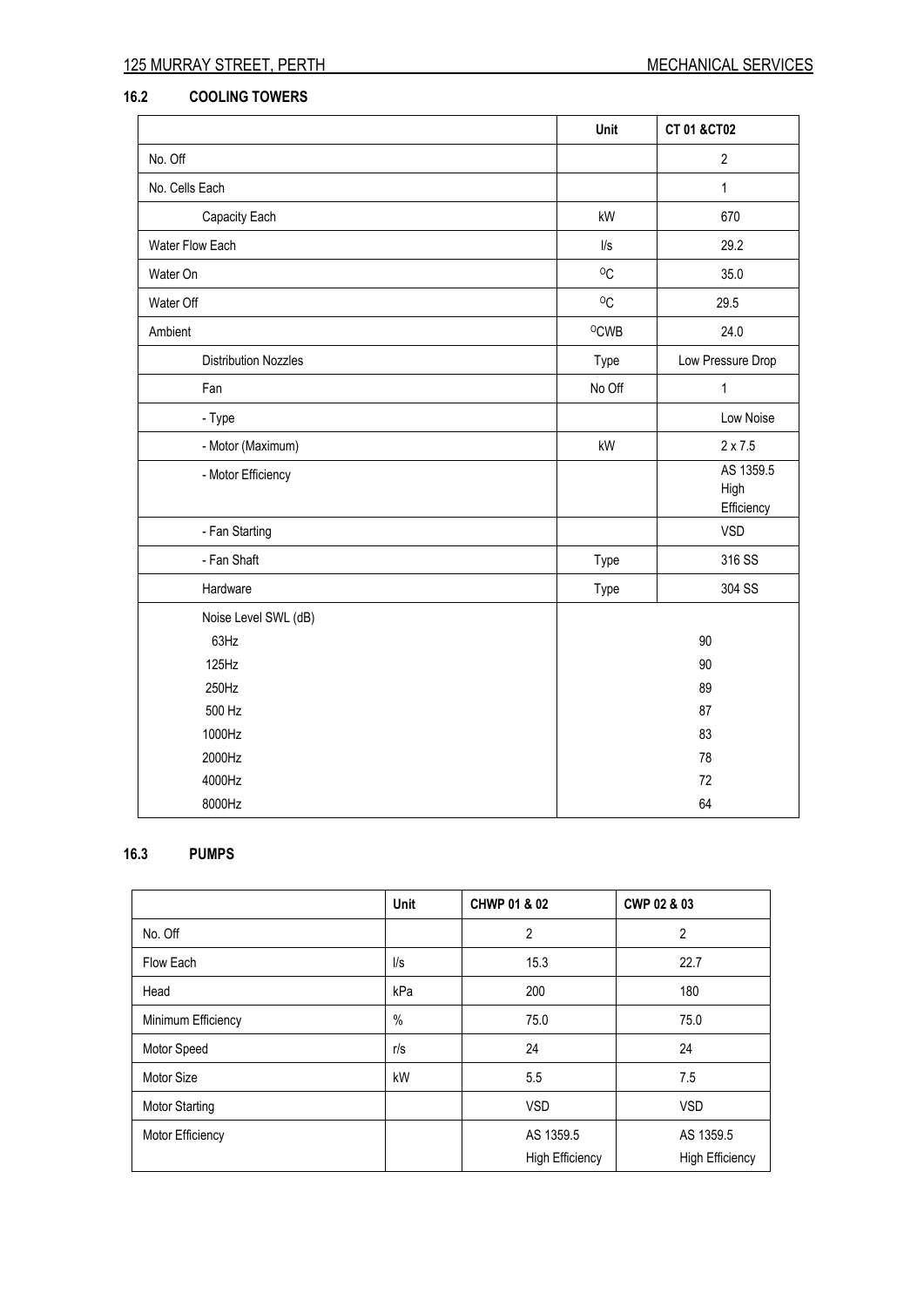### 16.2 COOLING TOWERS

| | Unit | CT 01 &CT02 |
|---|---|---|
| No. Off | | 2 |
| No. Cells Each | | 1 |
| Capacity Each | kW | 670 |
| Water Flow Each | l/s | 29.2 |
| Water On | $^{O}C$ | 35.0 |
| Water Off | $^{O}C$ | 29.5 |
| Ambient | $^{O}CWB$ | 24.0 |
| Distribution Nozzles | Type | Low Pressure Drop |
| Fan | No Off | 1 |
| - Type | | Low Noise |
| - Motor (Maximum) | kW | 2 x 7.5 |
| - Motor Efficiency | | AS 1359.5 High Efficiency |
| - Fan Starting | | VSD |
| - Fan Shaft | Type | 316 SS |
| Hardware | Type | 304 SS |
| Noise Level SWL (dB) | | |
| 63Hz | | 90 |
| 125Hz | | 90 |
| 250Hz | | 89 |
| 500 Hz | | 87 |
| 1000Hz | | 83 |
| 2000Hz | | 78 |
| 4000Hz | | 72 |
| 8000Hz | | 64 |

### 16.3 PUMPS

| | Unit | CHWP 01 & 02 | CWP 02 & 03 |
|---|---|---|---|
| No. Off | | 2 | 2 |
| Flow Each | l/s | 15.3 | 22.7 |
| Head | kPa | 200 | 180 |
| Minimum Efficiency | % | 75.0 | 75.0 |
| Motor Speed | r/s | 24 | 24 |
| Motor Size | kW | 5.5 | 7.5 |
| Motor Starting | | VSD | VSD |
| Motor Efficiency | | AS 1359.5 High Efficiency | AS 1359.5 High Efficiency |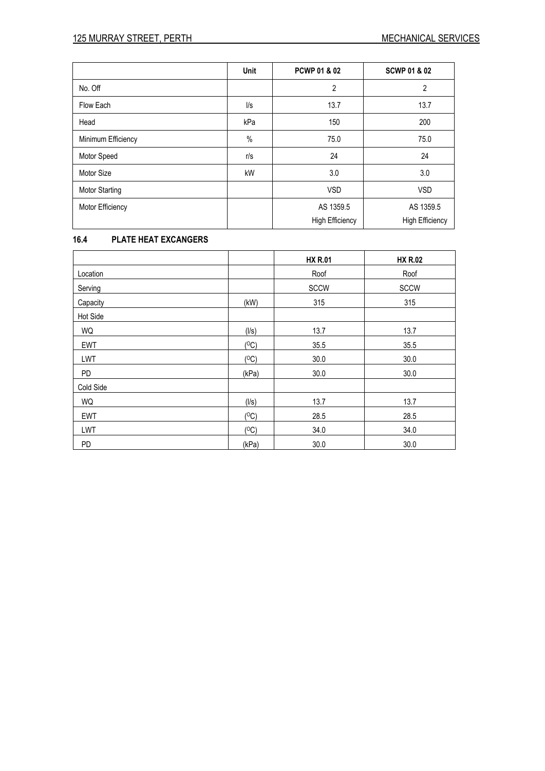| | Unit | PCWP 01 & 02 | SCWP 01 & 02 |
|---|---|---|---|
| No. Off | | 2 | 2 |
| Flow Each | l/s | 13.7 | 13.7 |
| Head | kPa | 150 | 200 |
| Minimum Efficiency | % | 75.0 | 75.0 |
| Motor Speed | r/s | 24 | 24 |
| Motor Size | kW | 3.0 | 3.0 |
| Motor Starting | | VSD | VSD |
| Motor Efficiency | | AS 1359.5 High Efficiency | AS 1359.5 High Efficiency |

### 16.4 PLATE HEAT EXCANGERS

| | | HX R.01 | HX R.02 |
|---|---|---|---|
| Location | | Roof | Roof |
| Serving | | SCCW | SCCW |
| Capacity | (kW) | 315 | 315 |
| Hot Side | | | |
| WQ | (l/s) | 13.7 | 13.7 |
| EWT | ($^{O}$C) | 35.5 | 35.5 |
| LWT | ($^{O}$C) | 30.0 | 30.0 |
| PD | (kPa) | 30.0 | 30.0 |
| Cold Side | | | |
| WQ | (l/s) | 13.7 | 13.7 |
| EWT | ($^{O}$C) | 28.5 | 28.5 |
| LWT | ($^{O}$C) | 34.0 | 34.0 |
| PD | (kPa) | 30.0 | 30.0 |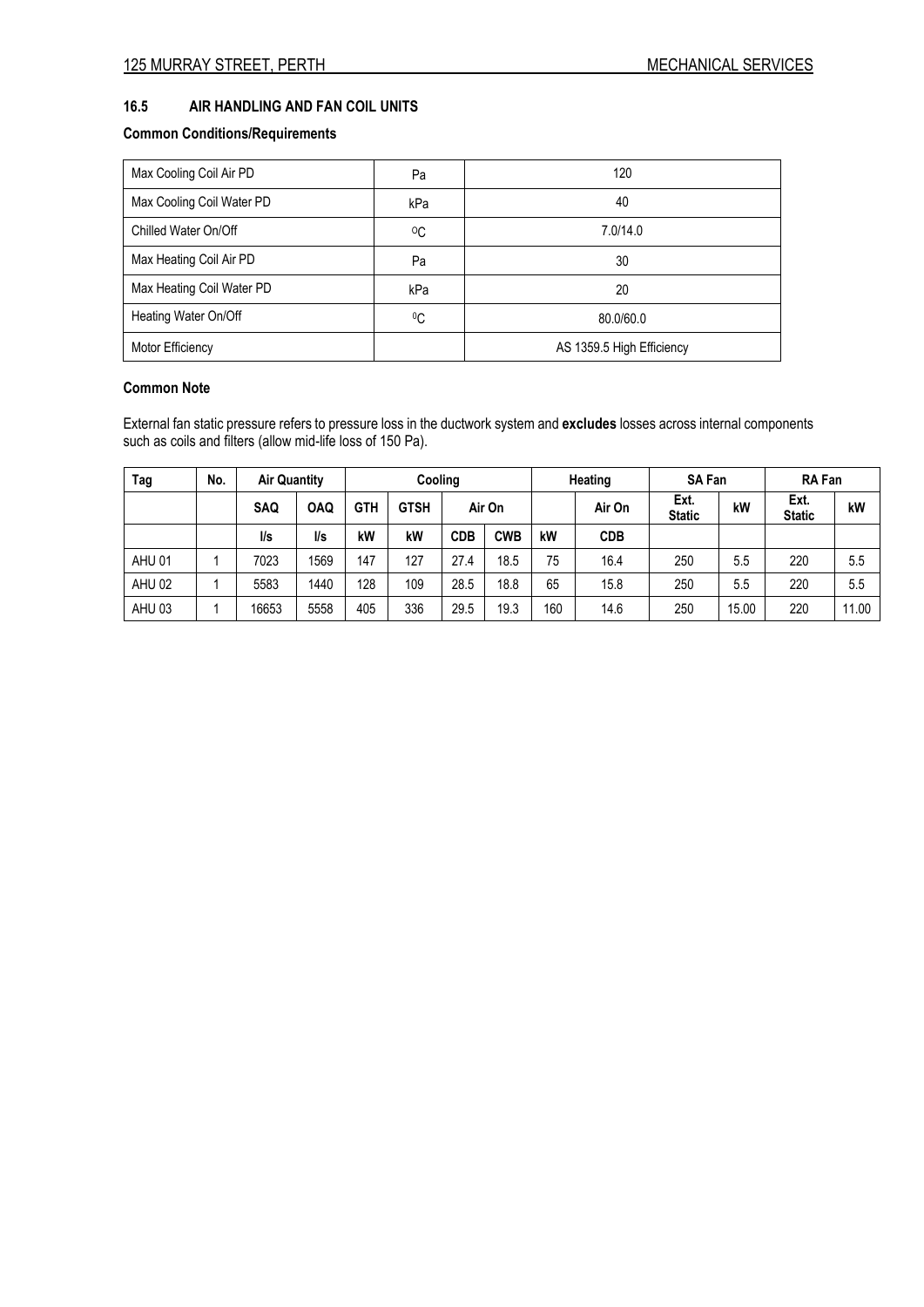## 16.5 AIR HANDLING AND FAN COIL UNITS

### Common Conditions/Requirements

| Max Cooling Coil Air PD | Pa | 120 |
|---|---|---|
| Max Cooling Coil Water PD | kPa | 40 |
| Chilled Water On/Off | $^0$C | 7.0/14.0 |
| Max Heating Coil Air PD | Pa | 30 |
| Max Heating Coil Water PD | kPa | 20 |
| Heating Water On/Off | $^0$C | 80.0/60.0 |
| Motor Efficiency | | AS 1359.5 High Efficiency |

### Common Note

External fan static pressure refers to pressure loss in the ductwork system and **excludes** losses across internal components such as coils and filters (allow mid-life loss of 150 Pa).

| Tag | No. | Air Quantity | | Cooling | | | | Heating | | SA Fan | | RA Fan | |
|---|---|---|---|---|---|---|---|---|---|---|---|---|---|
| | | SAQ | OAQ | GTH | GTSH | Air On | | | Air On | Ext. Static | kW | Ext. Static | kW |
| | | l/s | l/s | kW | kW | CDB | CWB | kW | CDB | | | | |
| AHU 01 | 1 | 7023 | 1569 | 147 | 127 | 27.4 | 18.5 | 75 | 16.4 | 250 | 5.5 | 220 | 5.5 |
| AHU 02 | 1 | 5583 | 1440 | 128 | 109 | 28.5 | 18.8 | 65 | 15.8 | 250 | 5.5 | 220 | 5.5 |
| AHU 03 | 1 | 16653 | 5558 | 405 | 336 | 29.5 | 19.3 | 160 | 14.6 | 250 | 15.00 | 220 | 11.00 |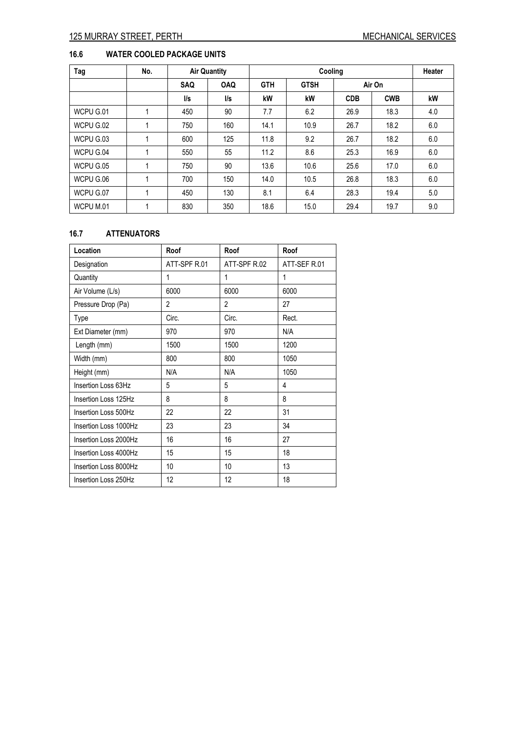## 16.6 WATER COOLED PACKAGE UNITS

| Tag | No. | Air Quantity | | Cooling | | | | Heater |
|---|---|---|---|---|---|---|---|---|
| | | SAQ | OAQ | GTH | GTSH | Air On | | |
| | | l/s | l/s | kW | kW | CDB | CWB | kW |
| WCPU G.01 | 1 | 450 | 90 | 7.7 | 6.2 | 26.9 | 18.3 | 4.0 |
| WCPU G.02 | 1 | 750 | 160 | 14.1 | 10.9 | 26.7 | 18.2 | 6.0 |
| WCPU G.03 | 1 | 600 | 125 | 11.8 | 9.2 | 26.7 | 18.2 | 6.0 |
| WCPU G.04 | 1 | 550 | 55 | 11.2 | 8.6 | 25.3 | 16.9 | 6.0 |
| WCPU G.05 | 1 | 750 | 90 | 13.6 | 10.6 | 25.6 | 17.0 | 6.0 |
| WCPU G.06 | 1 | 700 | 150 | 14.0 | 10.5 | 26.8 | 18.3 | 6.0 |
| WCPU G.07 | 1 | 450 | 130 | 8.1 | 6.4 | 28.3 | 19.4 | 5.0 |
| WCPU M.01 | 1 | 830 | 350 | 18.6 | 15.0 | 29.4 | 19.7 | 9.0 |

## 16.7 ATTENUATORS

| Location | Roof | Roof | Roof |
|---|---|---|---|
| Designation | ATT-SPF R.01 | ATT-SPF R.02 | ATT-SEF R.01 |
| Quantity | 1 | 1 | 1 |
| Air Volume (L/s) | 6000 | 6000 | 6000 |
| Pressure Drop (Pa) | 2 | 2 | 27 |
| Type | Circ. | Circ. | Rect. |
| Ext Diameter (mm) | 970 | 970 | N/A |
| Length (mm) | 1500 | 1500 | 1200 |
| Width (mm) | 800 | 800 | 1050 |
| Height (mm) | N/A | N/A | 1050 |
| Insertion Loss 63Hz | 5 | 5 | 4 |
| Insertion Loss 125Hz | 8 | 8 | 8 |
| Insertion Loss 500Hz | 22 | 22 | 31 |
| Insertion Loss 1000Hz | 23 | 23 | 34 |
| Insertion Loss 2000Hz | 16 | 16 | 27 |
| Insertion Loss 4000Hz | 15 | 15 | 18 |
| Insertion Loss 8000Hz | 10 | 10 | 13 |
| Insertion Loss 250Hz | 12 | 12 | 18 |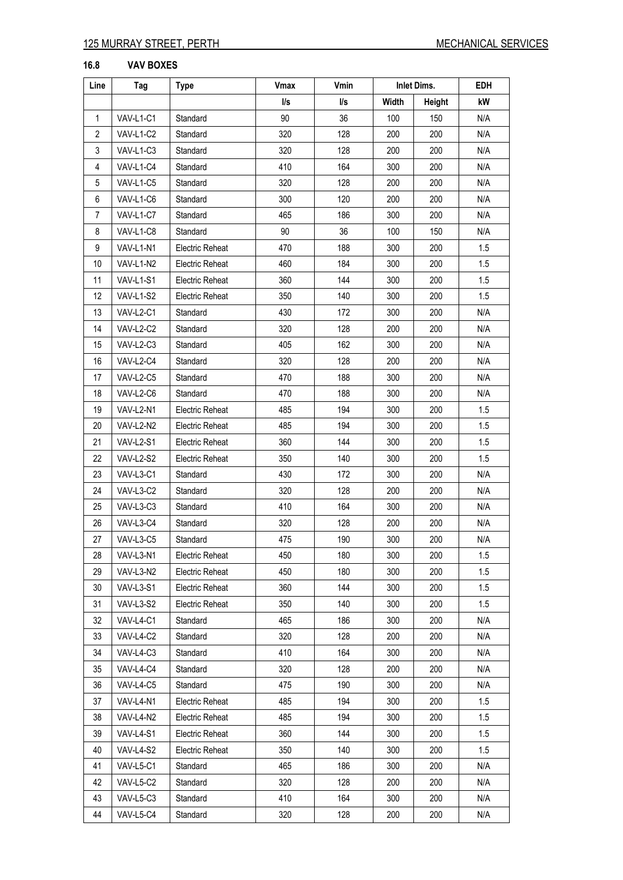## 16.8 VAV BOXES

| Line | Tag | Type | Vmax | Vmin | Inlet Dims. | | EDH |
|---|---|---|---|---|---|---|---|
| | | | l/s | l/s | Width | Height | kW |
| 1 | VAV-L1-C1 | Standard | 90 | 36 | 100 | 150 | N/A |
| 2 | VAV-L1-C2 | Standard | 320 | 128 | 200 | 200 | N/A |
| 3 | VAV-L1-C3 | Standard | 320 | 128 | 200 | 200 | N/A |
| 4 | VAV-L1-C4 | Standard | 410 | 164 | 300 | 200 | N/A |
| 5 | VAV-L1-C5 | Standard | 320 | 128 | 200 | 200 | N/A |
| 6 | VAV-L1-C6 | Standard | 300 | 120 | 200 | 200 | N/A |
| 7 | VAV-L1-C7 | Standard | 465 | 186 | 300 | 200 | N/A |
| 8 | VAV-L1-C8 | Standard | 90 | 36 | 100 | 150 | N/A |
| 9 | VAV-L1-N1 | Electric Reheat | 470 | 188 | 300 | 200 | 1.5 |
| 10 | VAV-L1-N2 | Electric Reheat | 460 | 184 | 300 | 200 | 1.5 |
| 11 | VAV-L1-S1 | Electric Reheat | 360 | 144 | 300 | 200 | 1.5 |
| 12 | VAV-L1-S2 | Electric Reheat | 350 | 140 | 300 | 200 | 1.5 |
| 13 | VAV-L2-C1 | Standard | 430 | 172 | 300 | 200 | N/A |
| 14 | VAV-L2-C2 | Standard | 320 | 128 | 200 | 200 | N/A |
| 15 | VAV-L2-C3 | Standard | 405 | 162 | 300 | 200 | N/A |
| 16 | VAV-L2-C4 | Standard | 320 | 128 | 200 | 200 | N/A |
| 17 | VAV-L2-C5 | Standard | 470 | 188 | 300 | 200 | N/A |
| 18 | VAV-L2-C6 | Standard | 470 | 188 | 300 | 200 | N/A |
| 19 | VAV-L2-N1 | Electric Reheat | 485 | 194 | 300 | 200 | 1.5 |
| 20 | VAV-L2-N2 | Electric Reheat | 485 | 194 | 300 | 200 | 1.5 |
| 21 | VAV-L2-S1 | Electric Reheat | 360 | 144 | 300 | 200 | 1.5 |
| 22 | VAV-L2-S2 | Electric Reheat | 350 | 140 | 300 | 200 | 1.5 |
| 23 | VAV-L3-C1 | Standard | 430 | 172 | 300 | 200 | N/A |
| 24 | VAV-L3-C2 | Standard | 320 | 128 | 200 | 200 | N/A |
| 25 | VAV-L3-C3 | Standard | 410 | 164 | 300 | 200 | N/A |
| 26 | VAV-L3-C4 | Standard | 320 | 128 | 200 | 200 | N/A |
| 27 | VAV-L3-C5 | Standard | 475 | 190 | 300 | 200 | N/A |
| 28 | VAV-L3-N1 | Electric Reheat | 450 | 180 | 300 | 200 | 1.5 |
| 29 | VAV-L3-N2 | Electric Reheat | 450 | 180 | 300 | 200 | 1.5 |
| 30 | VAV-L3-S1 | Electric Reheat | 360 | 144 | 300 | 200 | 1.5 |
| 31 | VAV-L3-S2 | Electric Reheat | 350 | 140 | 300 | 200 | 1.5 |
| 32 | VAV-L4-C1 | Standard | 465 | 186 | 300 | 200 | N/A |
| 33 | VAV-L4-C2 | Standard | 320 | 128 | 200 | 200 | N/A |
| 34 | VAV-L4-C3 | Standard | 410 | 164 | 300 | 200 | N/A |
| 35 | VAV-L4-C4 | Standard | 320 | 128 | 200 | 200 | N/A |
| 36 | VAV-L4-C5 | Standard | 475 | 190 | 300 | 200 | N/A |
| 37 | VAV-L4-N1 | Electric Reheat | 485 | 194 | 300 | 200 | 1.5 |
| 38 | VAV-L4-N2 | Electric Reheat | 485 | 194 | 300 | 200 | 1.5 |
| 39 | VAV-L4-S1 | Electric Reheat | 360 | 144 | 300 | 200 | 1.5 |
| 40 | VAV-L4-S2 | Electric Reheat | 350 | 140 | 300 | 200 | 1.5 |
| 41 | VAV-L5-C1 | Standard | 465 | 186 | 300 | 200 | N/A |
| 42 | VAV-L5-C2 | Standard | 320 | 128 | 200 | 200 | N/A |
| 43 | VAV-L5-C3 | Standard | 410 | 164 | 300 | 200 | N/A |
| 44 | VAV-L5-C4 | Standard | 320 | 128 | 200 | 200 | N/A |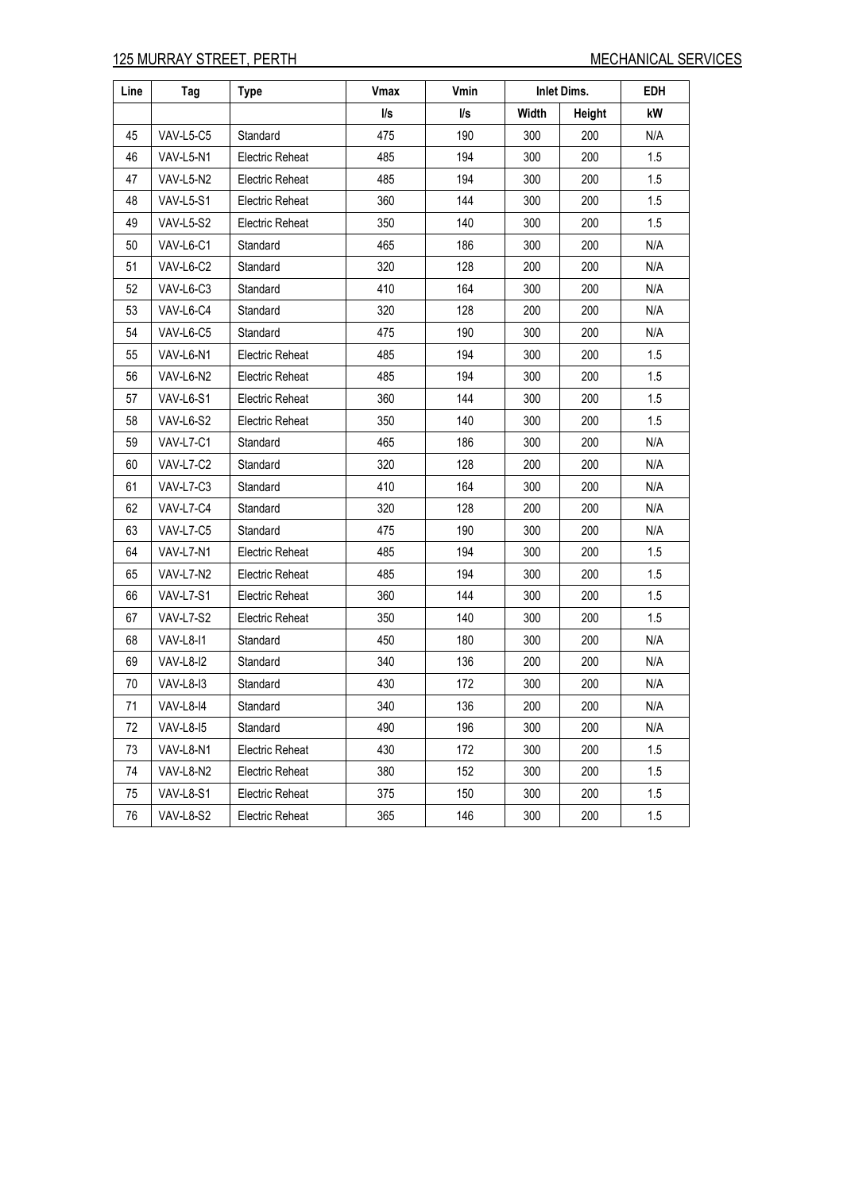| Line | Tag | Type | Vmax | Vmin | Inlet Dims. | | EDH |
|---|---|---|---|---|---|---|---|
| | | | l/s | l/s | Width | Height | kW |
| 45 | VAV-L5-C5 | Standard | 475 | 190 | 300 | 200 | N/A |
| 46 | VAV-L5-N1 | Electric Reheat | 485 | 194 | 300 | 200 | 1.5 |
| 47 | VAV-L5-N2 | Electric Reheat | 485 | 194 | 300 | 200 | 1.5 |
| 48 | VAV-L5-S1 | Electric Reheat | 360 | 144 | 300 | 200 | 1.5 |
| 49 | VAV-L5-S2 | Electric Reheat | 350 | 140 | 300 | 200 | 1.5 |
| 50 | VAV-L6-C1 | Standard | 465 | 186 | 300 | 200 | N/A |
| 51 | VAV-L6-C2 | Standard | 320 | 128 | 200 | 200 | N/A |
| 52 | VAV-L6-C3 | Standard | 410 | 164 | 300 | 200 | N/A |
| 53 | VAV-L6-C4 | Standard | 320 | 128 | 200 | 200 | N/A |
| 54 | VAV-L6-C5 | Standard | 475 | 190 | 300 | 200 | N/A |
| 55 | VAV-L6-N1 | Electric Reheat | 485 | 194 | 300 | 200 | 1.5 |
| 56 | VAV-L6-N2 | Electric Reheat | 485 | 194 | 300 | 200 | 1.5 |
| 57 | VAV-L6-S1 | Electric Reheat | 360 | 144 | 300 | 200 | 1.5 |
| 58 | VAV-L6-S2 | Electric Reheat | 350 | 140 | 300 | 200 | 1.5 |
| 59 | VAV-L7-C1 | Standard | 465 | 186 | 300 | 200 | N/A |
| 60 | VAV-L7-C2 | Standard | 320 | 128 | 200 | 200 | N/A |
| 61 | VAV-L7-C3 | Standard | 410 | 164 | 300 | 200 | N/A |
| 62 | VAV-L7-C4 | Standard | 320 | 128 | 200 | 200 | N/A |
| 63 | VAV-L7-C5 | Standard | 475 | 190 | 300 | 200 | N/A |
| 64 | VAV-L7-N1 | Electric Reheat | 485 | 194 | 300 | 200 | 1.5 |
| 65 | VAV-L7-N2 | Electric Reheat | 485 | 194 | 300 | 200 | 1.5 |
| 66 | VAV-L7-S1 | Electric Reheat | 360 | 144 | 300 | 200 | 1.5 |
| 67 | VAV-L7-S2 | Electric Reheat | 350 | 140 | 300 | 200 | 1.5 |
| 68 | VAV-L8-I1 | Standard | 450 | 180 | 300 | 200 | N/A |
| 69 | VAV-L8-I2 | Standard | 340 | 136 | 200 | 200 | N/A |
| 70 | VAV-L8-I3 | Standard | 430 | 172 | 300 | 200 | N/A |
| 71 | VAV-L8-I4 | Standard | 340 | 136 | 200 | 200 | N/A |
| 72 | VAV-L8-I5 | Standard | 490 | 196 | 300 | 200 | N/A |
| 73 | VAV-L8-N1 | Electric Reheat | 430 | 172 | 300 | 200 | 1.5 |
| 74 | VAV-L8-N2 | Electric Reheat | 380 | 152 | 300 | 200 | 1.5 |
| 75 | VAV-L8-S1 | Electric Reheat | 375 | 150 | 300 | 200 | 1.5 |
| 76 | VAV-L8-S2 | Electric Reheat | 365 | 146 | 300 | 200 | 1.5 |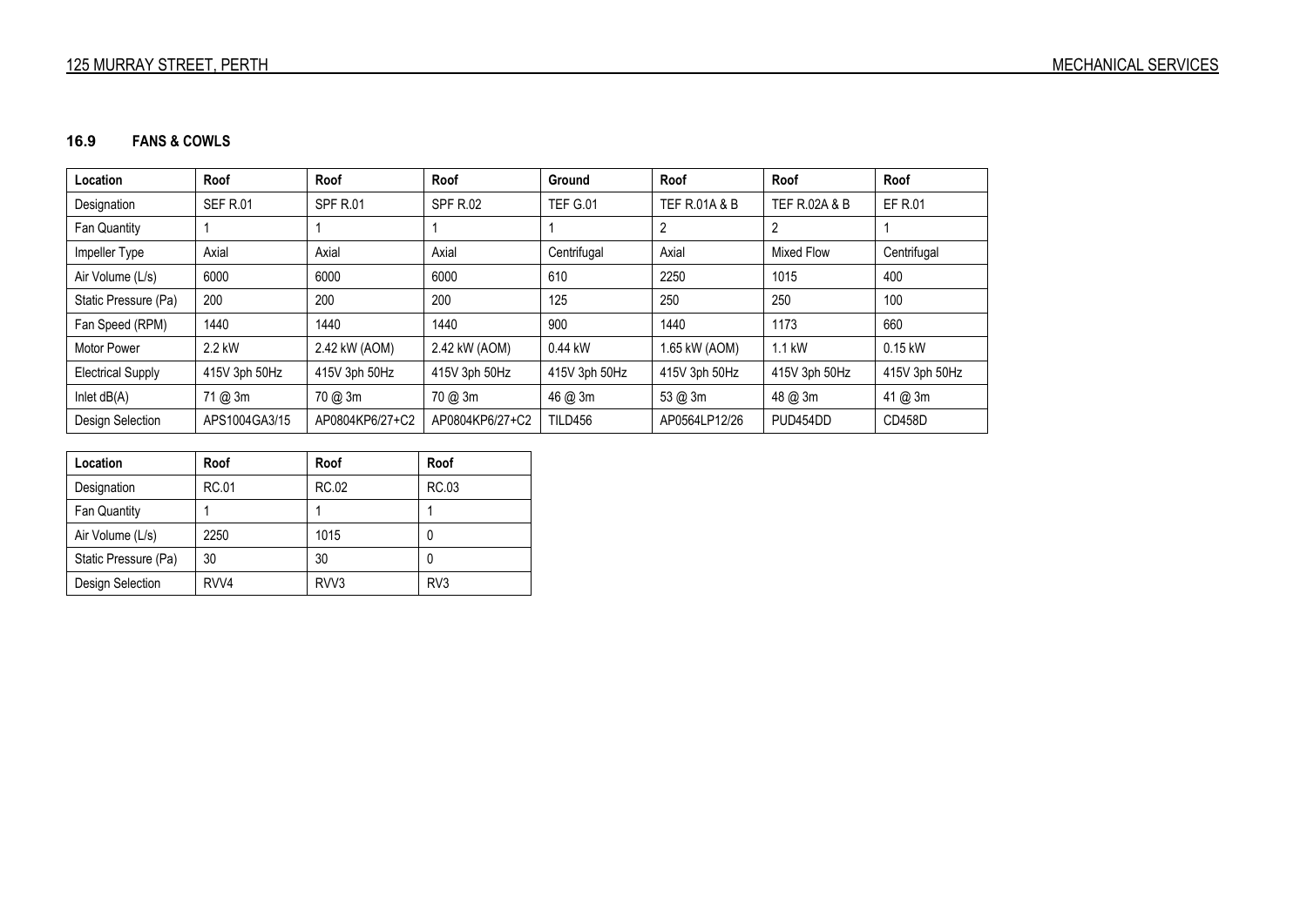### 16.9 FANS & COWLS

| Location | Roof | Roof | Roof | Ground | Roof | Roof | Roof |
|---|---|---|---|---|---|---|---|
| Designation | SEF R.01 | SPF R.01 | SPF R.02 | TEF G.01 | TEF R.01A & B | TEF R.02A & B | EF R.01 |
| Fan Quantity | 1 | 1 | 1 | 1 | 2 | 2 | 1 |
| Impeller Type | Axial | Axial | Axial | Centrifugal | Axial | Mixed Flow | Centrifugal |
| Air Volume (L/s) | 6000 | 6000 | 6000 | 610 | 2250 | 1015 | 400 |
| Static Pressure (Pa) | 200 | 200 | 200 | 125 | 250 | 250 | 100 |
| Fan Speed (RPM) | 1440 | 1440 | 1440 | 900 | 1440 | 1173 | 660 |
| Motor Power | 2.2 kW | 2.42 kW (AOM) | 2.42 kW (AOM) | 0.44 kW | 1.65 kW (AOM) | 1.1 kW | 0.15 kW |
| Electrical Supply | 415V 3ph 50Hz | 415V 3ph 50Hz | 415V 3ph 50Hz | 415V 3ph 50Hz | 415V 3ph 50Hz | 415V 3ph 50Hz | 415V 3ph 50Hz |
| Inlet dB(A) | 71 @ 3m | 70 @ 3m | 70 @ 3m | 46 @ 3m | 53 @ 3m | 48 @ 3m | 41 @ 3m |
| Design Selection | APS1004GA3/15 | AP0804KP6/27+C2 | AP0804KP6/27+C2 | TILD456 | AP0564LP12/26 | PUD454DD | CD458D |

| Location | Roof | Roof | Roof |
|---|---|---|---|
| Designation | RC.01 | RC.02 | RC.03 |
| Fan Quantity | 1 | 1 | 1 |
| Air Volume (L/s) | 2250 | 1015 | 0 |
| Static Pressure (Pa) | 30 | 30 | 0 |
| Design Selection | RVV4 | RVV3 | RV3 |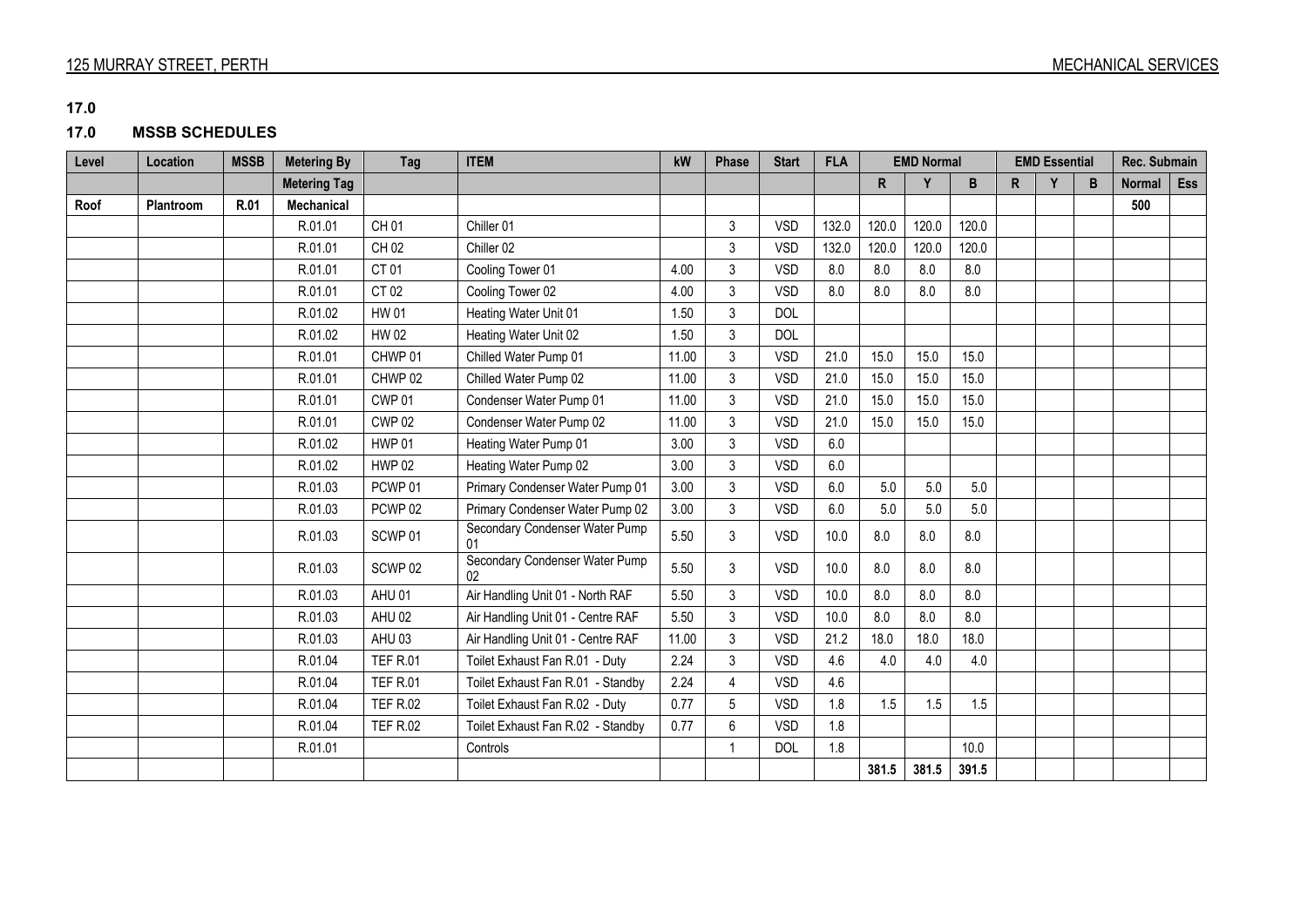## 17.0

## 17.0 MSSB SCHEDULES

| Level | Location | MSSB | Metering By | Tag | ITEM | kW | Phase | Start | FLA | EMD Normal | | | EMD Essential | | | Rec. Submain | |
|---|---|---|---|---|---|---|---|---|---|---|---|---|---|---|---|---|---|
| | | | Metering Tag | | | | | | | R | Y | B | R | Y | B | Normal | Ess |
| Roof | Plantroom | R.01 | Mechanical | | | | | | | | | | | | | 500 | |
| | | | R.01.01 | CH 01 | Chiller 01 | | 3 | VSD | 132.0 | 120.0 | 120.0 | 120.0 | | | | | |
| | | | R.01.01 | CH 02 | Chiller 02 | | 3 | VSD | 132.0 | 120.0 | 120.0 | 120.0 | | | | | |
| | | | R.01.01 | CT 01 | Cooling Tower 01 | 4.00 | 3 | VSD | 8.0 | 8.0 | 8.0 | 8.0 | | | | | |
| | | | R.01.01 | CT 02 | Cooling Tower 02 | 4.00 | 3 | VSD | 8.0 | 8.0 | 8.0 | 8.0 | | | | | |
| | | | R.01.02 | HW 01 | Heating Water Unit 01 | 1.50 | 3 | DOL | | | | | | | | | |
| | | | R.01.02 | HW 02 | Heating Water Unit 02 | 1.50 | 3 | DOL | | | | | | | | | |
| | | | R.01.01 | CHWP 01 | Chilled Water Pump 01 | 11.00 | 3 | VSD | 21.0 | 15.0 | 15.0 | 15.0 | | | | | |
| | | | R.01.01 | CHWP 02 | Chilled Water Pump 02 | 11.00 | 3 | VSD | 21.0 | 15.0 | 15.0 | 15.0 | | | | | |
| | | | R.01.01 | CWP 01 | Condenser Water Pump 01 | 11.00 | 3 | VSD | 21.0 | 15.0 | 15.0 | 15.0 | | | | | |
| | | | R.01.01 | CWP 02 | Condenser Water Pump 02 | 11.00 | 3 | VSD | 21.0 | 15.0 | 15.0 | 15.0 | | | | | |
| | | | R.01.02 | HWP 01 | Heating Water Pump 01 | 3.00 | 3 | VSD | 6.0 | | | | | | | | |
| | | | R.01.02 | HWP 02 | Heating Water Pump 02 | 3.00 | 3 | VSD | 6.0 | | | | | | | | |
| | | | R.01.03 | PCWP 01 | Primary Condenser Water Pump 01 | 3.00 | 3 | VSD | 6.0 | 5.0 | 5.0 | 5.0 | | | | | |
| | | | R.01.03 | PCWP 02 | Primary Condenser Water Pump 02 | 3.00 | 3 | VSD | 6.0 | 5.0 | 5.0 | 5.0 | | | | | |
| | | | R.01.03 | SCWP 01 | Secondary Condenser Water Pump 01 | 5.50 | 3 | VSD | 10.0 | 8.0 | 8.0 | 8.0 | | | | | |
| | | | R.01.03 | SCWP 02 | Secondary Condenser Water Pump 02 | 5.50 | 3 | VSD | 10.0 | 8.0 | 8.0 | 8.0 | | | | | |
| | | | R.01.03 | AHU 01 | Air Handling Unit 01 - North RAF | 5.50 | 3 | VSD | 10.0 | 8.0 | 8.0 | 8.0 | | | | | |
| | | | R.01.03 | AHU 02 | Air Handling Unit 01 - Centre RAF | 5.50 | 3 | VSD | 10.0 | 8.0 | 8.0 | 8.0 | | | | | |
| | | | R.01.03 | AHU 03 | Air Handling Unit 01 - Centre RAF | 11.00 | 3 | VSD | 21.2 | 18.0 | 18.0 | 18.0 | | | | | |
| | | | R.01.04 | TEF R.01 | Toilet Exhaust Fan R.01 - Duty | 2.24 | 3 | VSD | 4.6 | 4.0 | 4.0 | 4.0 | | | | | |
| | | | R.01.04 | TEF R.01 | Toilet Exhaust Fan R.01 - Standby | 2.24 | 4 | VSD | 4.6 | | | | | | | | |
| | | | R.01.04 | TEF R.02 | Toilet Exhaust Fan R.02 - Duty | 0.77 | 5 | VSD | 1.8 | 1.5 | 1.5 | 1.5 | | | | | |
| | | | R.01.04 | TEF R.02 | Toilet Exhaust Fan R.02 - Standby | 0.77 | 6 | VSD | 1.8 | | | | | | | | |
| | | | R.01.01 | | Controls | | 1 | DOL | 1.8 | | | 10.0 | | | | | |
| | | | | | | | | | | 381.5 | 381.5 | 391.5 | | | | | |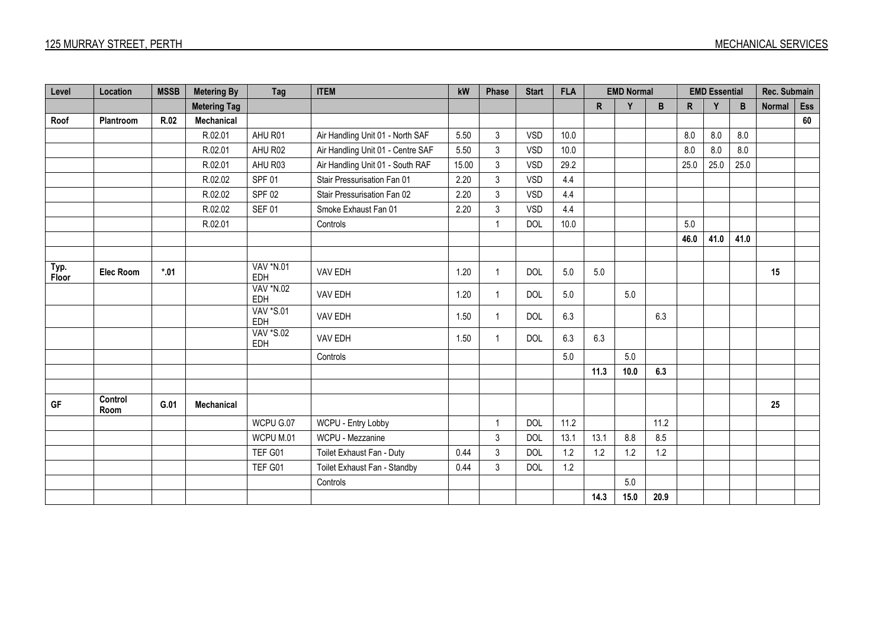| Level | Location | MSSB | Metering By | Tag | ITEM | kW | Phase | Start | FLA | EMD Normal | | | EMD Essential | | | Rec. Submain | |
|---|---|---|---|---|---|---|---|---|---|---|---|---|---|---|---|---|---|
| | | | Metering Tag | | | | | | | R | Y | B | R | Y | B | Normal | Ess |
| Roof | Plantroom | R.02 | Mechanical | | | | | | | | | | | | | | 60 |
| | | | R.02.01 | AHU R01 | Air Handling Unit 01 - North SAF | 5.50 | 3 | VSD | 10.0 | | | | 8.0 | 8.0 | 8.0 | | |
| | | | R.02.01 | AHU R02 | Air Handling Unit 01 - Centre SAF | 5.50 | 3 | VSD | 10.0 | | | | 8.0 | 8.0 | 8.0 | | |
| | | | R.02.01 | AHU R03 | Air Handling Unit 01 - South RAF | 15.00 | 3 | VSD | 29.2 | | | | 25.0 | 25.0 | 25.0 | | |
| | | | R.02.02 | SPF 01 | Stair Pressurisation Fan 01 | 2.20 | 3 | VSD | 4.4 | | | | | | | | |
| | | | R.02.02 | SPF 02 | Stair Pressurisation Fan 02 | 2.20 | 3 | VSD | 4.4 | | | | | | | | |
| | | | R.02.02 | SEF 01 | Smoke Exhaust Fan 01 | 2.20 | 3 | VSD | 4.4 | | | | | | | | |
| | | | R.02.01 | | Controls | | 1 | DOL | 10.0 | | | | 5.0 | | | | |
| | | | | | | | | | | | | | **46.0** | **41.0** | **41.0** | | |
| | | | | | | | | | | | | | | | | | |
| Typ. Floor | Elec Room | *.01 | | VAV *N.01 EDH | VAV EDH | 1.20 | 1 | DOL | 5.0 | 5.0 | | | | | | 15 | |
| | | | | VAV *N.02 EDH | VAV EDH | 1.20 | 1 | DOL | 5.0 | | 5.0 | | | | | | |
| | | | | VAV *S.01 EDH | VAV EDH | 1.50 | 1 | DOL | 6.3 | | | 6.3 | | | | | |
| | | | | VAV *S.02 EDH | VAV EDH | 1.50 | 1 | DOL | 6.3 | 6.3 | | | | | | | |
| | | | | | Controls | | | | 5.0 | | 5.0 | | | | | | |
| | | | | | | | | | | **11.3** | **10.0** | **6.3** | | | | | |
| | | | | | | | | | | | | | | | | | |
| GF | Control Room | G.01 | Mechanical | | | | | | | | | | | | | 25 | |
| | | | | WCPU G.07 | WCPU - Entry Lobby | | 1 | DOL | 11.2 | | | 11.2 | | | | | |
| | | | | WCPU M.01 | WCPU - Mezzanine | | 3 | DOL | 13.1 | 13.1 | 8.8 | 8.5 | | | | | |
| | | | | TEF G01 | Toilet Exhaust Fan - Duty | 0.44 | 3 | DOL | 1.2 | 1.2 | 1.2 | 1.2 | | | | | |
| | | | | TEF G01 | Toilet Exhaust Fan - Standby | 0.44 | 3 | DOL | 1.2 | | | | | | | | |
| | | | | | Controls | | | | | | 5.0 | | | | | | |
| | | | | | | | | | | **14.3** | **15.0** | **20.9** | | | | | |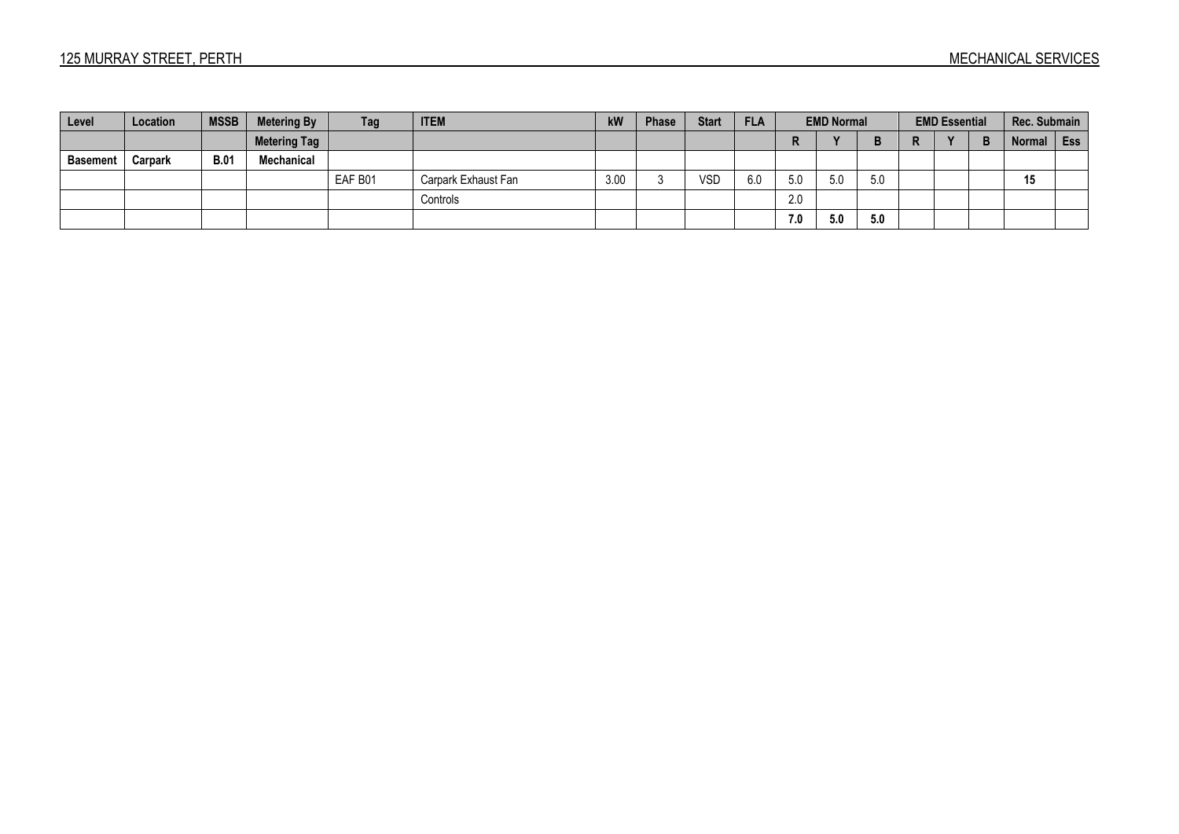| Level | Location | MSSB | Metering By | Tag | ITEM | kW | Phase | Start | FLA | EMD Normal | | | EMD Essential | | | Rec. Submain | |
|---|---|---|---|---|---|---|---|---|---|---|---|---|---|---|---|---|---|
| | | | Metering Tag | | | | | | | R | Y | B | R | Y | B | Normal | Ess |
| **Basement** | **Carpark** | **B.01** | **Mechanical** | | | | | | | | | | | | | | |
| | | | | EAF B01 | Carpark Exhaust Fan | 3.00 | 3 | VSD | 6.0 | 5.0 | 5.0 | 5.0 | | | | **15** | |
| | | | | | Controls | | | | | 2.0 | | | | | | | |
| | | | | | | | | | | **7.0** | **5.0** | **5.0** | | | | | |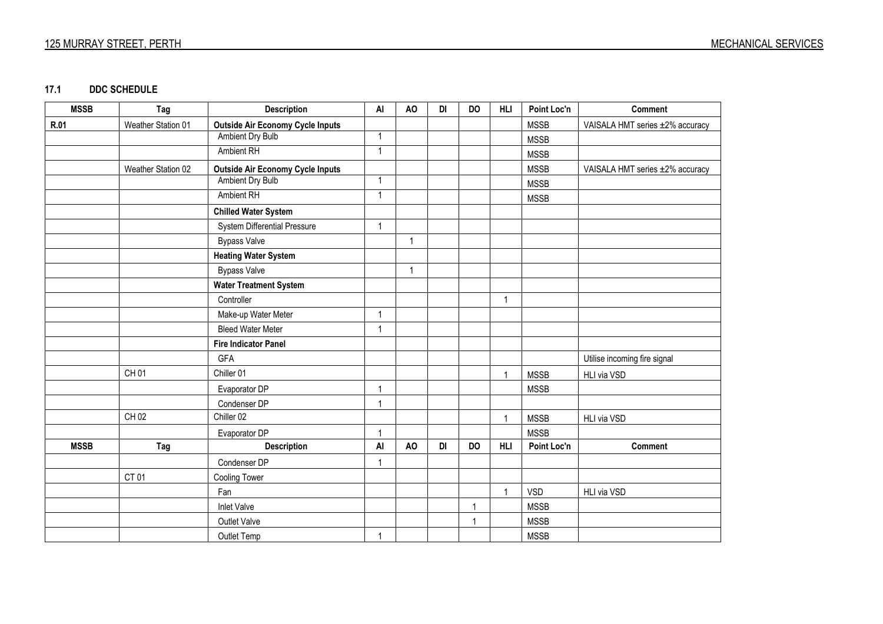### 17.1 DDC SCHEDULE

| MSSB | Tag | Description | AI | AO | DI | DO | HLI | Point Loc'n | Comment |
|---|---|---|---|---|---|---|---|---|---|
| **R.01** | Weather Station 01 | **Outside Air Economy Cycle Inputs** | | | | | | MSSB | VAISALA HMT series ±2% accuracy |
| | | Ambient Dry Bulb | 1 | | | | | MSSB | |
| | | Ambient RH | 1 | | | | | MSSB | |
| | Weather Station 02 | **Outside Air Economy Cycle Inputs** | | | | | | MSSB | VAISALA HMT series ±2% accuracy |
| | | Ambient Dry Bulb | 1 | | | | | MSSB | |
| | | Ambient RH | 1 | | | | | MSSB | |
| | | **Chilled Water System** | | | | | | | |
| | | System Differential Pressure | 1 | | | | | | |
| | | Bypass Valve | | 1 | | | | | |
| | | **Heating Water System** | | | | | | | |
| | | Bypass Valve | | 1 | | | | | |
| | | **Water Treatment System** | | | | | | | |
| | | Controller | | | | | 1 | | |
| | | Make-up Water Meter | 1 | | | | | | |
| | | Bleed Water Meter | 1 | | | | | | |
| | | **Fire Indicator Panel** | | | | | | | |
| | | GFA | | | | | | | Utilise incoming fire signal |
| | CH 01 | Chiller 01 | | | | | 1 | MSSB | HLI via VSD |
| | | Evaporator DP | 1 | | | | | MSSB | |
| | | Condenser DP | 1 | | | | | | |
| | CH 02 | Chiller 02 | | | | | 1 | MSSB | HLI via VSD |
| | | Evaporator DP | 1 | | | | | MSSB | |
| | | Condenser DP | 1 | | | | | | |
| | CT 01 | Cooling Tower | | | | | | | |
| | | Fan | | | | | 1 | VSD | HLI via VSD |
| | | Inlet Valve | | | | 1 | | MSSB | |
| | | Outlet Valve | | | | 1 | | MSSB | |
| | | Outlet Temp | 1 | | | | | MSSB | |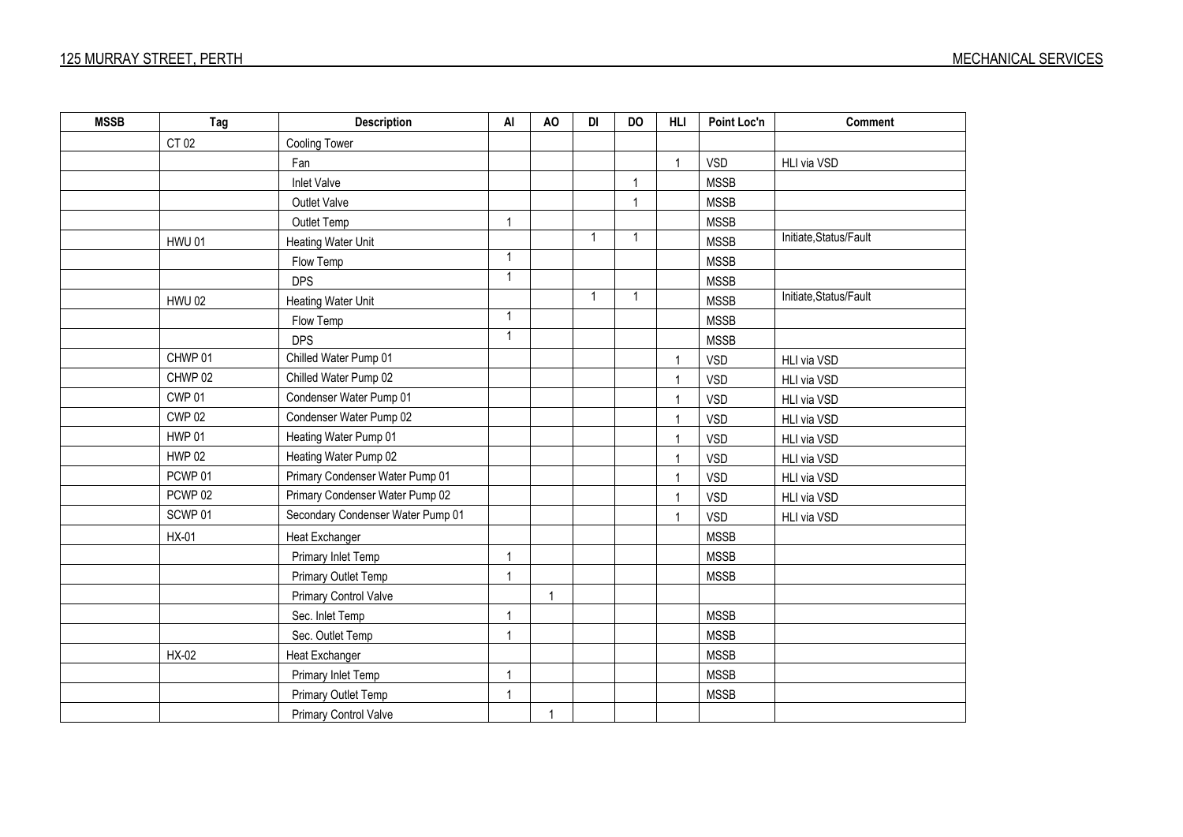| MSSB | Tag | Description | AI | AO | DI | DO | HLI | Point Loc'n | Comment |
|---|---|---|---|---|---|---|---|---|---|
| | CT 02 | Cooling Tower | | | | | | | |
| | | Fan | | | | | 1 | VSD | HLI via VSD |
| | | Inlet Valve | | | | 1 | | MSSB | |
| | | Outlet Valve | | | | 1 | | MSSB | |
| | | Outlet Temp | 1 | | | | | MSSB | |
| | HWU 01 | Heating Water Unit | | | 1 | 1 | | MSSB | Initiate,Status/Fault |
| | | Flow Temp | 1 | | | | | MSSB | |
| | | DPS | 1 | | | | | MSSB | |
| | HWU 02 | Heating Water Unit | | | 1 | 1 | | MSSB | Initiate,Status/Fault |
| | | Flow Temp | 1 | | | | | MSSB | |
| | | DPS | 1 | | | | | MSSB | |
| | CHWP 01 | Chilled Water Pump 01 | | | | | 1 | VSD | HLI via VSD |
| | CHWP 02 | Chilled Water Pump 02 | | | | | 1 | VSD | HLI via VSD |
| | CWP 01 | Condenser Water Pump 01 | | | | | 1 | VSD | HLI via VSD |
| | CWP 02 | Condenser Water Pump 02 | | | | | 1 | VSD | HLI via VSD |
| | HWP 01 | Heating Water Pump 01 | | | | | 1 | VSD | HLI via VSD |
| | HWP 02 | Heating Water Pump 02 | | | | | 1 | VSD | HLI via VSD |
| | PCWP 01 | Primary Condenser Water Pump 01 | | | | | 1 | VSD | HLI via VSD |
| | PCWP 02 | Primary Condenser Water Pump 02 | | | | | 1 | VSD | HLI via VSD |
| | SCWP 01 | Secondary Condenser Water Pump 01 | | | | | 1 | VSD | HLI via VSD |
| | HX-01 | Heat Exchanger | | | | | | MSSB | |
| | | Primary Inlet Temp | 1 | | | | | MSSB | |
| | | Primary Outlet Temp | 1 | | | | | MSSB | |
| | | Primary Control Valve | | 1 | | | | | |
| | | Sec. Inlet Temp | 1 | | | | | MSSB | |
| | | Sec. Outlet Temp | 1 | | | | | MSSB | |
| | HX-02 | Heat Exchanger | | | | | | MSSB | |
| | | Primary Inlet Temp | 1 | | | | | MSSB | |
| | | Primary Outlet Temp | 1 | | | | | MSSB | |
| | | Primary Control Valve | | 1 | | | | | |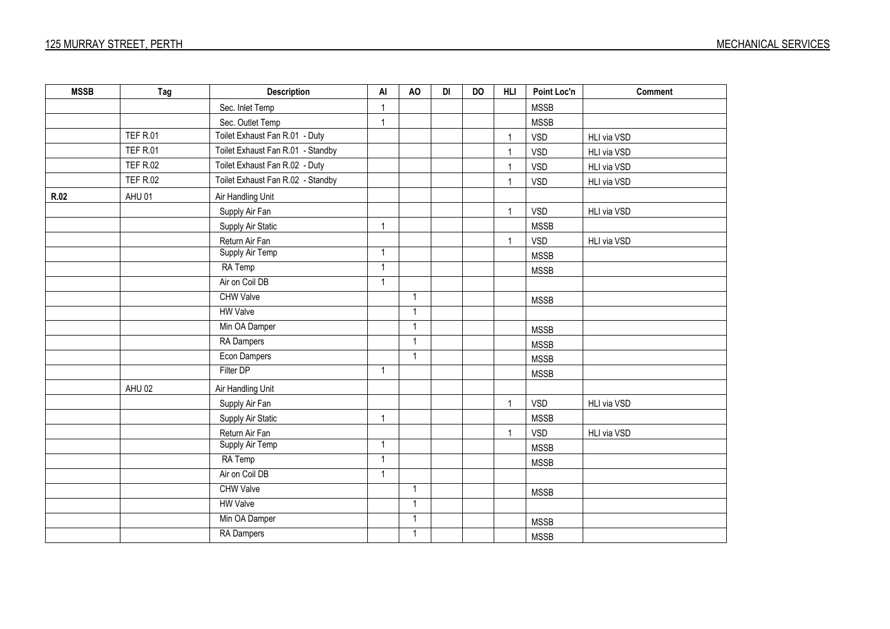| MSSB | Tag | Description | AI | AO | DI | DO | HLI | Point Loc'n | Comment |
|---|---|---|---|---|---|---|---|---|---|
| | | Sec. Inlet Temp | 1 | | | | | MSSB | |
| | | Sec. Outlet Temp | 1 | | | | | MSSB | |
| | TEF R.01 | Toilet Exhaust Fan R.01 - Duty | | | | | 1 | VSD | HLI via VSD |
| | TEF R.01 | Toilet Exhaust Fan R.01 - Standby | | | | | 1 | VSD | HLI via VSD |
| | TEF R.02 | Toilet Exhaust Fan R.02 - Duty | | | | | 1 | VSD | HLI via VSD |
| | TEF R.02 | Toilet Exhaust Fan R.02 - Standby | | | | | 1 | VSD | HLI via VSD |
| **R.02** | AHU 01 | Air Handling Unit | | | | | | | |
| | | Supply Air Fan | | | | | 1 | VSD | HLI via VSD |
| | | Supply Air Static | 1 | | | | | MSSB | |
| | | Return Air Fan | | | | | 1 | VSD | HLI via VSD |
| | | Supply Air Temp | 1 | | | | | MSSB | |
| | | RA Temp | 1 | | | | | MSSB | |
| | | Air on Coil DB | 1 | | | | | | |
| | | CHW Valve | | 1 | | | | MSSB | |
| | | HW Valve | | 1 | | | | | |
| | | Min OA Damper | | 1 | | | | MSSB | |
| | | RA Dampers | | 1 | | | | MSSB | |
| | | Econ Dampers | | 1 | | | | MSSB | |
| | | Filter DP | 1 | | | | | MSSB | |
| | AHU 02 | Air Handling Unit | | | | | | | |
| | | Supply Air Fan | | | | | 1 | VSD | HLI via VSD |
| | | Supply Air Static | 1 | | | | | MSSB | |
| | | Return Air Fan | | | | | 1 | VSD | HLI via VSD |
| | | Supply Air Temp | 1 | | | | | MSSB | |
| | | RA Temp | 1 | | | | | MSSB | |
| | | Air on Coil DB | 1 | | | | | | |
| | | CHW Valve | | 1 | | | | MSSB | |
| | | HW Valve | | 1 | | | | | |
| | | Min OA Damper | | 1 | | | | MSSB | |
| | | RA Dampers | | 1 | | | | MSSB | |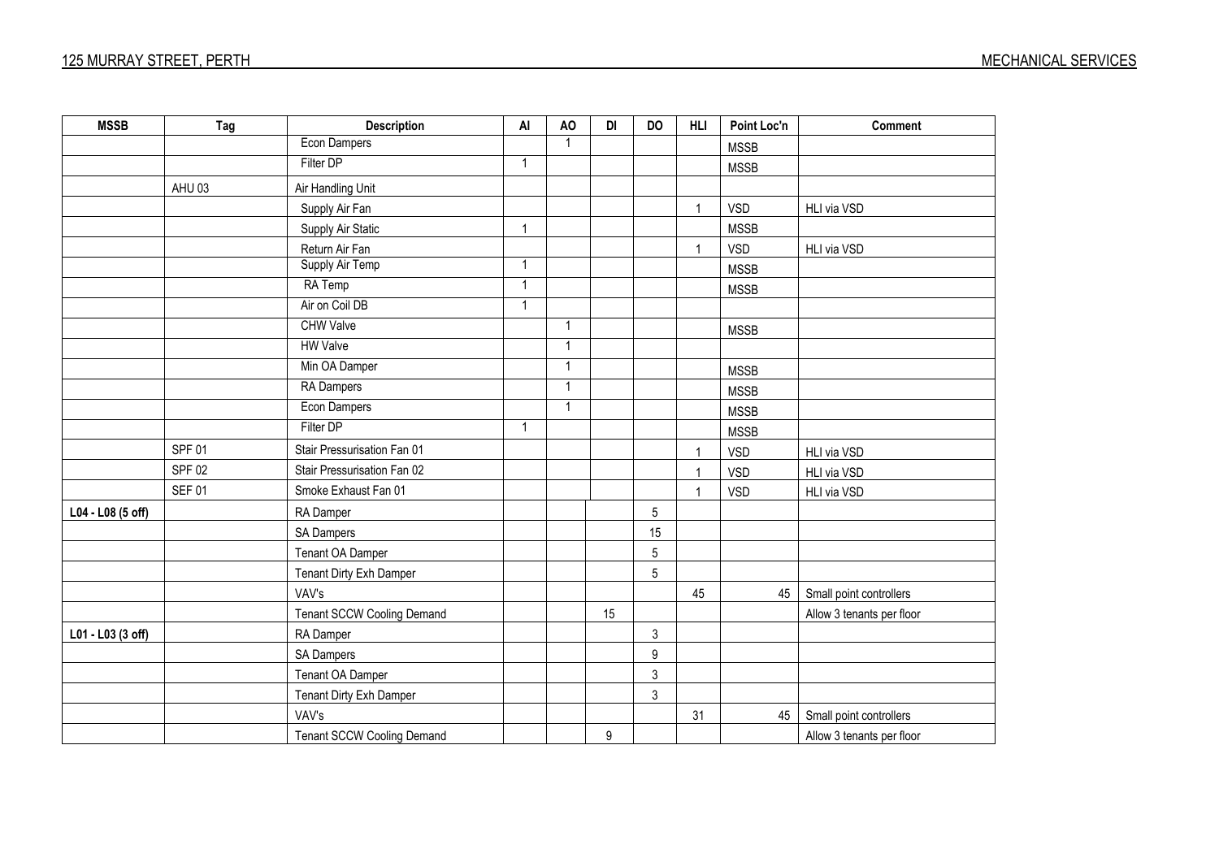| MSSB | Tag | Description | AI | AO | DI | DO | HLI | Point Loc'n | Comment |
|---|---|---|---|---|---|---|---|---|---|
| | | Econ Dampers | | 1 | | | | MSSB | |
| | | Filter DP | 1 | | | | | MSSB | |
| | AHU 03 | Air Handling Unit | | | | | | | |
| | | Supply Air Fan | | | | | 1 | VSD | HLI via VSD |
| | | Supply Air Static | 1 | | | | | MSSB | |
| | | Return Air Fan | | | | | 1 | VSD | HLI via VSD |
| | | Supply Air Temp | 1 | | | | | MSSB | |
| | | RA Temp | 1 | | | | | MSSB | |
| | | Air on Coil DB | 1 | | | | | | |
| | | CHW Valve | | 1 | | | | MSSB | |
| | | HW Valve | | 1 | | | | | |
| | | Min OA Damper | | 1 | | | | MSSB | |
| | | RA Dampers | | 1 | | | | MSSB | |
| | | Econ Dampers | | 1 | | | | MSSB | |
| | | Filter DP | 1 | | | | | MSSB | |
| | SPF 01 | Stair Pressurisation Fan 01 | | | | | 1 | VSD | HLI via VSD |
| | SPF 02 | Stair Pressurisation Fan 02 | | | | | 1 | VSD | HLI via VSD |
| | SEF 01 | Smoke Exhaust Fan 01 | | | | | 1 | VSD | HLI via VSD |
| **L04 - L08 (5 off)** | | RA Damper | | | | 5 | | | |
| | | SA Dampers | | | | 15 | | | |
| | | Tenant OA Damper | | | | 5 | | | |
| | | Tenant Dirty Exh Damper | | | | 5 | | | |
| | | VAV's | | | | | 45 | 45 | Small point controllers |
| | | Tenant SCCW Cooling Demand | | | 15 | | | | Allow 3 tenants per floor |
| **L01 - L03 (3 off)** | | RA Damper | | | | 3 | | | |
| | | SA Dampers | | | | 9 | | | |
| | | Tenant OA Damper | | | | 3 | | | |
| | | Tenant Dirty Exh Damper | | | | 3 | | | |
| | | VAV's | | | | | 31 | 45 | Small point controllers |
| | | Tenant SCCW Cooling Demand | | | 9 | | | | Allow 3 tenants per floor |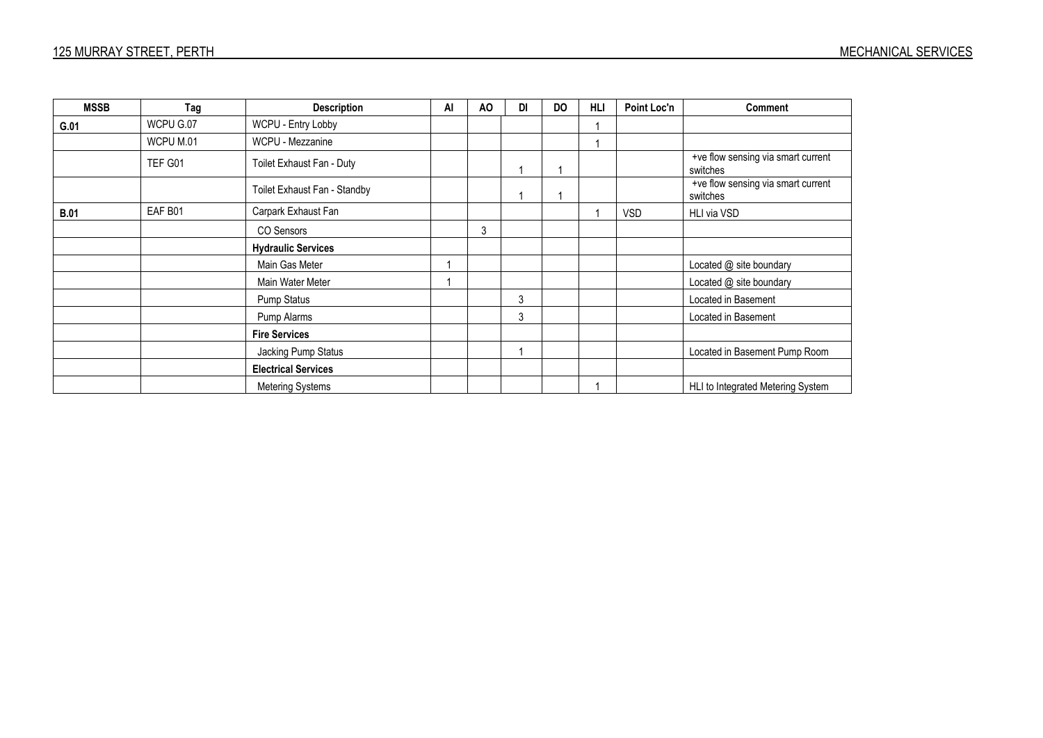| MSSB | Tag | Description | AI | AO | DI | DO | HLI | Point Loc'n | Comment |
|---|---|---|---|---|---|---|---|---|---|
| **G.01** | WCPU G.07 | WCPU - Entry Lobby | | | | | 1 | | |
| | WCPU M.01 | WCPU - Mezzanine | | | | | 1 | | |
| | TEF G01 | Toilet Exhaust Fan - Duty | | | 1 | 1 | | | +ve flow sensing via smart current switches |
| | | Toilet Exhaust Fan - Standby | | | 1 | 1 | | | +ve flow sensing via smart current switches |
| **B.01** | EAF B01 | Carpark Exhaust Fan | | | | | 1 | VSD | HLI via VSD |
| | | CO Sensors | | 3 | | | | | |
| | | **Hydraulic Services** | | | | | | | |
| | | Main Gas Meter | 1 | | | | | | Located @ site boundary |
| | | Main Water Meter | 1 | | | | | | Located @ site boundary |
| | | Pump Status | | | 3 | | | | Located in Basement |
| | | Pump Alarms | | | 3 | | | | Located in Basement |
| | | **Fire Services** | | | | | | | |
| | | Jacking Pump Status | | | 1 | | | | Located in Basement Pump Room |
| | | **Electrical Services** | | | | | | | |
| | | Metering Systems | | | | | 1 | | HLI to Integrated Metering System |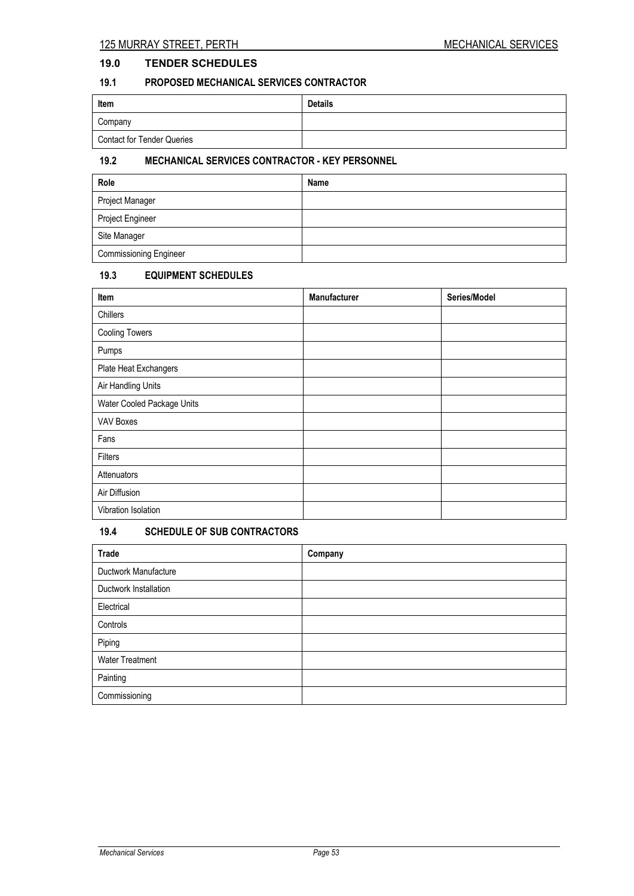## 19.0 TENDER SCHEDULES

### 19.1 PROPOSED MECHANICAL SERVICES CONTRACTOR

| Item | Details |
| --- | --- |
| Company | |
| Contact for Tender Queries | |

### 19.2 MECHANICAL SERVICES CONTRACTOR - KEY PERSONNEL

| Role | Name |
| --- | --- |
| Project Manager | |
| Project Engineer | |
| Site Manager | |
| Commissioning Engineer | |

### 19.3 EQUIPMENT SCHEDULES

| Item | Manufacturer | Series/Model |
| --- | --- | --- |
| Chillers | | |
| Cooling Towers | | |
| Pumps | | |
| Plate Heat Exchangers | | |
| Air Handling Units | | |
| Water Cooled Package Units | | |
| VAV Boxes | | |
| Fans | | |
| Filters | | |
| Attenuators | | |
| Air Diffusion | | |
| Vibration Isolation | | |

### 19.4 SCHEDULE OF SUB CONTRACTORS

| Trade | Company |
| --- | --- |
| Ductwork Manufacture | |
| Ductwork Installation | |
| Electrical | |
| Controls | |
| Piping | |
| Water Treatment | |
| Painting | |
| Commissioning | |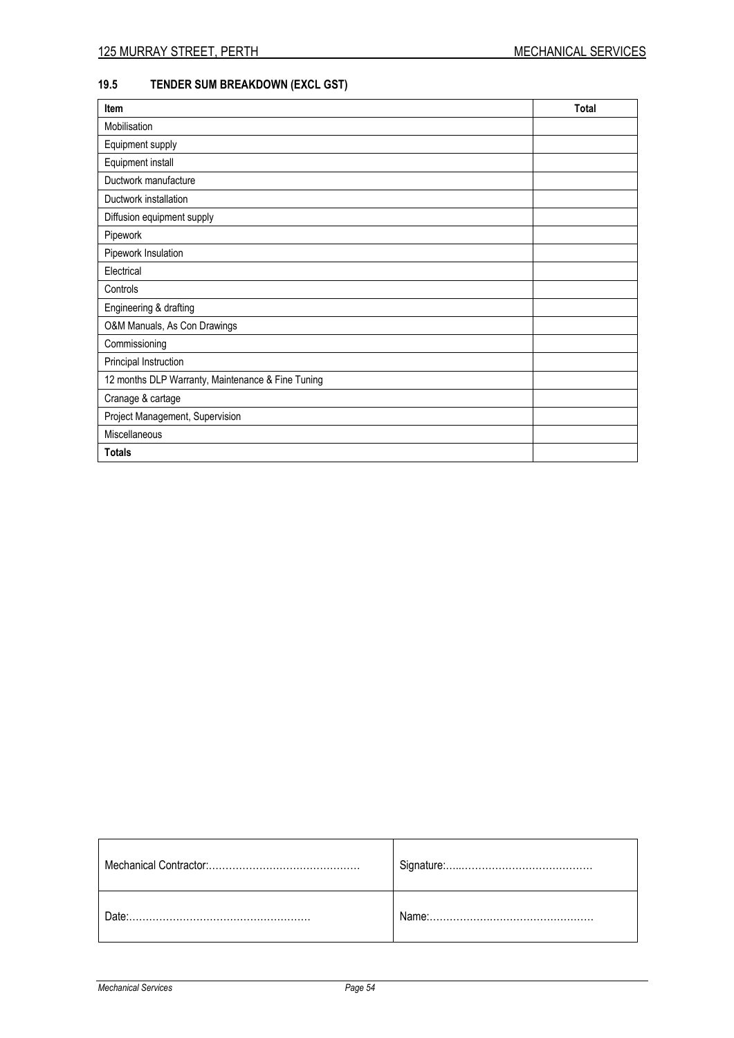## 19.5 TENDER SUM BREAKDOWN (EXCL GST)

| Item | Total |
|---|---|
| Mobilisation | |
| Equipment supply | |
| Equipment install | |
| Ductwork manufacture | |
| Ductwork installation | |
| Diffusion equipment supply | |
| Pipework | |
| Pipework Insulation | |
| Electrical | |
| Controls | |
| Engineering & drafting | |
| O&M Manuals, As Con Drawings | |
| Commissioning | |
| Principal Instruction | |
| 12 months DLP Warranty, Maintenance & Fine Tuning | |
| Cranage & cartage | |
| Project Management, Supervision | |
| Miscellaneous | |
| **Totals** | |

| | |
|---|---|
| Mechanical Contractor:……………………………………… | Signature:…..………………………………… |
| Date:……………………………………………… | Name:………………………………………… |